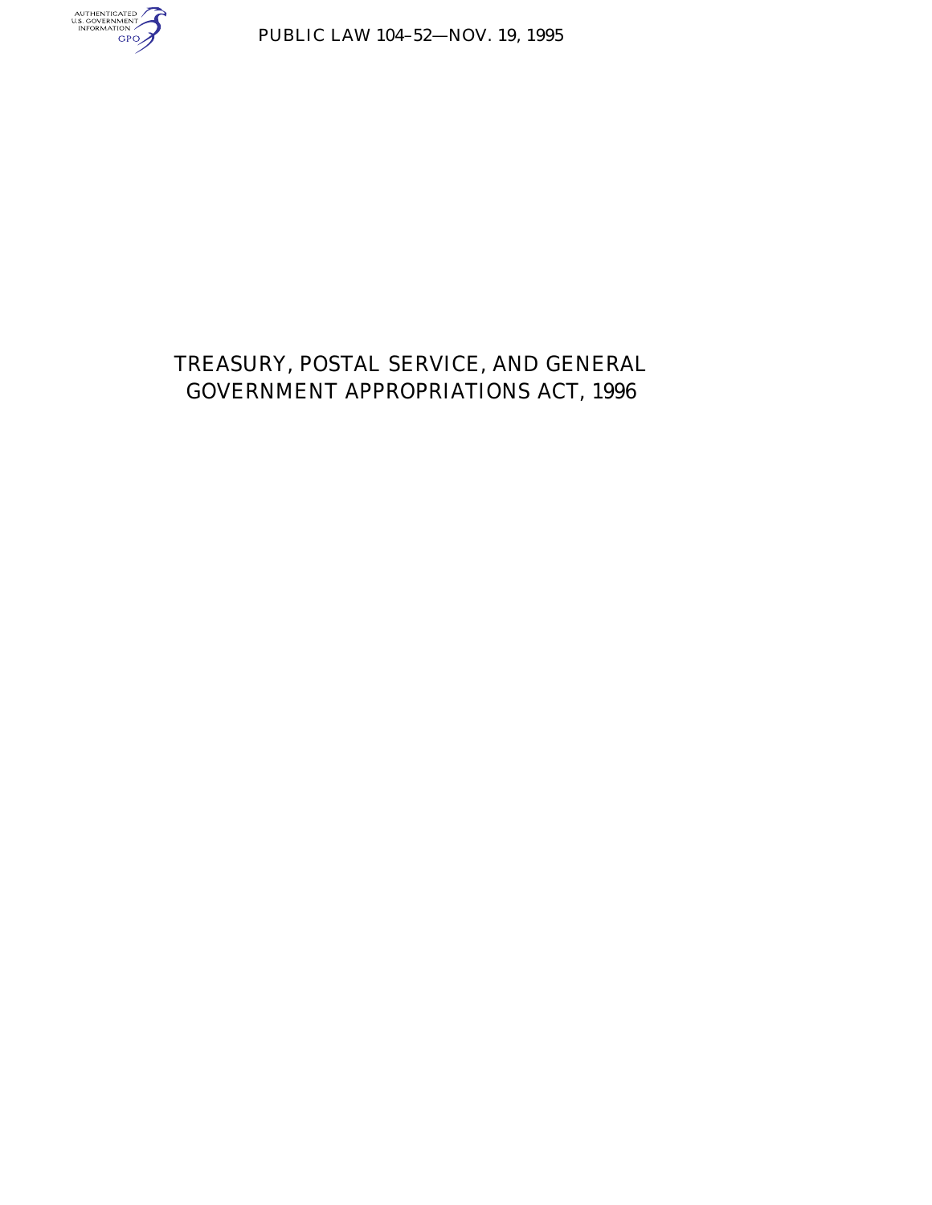PUBLIC LAW 104–52—NOV. 19, 1995

# TREASURY, POSTAL SERVICE, AND GENERAL GOVERNMENT APPROPRIATIONS ACT, 1996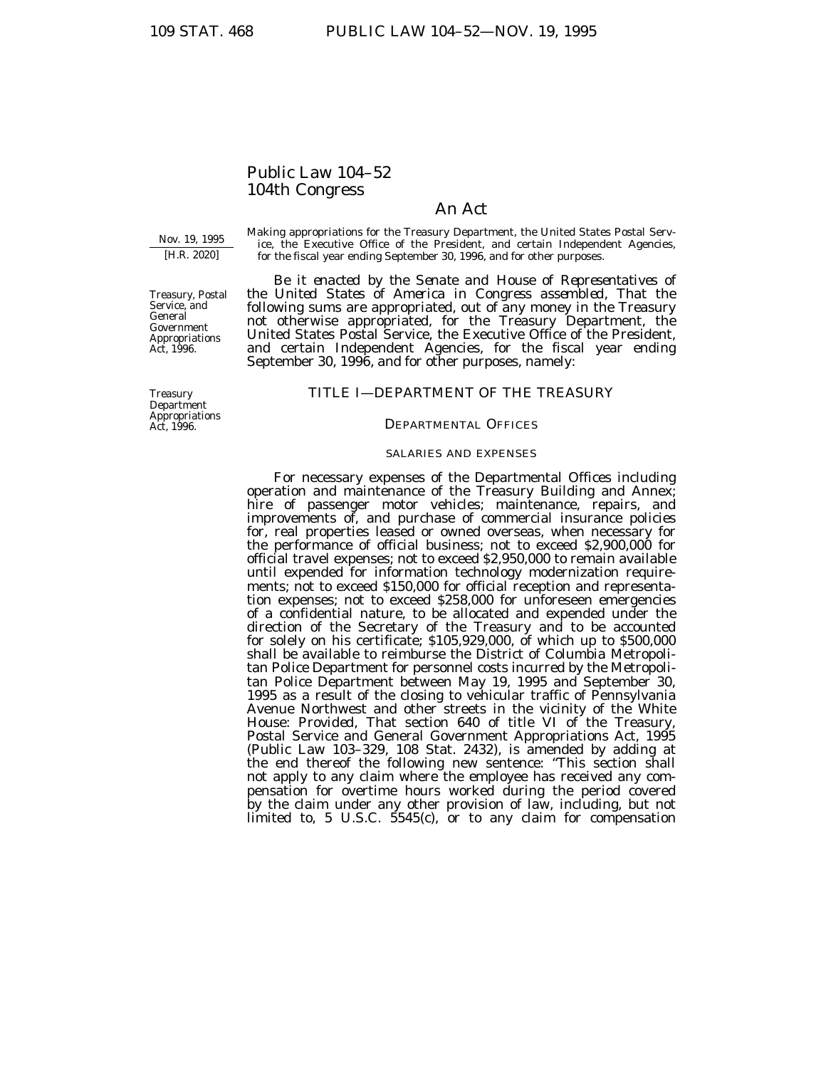# Public Law 104–52
## 104th Congress

## An Act

Nov. 19, 1995
[H.R. 2020]

Making appropriations for the Treasury Department, the United States Postal Service, the Executive Office of the President, and certain Independent Agencies, for the fiscal year ending September 30, 1996, and for other purposes.

Treasury, Postal Service, and General Government Appropriations Act, 1996.

*Be it enacted by the Senate and House of Representatives of the United States of America in Congress assembled,* That the following sums are appropriated, out of any money in the Treasury not otherwise appropriated, for the Treasury Department, the United States Postal Service, the Executive Office of the President, and certain Independent Agencies, for the fiscal year ending September 30, 1996, and for other purposes, namely:

Treasury Department Appropriations Act, 1996.

## TITLE I—DEPARTMENT OF THE TREASURY

### DEPARTMENTAL OFFICES

#### SALARIES AND EXPENSES

For necessary expenses of the Departmental Offices including operation and maintenance of the Treasury Building and Annex; hire of passenger motor vehicles; maintenance, repairs, and improvements of, and purchase of commercial insurance policies for, real properties leased or owned overseas, when necessary for the performance of official business; not to exceed $2,900,000 for official travel expenses; not to exceed $2,950,000 to remain available until expended for information technology modernization requirements; not to exceed $150,000 for official reception and representation expenses; not to exceed $258,000 for unforeseen emergencies of a confidential nature, to be allocated and expended under the direction of the Secretary of the Treasury and to be accounted for solely on his certificate; $105,929,000, of which up to $500,000 shall be available to reimburse the District of Columbia Metropolitan Police Department for personnel costs incurred by the Metropolitan Police Department between May 19, 1995 and September 30, 1995 as a result of the closing to vehicular traffic of Pennsylvania Avenue Northwest and other streets in the vicinity of the White House: *Provided,* That section 640 of title VI of the Treasury, Postal Service and General Government Appropriations Act, 1995 (Public Law 103–329, 108 Stat. 2432), is amended by adding at the end thereof the following new sentence: "This section shall not apply to any claim where the employee has received any compensation for overtime hours worked during the period covered by the claim under any other provision of law, including, but not limited to, 5 U.S.C. 5545(c), or to any claim for compensation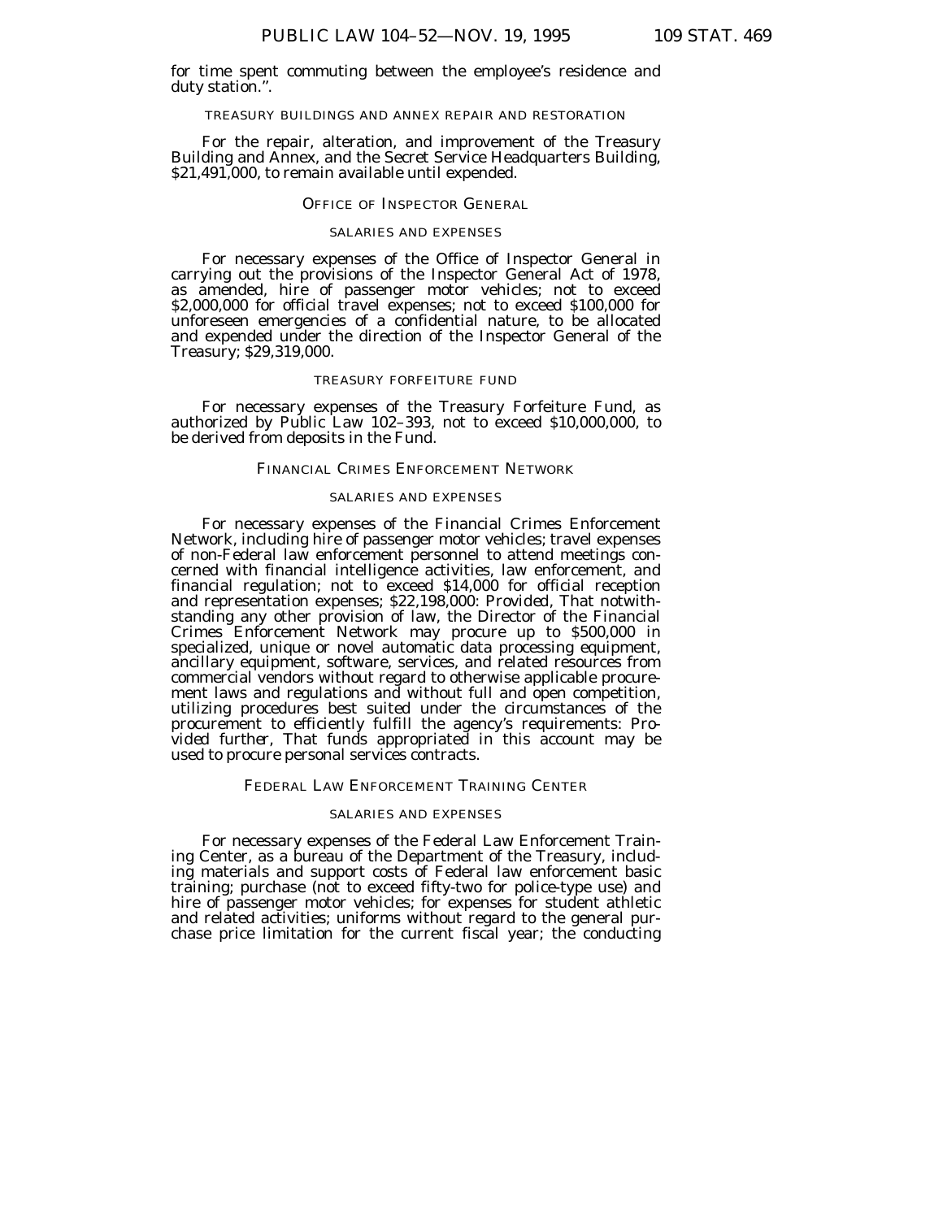for time spent commuting between the employee's residence and duty station.".

TREASURY BUILDINGS AND ANNEX REPAIR AND RESTORATION

For the repair, alteration, and improvement of the Treasury Building and Annex, and the Secret Service Headquarters Building, $21,491,000, to remain available until expended.

## OFFICE OF INSPECTOR GENERAL

SALARIES AND EXPENSES

For necessary expenses of the Office of Inspector General in carrying out the provisions of the Inspector General Act of 1978, as amended, hire of passenger motor vehicles; not to exceed $2,000,000 for official travel expenses; not to exceed $100,000 for unforeseen emergencies of a confidential nature, to be allocated and expended under the direction of the Inspector General of the Treasury; $29,319,000.

TREASURY FORFEITURE FUND

For necessary expenses of the Treasury Forfeiture Fund, as authorized by Public Law 102–393, not to exceed $10,000,000, to be derived from deposits in the Fund.

## FINANCIAL CRIMES ENFORCEMENT NETWORK

SALARIES AND EXPENSES

For necessary expenses of the Financial Crimes Enforcement Network, including hire of passenger motor vehicles; travel expenses of non-Federal law enforcement personnel to attend meetings concerned with financial intelligence activities, law enforcement, and financial regulation; not to exceed $14,000 for official reception and representation expenses; $22,198,000: *Provided*, That notwithstanding any other provision of law, the Director of the Financial Crimes Enforcement Network may procure up to $500,000 in specialized, unique or novel automatic data processing equipment, ancillary equipment, software, services, and related resources from commercial vendors without regard to otherwise applicable procurement laws and regulations and without full and open competition, utilizing procedures best suited under the circumstances of the procurement to efficiently fulfill the agency's requirements: *Provided further*, That funds appropriated in this account may be used to procure personal services contracts.

## FEDERAL LAW ENFORCEMENT TRAINING CENTER

SALARIES AND EXPENSES

For necessary expenses of the Federal Law Enforcement Training Center, as a bureau of the Department of the Treasury, including materials and support costs of Federal law enforcement basic training; purchase (not to exceed fifty-two for police-type use) and hire of passenger motor vehicles; for expenses for student athletic and related activities; uniforms without regard to the general purchase price limitation for the current fiscal year; the conducting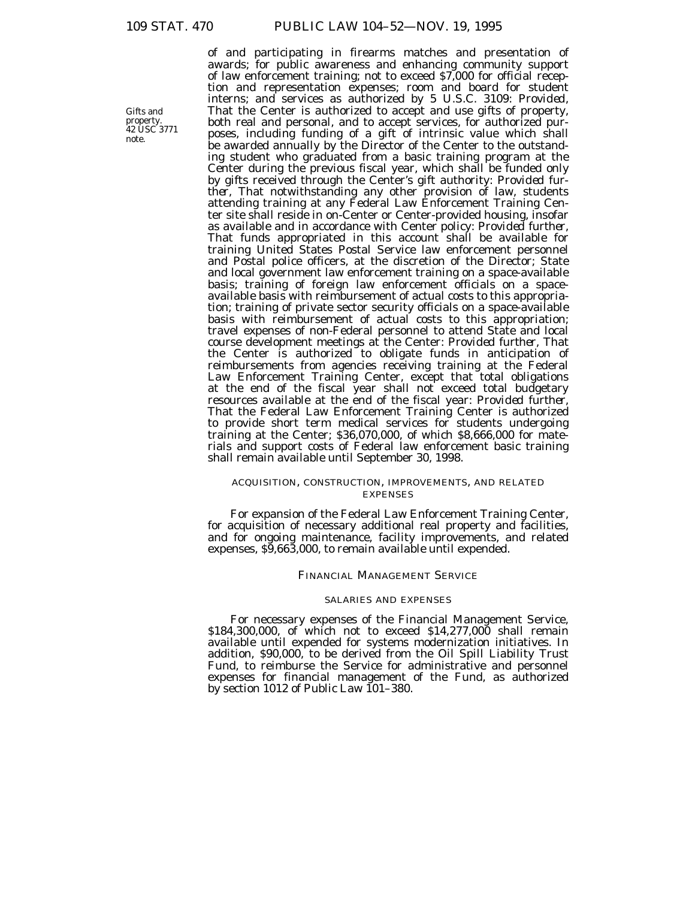of and participating in firearms matches and presentation of awards; for public awareness and enhancing community support of law enforcement training; not to exceed $7,000 for official reception and representation expenses; room and board for student interns; and services as authorized by 5 U.S.C. 3109: *Provided*, That the Center is authorized to accept and use gifts of property, both real and personal, and to accept services, for authorized purposes, including funding of a gift of intrinsic value which shall be awarded annually by the Director of the Center to the outstanding student who graduated from a basic training program at the Center during the previous fiscal year, which shall be funded only by gifts received through the Center's gift authority: *Provided further*, That notwithstanding any other provision of law, students attending training at any Federal Law Enforcement Training Center site shall reside in on-Center or Center-provided housing, insofar as available and in accordance with Center policy: *Provided further*, That funds appropriated in this account shall be available for training United States Postal Service law enforcement personnel and Postal police officers, at the discretion of the Director; State and local government law enforcement training on a space-available basis; training of foreign law enforcement officials on a space-available basis with reimbursement of actual costs to this appropriation; training of private sector security officials on a space-available basis with reimbursement of actual costs to this appropriation; travel expenses of non-Federal personnel to attend State and local course development meetings at the Center: *Provided further*, That the Center is authorized to obligate funds in anticipation of reimbursements from agencies receiving training at the Federal Law Enforcement Training Center, except that total obligations at the end of the fiscal year shall not exceed total budgetary resources available at the end of the fiscal year: *Provided further*, That the Federal Law Enforcement Training Center is authorized to provide short term medical services for students undergoing training at the Center; $36,070,000, of which $8,666,000 for materials and support costs of Federal law enforcement basic training shall remain available until September 30, 1998.

Gifts and property. 42 USC 3771 note.

ACQUISITION, CONSTRUCTION, IMPROVEMENTS, AND RELATED EXPENSES

For expansion of the Federal Law Enforcement Training Center, for acquisition of necessary additional real property and facilities, and for ongoing maintenance, facility improvements, and related expenses, $9,663,000, to remain available until expended.

## FINANCIAL MANAGEMENT SERVICE

SALARIES AND EXPENSES

For necessary expenses of the Financial Management Service, $184,300,000, of which not to exceed $14,277,000 shall remain available until expended for systems modernization initiatives. In addition, $90,000, to be derived from the Oil Spill Liability Trust Fund, to reimburse the Service for administrative and personnel expenses for financial management of the Fund, as authorized by section 1012 of Public Law 101–380.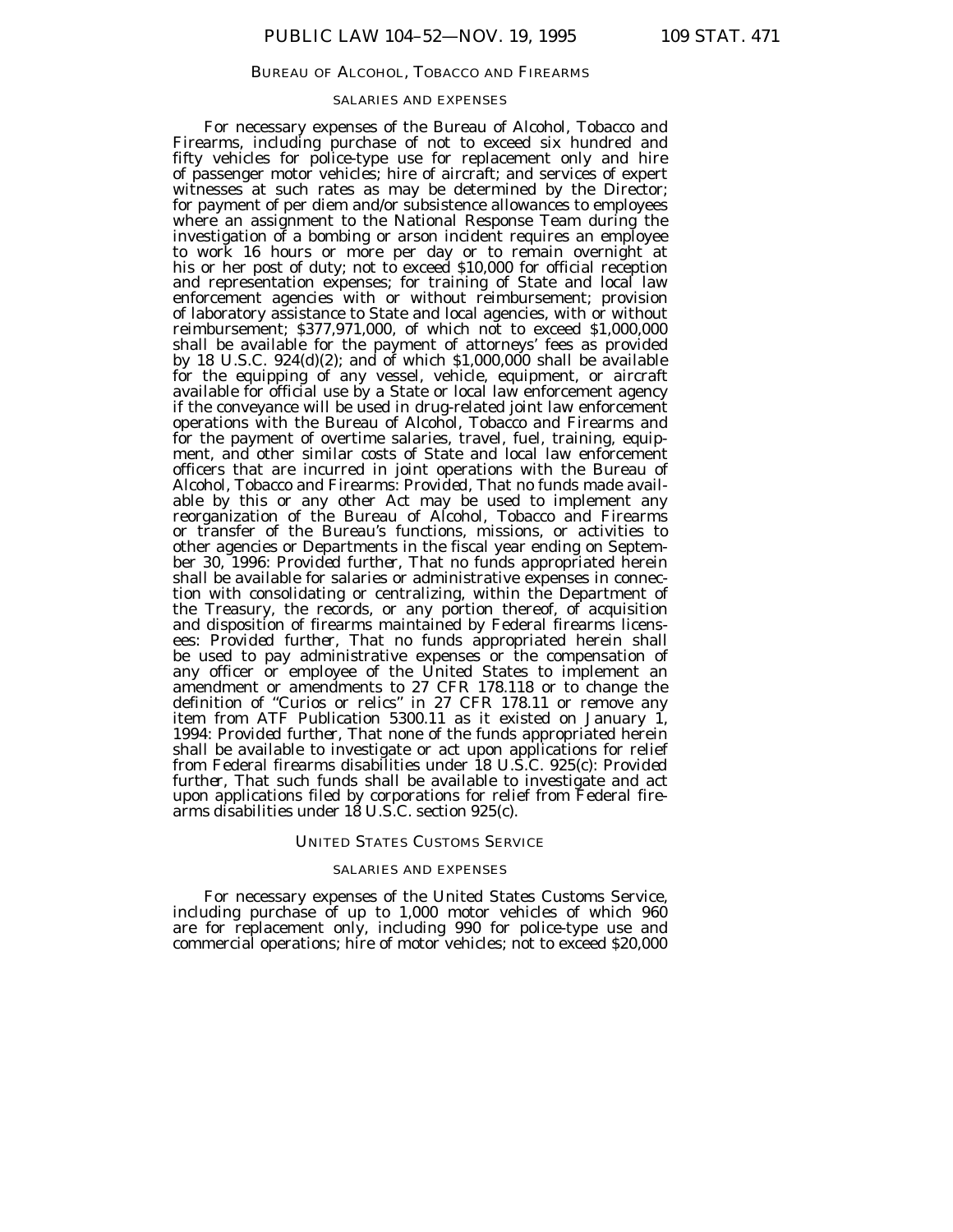## BUREAU OF ALCOHOL, TOBACCO AND FIREARMS

### SALARIES AND EXPENSES

For necessary expenses of the Bureau of Alcohol, Tobacco and Firearms, including purchase of not to exceed six hundred and fifty vehicles for police-type use for replacement only and hire of passenger motor vehicles; hire of aircraft; and services of expert witnesses at such rates as may be determined by the Director; for payment of per diem and/or subsistence allowances to employees where an assignment to the National Response Team during the investigation of a bombing or arson incident requires an employee to work 16 hours or more per day or to remain overnight at his or her post of duty; not to exceed $10,000 for official reception and representation expenses; for training of State and local law enforcement agencies with or without reimbursement; provision of laboratory assistance to State and local agencies, with or without reimbursement; $377,971,000, of which not to exceed $1,000,000 shall be available for the payment of attorneys' fees as provided by 18 U.S.C. 924(d)(2); and of which $1,000,000 shall be available for the equipping of any vessel, vehicle, equipment, or aircraft available for official use by a State or local law enforcement agency if the conveyance will be used in drug-related joint law enforcement operations with the Bureau of Alcohol, Tobacco and Firearms and for the payment of overtime salaries, travel, fuel, training, equipment, and other similar costs of State and local law enforcement officers that are incurred in joint operations with the Bureau of Alcohol, Tobacco and Firearms: *Provided*, That no funds made available by this or any other Act may be used to implement any reorganization of the Bureau of Alcohol, Tobacco and Firearms or transfer of the Bureau's functions, missions, or activities to other agencies or Departments in the fiscal year ending on September 30, 1996: *Provided further*, That no funds appropriated herein shall be available for salaries or administrative expenses in connection with consolidating or centralizing, within the Department of the Treasury, the records, or any portion thereof, of acquisition and disposition of firearms maintained by Federal firearms licensees: *Provided further*, That no funds appropriated herein shall be used to pay administrative expenses or the compensation of any officer or employee of the United States to implement an amendment or amendments to 27 CFR 178.118 or to change the definition of "Curios or relics" in 27 CFR 178.11 or remove any item from ATF Publication 5300.11 as it existed on January 1, 1994: *Provided further*, That none of the funds appropriated herein shall be available to investigate or act upon applications for relief from Federal firearms disabilities under 18 U.S.C. 925(c): *Provided further*, That such funds shall be available to investigate and act upon applications filed by corporations for relief from Federal firearms disabilities under 18 U.S.C. section 925(c).

## UNITED STATES CUSTOMS SERVICE

### SALARIES AND EXPENSES

For necessary expenses of the United States Customs Service, including purchase of up to 1,000 motor vehicles of which 960 are for replacement only, including 990 for police-type use and commercial operations; hire of motor vehicles; not to exceed $20,000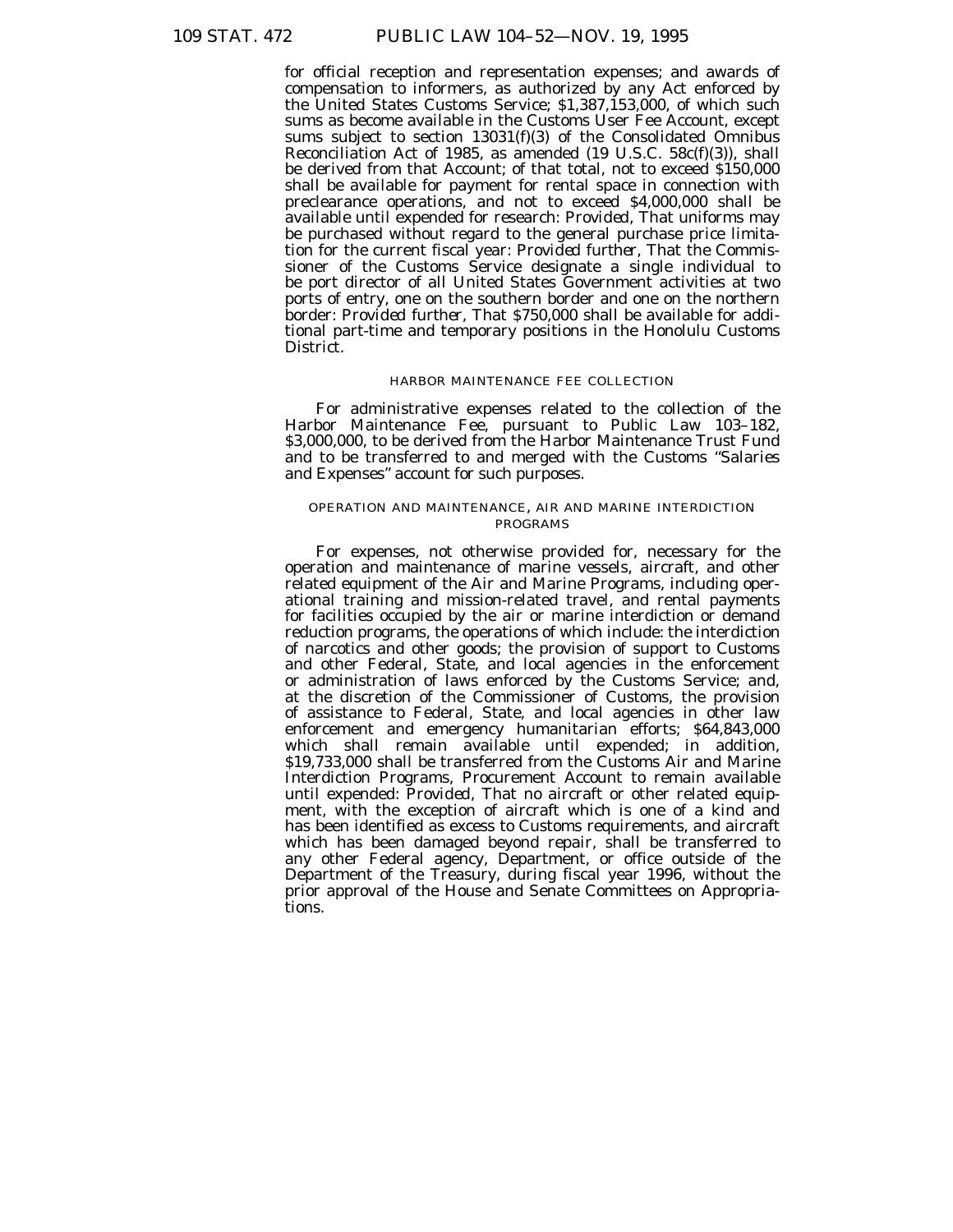for official reception and representation expenses; and awards of compensation to informers, as authorized by any Act enforced by the United States Customs Service; $1,387,153,000, of which such sums as become available in the Customs User Fee Account, except sums subject to section 13031(f)(3) of the Consolidated Omnibus Reconciliation Act of 1985, as amended (19 U.S.C. 58c(f)(3)), shall be derived from that Account; of that total, not to exceed $150,000 shall be available for payment for rental space in connection with preclearance operations, and not to exceed $4,000,000 shall be available until expended for research: *Provided*, That uniforms may be purchased without regard to the general purchase price limitation for the current fiscal year: *Provided further*, That the Commissioner of the Customs Service designate a single individual to be port director of all United States Government activities at two ports of entry, one on the southern border and one on the northern border: *Provided further*, That $750,000 shall be available for additional part-time and temporary positions in the Honolulu Customs District.

HARBOR MAINTENANCE FEE COLLECTION

For administrative expenses related to the collection of the Harbor Maintenance Fee, pursuant to Public Law 103–182, $3,000,000, to be derived from the Harbor Maintenance Trust Fund and to be transferred to and merged with the Customs "Salaries and Expenses" account for such purposes.

OPERATION AND MAINTENANCE, AIR AND MARINE INTERDICTION PROGRAMS

For expenses, not otherwise provided for, necessary for the operation and maintenance of marine vessels, aircraft, and other related equipment of the Air and Marine Programs, including operational training and mission-related travel, and rental payments for facilities occupied by the air or marine interdiction or demand reduction programs, the operations of which include: the interdiction of narcotics and other goods; the provision of support to Customs and other Federal, State, and local agencies in the enforcement or administration of laws enforced by the Customs Service; and, at the discretion of the Commissioner of Customs, the provision of assistance to Federal, State, and local agencies in other law enforcement and emergency humanitarian efforts; $64,843,000 which shall remain available until expended; in addition, $19,733,000 shall be transferred from the Customs Air and Marine Interdiction Programs, Procurement Account to remain available until expended: *Provided*, That no aircraft or other related equipment, with the exception of aircraft which is one of a kind and has been identified as excess to Customs requirements, and aircraft which has been damaged beyond repair, shall be transferred to any other Federal agency, Department, or office outside of the Department of the Treasury, during fiscal year 1996, without the prior approval of the House and Senate Committees on Appropriations.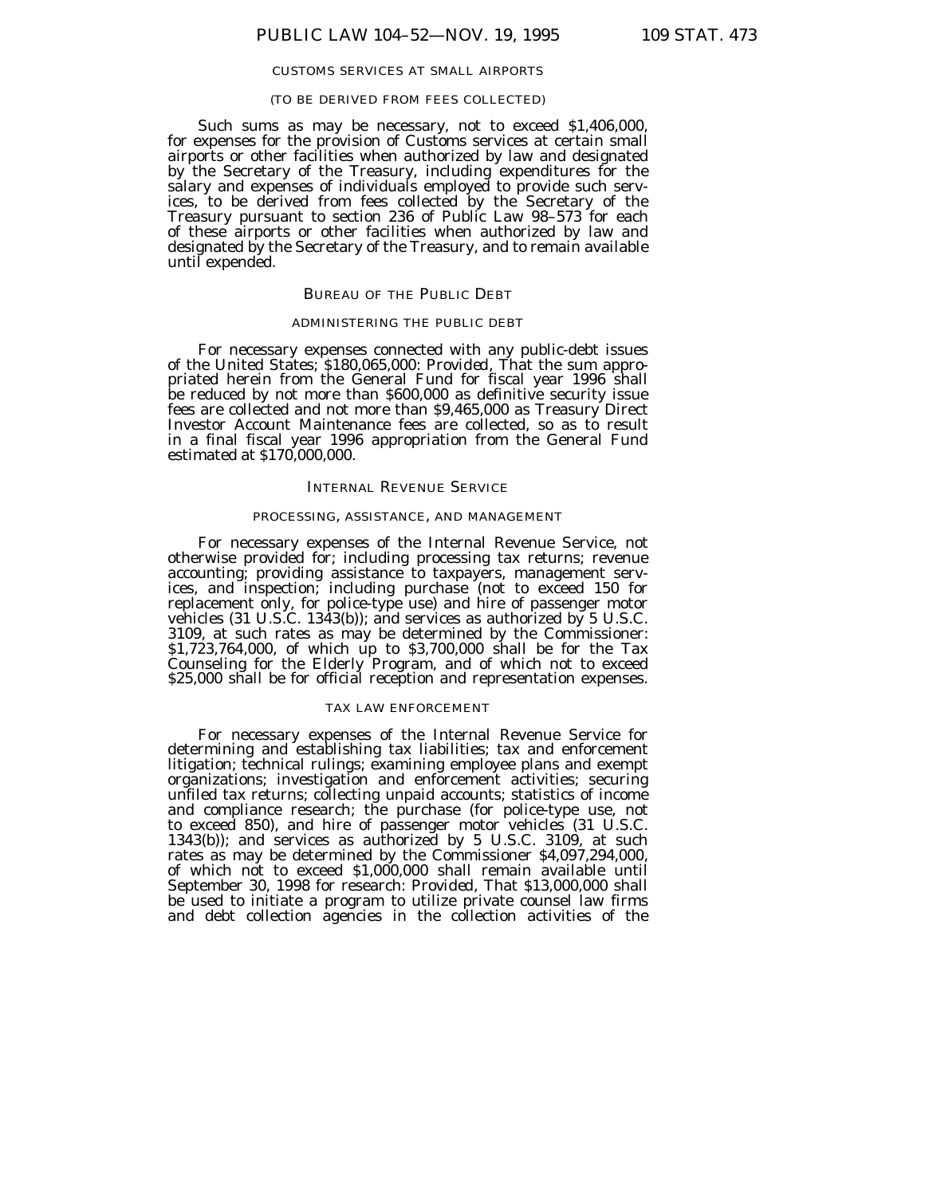CUSTOMS SERVICES AT SMALL AIRPORTS

(TO BE DERIVED FROM FEES COLLECTED)

Such sums as may be necessary, not to exceed $1,406,000, for expenses for the provision of Customs services at certain small airports or other facilities when authorized by law and designated by the Secretary of the Treasury, including expenditures for the salary and expenses of individuals employed to provide such services, to be derived from fees collected by the Secretary of the Treasury pursuant to section 236 of Public Law 98–573 for each of these airports or other facilities when authorized by law and designated by the Secretary of the Treasury, and to remain available until expended.

## BUREAU OF THE PUBLIC DEBT

ADMINISTERING THE PUBLIC DEBT

For necessary expenses connected with any public-debt issues of the United States; $180,065,000: *Provided*, That the sum appropriated herein from the General Fund for fiscal year 1996 shall be reduced by not more than $600,000 as definitive security issue fees are collected and not more than $9,465,000 as Treasury Direct Investor Account Maintenance fees are collected, so as to result in a final fiscal year 1996 appropriation from the General Fund estimated at $170,000,000.

## INTERNAL REVENUE SERVICE

PROCESSING, ASSISTANCE, AND MANAGEMENT

For necessary expenses of the Internal Revenue Service, not otherwise provided for; including processing tax returns; revenue accounting; providing assistance to taxpayers, management services, and inspection; including purchase (not to exceed 150 for replacement only, for police-type use) and hire of passenger motor vehicles (31 U.S.C. 1343(b)); and services as authorized by 5 U.S.C. 3109, at such rates as may be determined by the Commissioner: $1,723,764,000, of which up to $3,700,000 shall be for the Tax Counseling for the Elderly Program, and of which not to exceed $25,000 shall be for official reception and representation expenses.

TAX LAW ENFORCEMENT

For necessary expenses of the Internal Revenue Service for determining and establishing tax liabilities; tax and enforcement litigation; technical rulings; examining employee plans and exempt organizations; investigation and enforcement activities; securing unfiled tax returns; collecting unpaid accounts; statistics of income and compliance research; the purchase (for police-type use, not to exceed 850), and hire of passenger motor vehicles (31 U.S.C. 1343(b)); and services as authorized by 5 U.S.C. 3109, at such rates as may be determined by the Commissioner $4,097,294,000, of which not to exceed $1,000,000 shall remain available until September 30, 1998 for research: *Provided*, That $13,000,000 shall be used to initiate a program to utilize private counsel law firms and debt collection agencies in the collection activities of the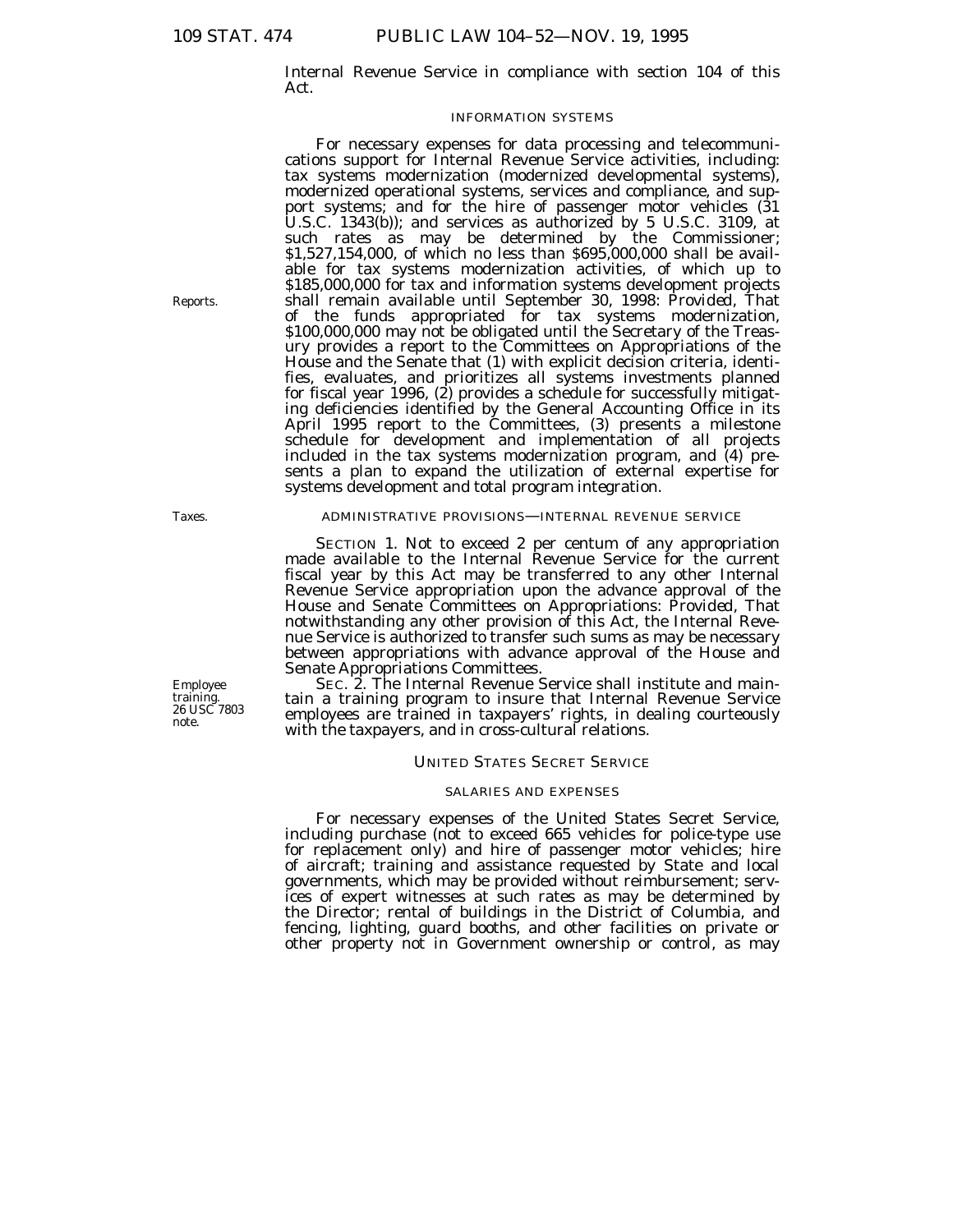Internal Revenue Service in compliance with section 104 of this Act.

### INFORMATION SYSTEMS

For necessary expenses for data processing and telecommunications support for Internal Revenue Service activities, including: tax systems modernization (modernized developmental systems), modernized operational systems, services and compliance, and support systems; and for the hire of passenger motor vehicles (31 U.S.C. 1343(b)); and services as authorized by 5 U.S.C. 3109, at such rates as may be determined by the Commissioner; $1,527,154,000, of which no less than $695,000,000 shall be available for tax systems modernization activities, of which up to $185,000,000 for tax and information systems development projects shall remain available until September 30, 1998: *Provided*, That of the funds appropriated for tax systems modernization, $100,000,000 may not be obligated until the Secretary of the Treasury provides a report to the Committees on Appropriations of the House and the Senate that (1) with explicit decision criteria, identifies, evaluates, and prioritizes all systems investments planned for fiscal year 1996, (2) provides a schedule for successfully mitigating deficiencies identified by the General Accounting Office in its April 1995 report to the Committees, (3) presents a milestone schedule for development and implementation of all projects included in the tax systems modernization program, and (4) presents a plan to expand the utilization of external expertise for systems development and total program integration.

Reports.

### ADMINISTRATIVE PROVISIONS—INTERNAL REVENUE SERVICE

Taxes.

SECTION 1. Not to exceed 2 per centum of any appropriation made available to the Internal Revenue Service for the current fiscal year by this Act may be transferred to any other Internal Revenue Service appropriation upon the advance approval of the House and Senate Committees on Appropriations: *Provided*, That notwithstanding any other provision of this Act, the Internal Revenue Service is authorized to transfer such sums as may be necessary between appropriations with advance approval of the House and Senate Appropriations Committees.

Employee training. 26 USC 7803 note.

SEC. 2. The Internal Revenue Service shall institute and maintain a training program to insure that Internal Revenue Service employees are trained in taxpayers' rights, in dealing courteously with the taxpayers, and in cross-cultural relations.

## UNITED STATES SECRET SERVICE

### SALARIES AND EXPENSES

For necessary expenses of the United States Secret Service, including purchase (not to exceed 665 vehicles for police-type use for replacement only) and hire of passenger motor vehicles; hire of aircraft; training and assistance requested by State and local governments, which may be provided without reimbursement; services of expert witnesses at such rates as may be determined by the Director; rental of buildings in the District of Columbia, and fencing, lighting, guard booths, and other facilities on private or other property not in Government ownership or control, as may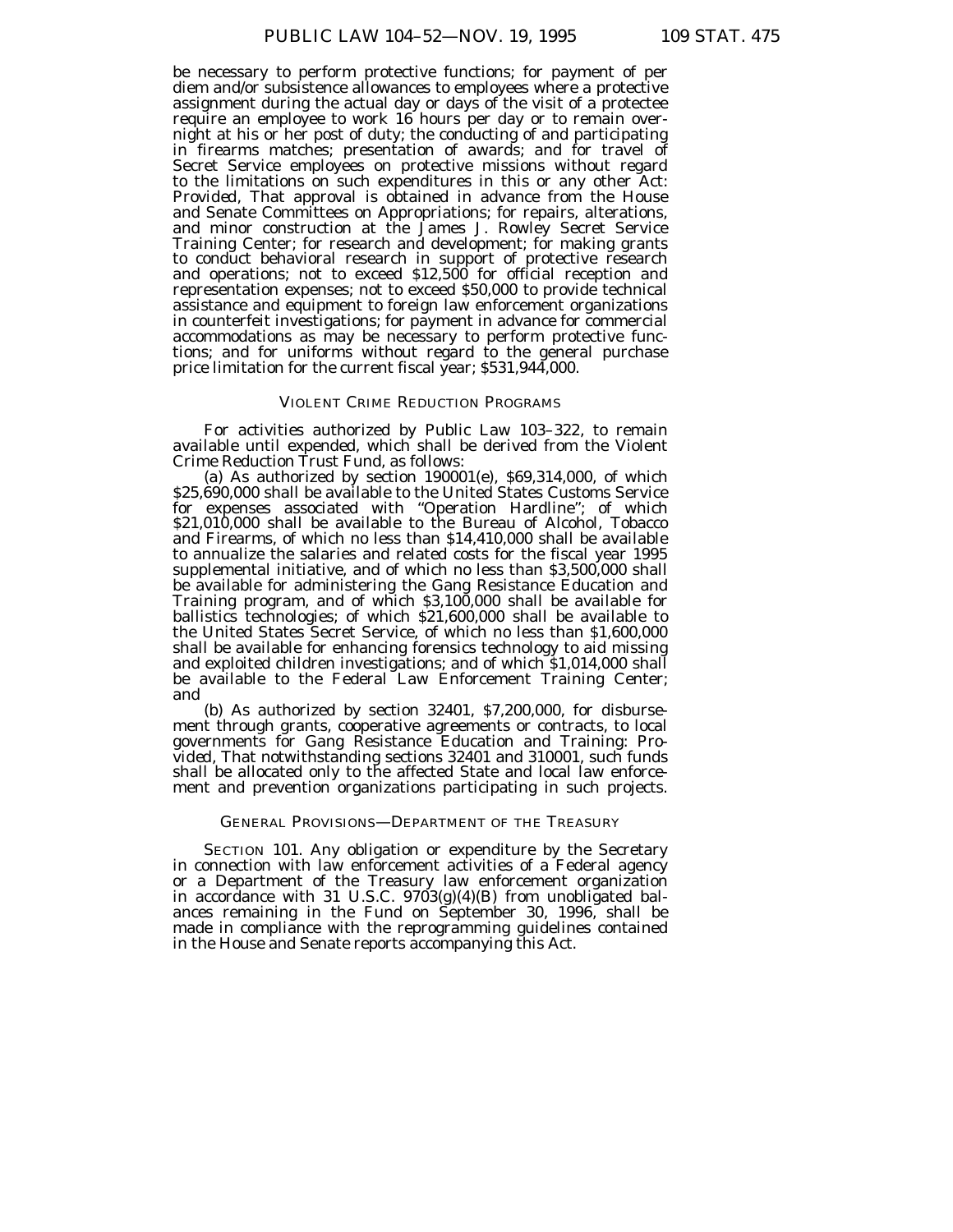be necessary to perform protective functions; for payment of per diem and/or subsistence allowances to employees where a protective assignment during the actual day or days of the visit of a protectee require an employee to work 16 hours per day or to remain overnight at his or her post of duty; the conducting of and participating in firearms matches; presentation of awards; and for travel of Secret Service employees on protective missions without regard to the limitations on such expenditures in this or any other Act: *Provided*, That approval is obtained in advance from the House and Senate Committees on Appropriations; for repairs, alterations, and minor construction at the James J. Rowley Secret Service Training Center; for research and development; for making grants to conduct behavioral research in support of protective research and operations; not to exceed $12,500 for official reception and representation expenses; not to exceed $50,000 to provide technical assistance and equipment to foreign law enforcement organizations in counterfeit investigations; for payment in advance for commercial accommodations as may be necessary to perform protective functions; and for uniforms without regard to the general purchase price limitation for the current fiscal year; $531,944,000.

## VIOLENT CRIME REDUCTION PROGRAMS

For activities authorized by Public Law 103–322, to remain available until expended, which shall be derived from the Violent Crime Reduction Trust Fund, as follows:

(a) As authorized by section 190001(e), $69,314,000, of which $25,690,000 shall be available to the United States Customs Service for expenses associated with "Operation Hardline"; of which $21,010,000 shall be available to the Bureau of Alcohol, Tobacco and Firearms, of which no less than $14,410,000 shall be available to annualize the salaries and related costs for the fiscal year 1995 supplemental initiative, and of which no less than $3,500,000 shall be available for administering the Gang Resistance Education and Training program, and of which $3,100,000 shall be available for ballistics technologies; of which $21,600,000 shall be available to the United States Secret Service, of which no less than $1,600,000 shall be available for enhancing forensics technology to aid missing and exploited children investigations; and of which $1,014,000 shall be available to the Federal Law Enforcement Training Center; and

(b) As authorized by section 32401, $7,200,000, for disbursement through grants, cooperative agreements or contracts, to local governments for Gang Resistance Education and Training: *Provided*, That notwithstanding sections 32401 and 310001, such funds shall be allocated only to the affected State and local law enforcement and prevention organizations participating in such projects.

## GENERAL PROVISIONS—DEPARTMENT OF THE TREASURY

SECTION 101. Any obligation or expenditure by the Secretary in connection with law enforcement activities of a Federal agency or a Department of the Treasury law enforcement organization in accordance with 31 U.S.C. 9703(g)(4)(B) from unobligated balances remaining in the Fund on September 30, 1996, shall be made in compliance with the reprogramming guidelines contained in the House and Senate reports accompanying this Act.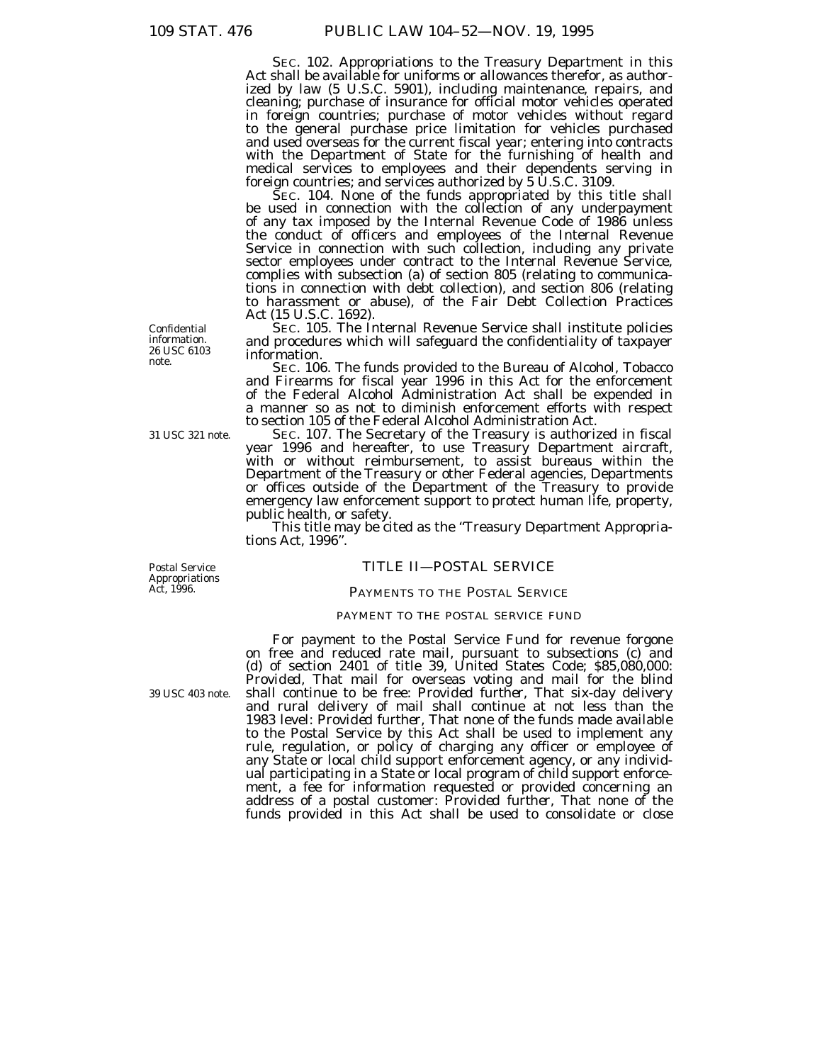SEC. 102. Appropriations to the Treasury Department in this Act shall be available for uniforms or allowances therefor, as authorized by law (5 U.S.C. 5901), including maintenance, repairs, and cleaning; purchase of insurance for official motor vehicles operated in foreign countries; purchase of motor vehicles without regard to the general purchase price limitation for vehicles purchased and used overseas for the current fiscal year; entering into contracts with the Department of State for the furnishing of health and medical services to employees and their dependents serving in foreign countries; and services authorized by 5 U.S.C. 3109.

SEC. 104. None of the funds appropriated by this title shall be used in connection with the collection of any underpayment of any tax imposed by the Internal Revenue Code of 1986 unless the conduct of officers and employees of the Internal Revenue Service in connection with such collection, including any private sector employees under contract to the Internal Revenue Service, complies with subsection (a) of section 805 (relating to communications in connection with debt collection), and section 806 (relating to harassment or abuse), of the Fair Debt Collection Practices Act (15 U.S.C. 1692).

Confidential information. 26 USC 6103 note.

SEC. 105. The Internal Revenue Service shall institute policies and procedures which will safeguard the confidentiality of taxpayer information.

SEC. 106. The funds provided to the Bureau of Alcohol, Tobacco and Firearms for fiscal year 1996 in this Act for the enforcement of the Federal Alcohol Administration Act shall be expended in a manner so as not to diminish enforcement efforts with respect to section 105 of the Federal Alcohol Administration Act.

31 USC 321 note.

SEC. 107. The Secretary of the Treasury is authorized in fiscal year 1996 and hereafter, to use Treasury Department aircraft, with or without reimbursement, to assist bureaus within the Department of the Treasury or other Federal agencies, Departments or offices outside of the Department of the Treasury to provide emergency law enforcement support to protect human life, property, public health, or safety.

This title may be cited as the "Treasury Department Appropriations Act, 1996".

Postal Service Appropriations Act, 1996.

## TITLE II—POSTAL SERVICE

### PAYMENTS TO THE POSTAL SERVICE

#### PAYMENT TO THE POSTAL SERVICE FUND

For payment to the Postal Service Fund for revenue forgone on free and reduced rate mail, pursuant to subsections (c) and (d) of section 2401 of title 39, United States Code; $85,080,000: *Provided*, That mail for overseas voting and mail for the blind shall continue to be free: *Provided further*, That six-day delivery and rural delivery of mail shall continue at not less than the 1983 level: *Provided further*, That none of the funds made available to the Postal Service by this Act shall be used to implement any rule, regulation, or policy of charging any officer or employee of any State or local child support enforcement agency, or any individual participating in a State or local program of child support enforcement, a fee for information requested or provided concerning an address of a postal customer: *Provided further*, That none of the funds provided in this Act shall be used to consolidate or close

39 USC 403 note.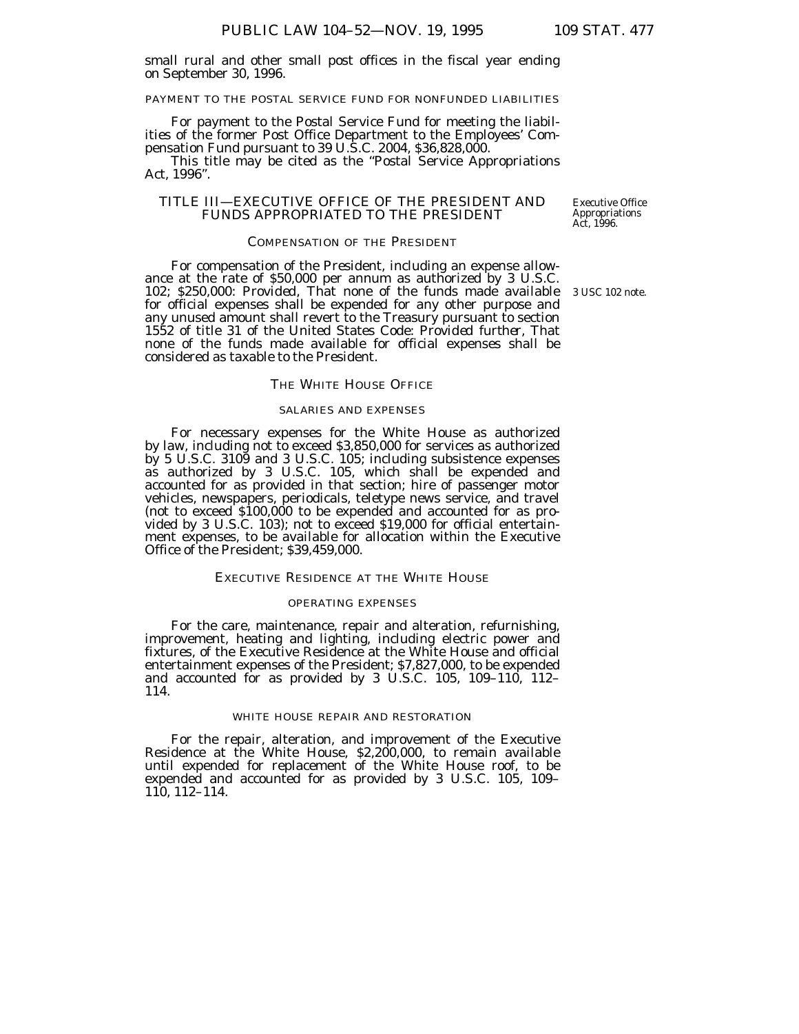small rural and other small post offices in the fiscal year ending on September 30, 1996.

PAYMENT TO THE POSTAL SERVICE FUND FOR NONFUNDED LIABILITIES

For payment to the Postal Service Fund for meeting the liabilities of the former Post Office Department to the Employees' Compensation Fund pursuant to 39 U.S.C. 2004, $36,828,000.

This title may be cited as the "Postal Service Appropriations Act, 1996".

## TITLE III—EXECUTIVE OFFICE OF THE PRESIDENT AND FUNDS APPROPRIATED TO THE PRESIDENT

*Executive Office Appropriations Act, 1996.*

### COMPENSATION OF THE PRESIDENT

For compensation of the President, including an expense allowance at the rate of $50,000 per annum as authorized by 3 U.S.C. 102; $250,000: *Provided*, That none of the funds made available for official expenses shall be expended for any other purpose and any unused amount shall revert to the Treasury pursuant to section 1552 of title 31 of the United States Code: *Provided further*, That none of the funds made available for official expenses shall be considered as taxable to the President.

*3 USC 102 note.*

### THE WHITE HOUSE OFFICE

SALARIES AND EXPENSES

For necessary expenses for the White House as authorized by law, including not to exceed $3,850,000 for services as authorized by 5 U.S.C. 3109 and 3 U.S.C. 105; including subsistence expenses as authorized by 3 U.S.C. 105, which shall be expended and accounted for as provided in that section; hire of passenger motor vehicles, newspapers, periodicals, teletype news service, and travel (not to exceed $100,000 to be expended and accounted for as provided by 3 U.S.C. 103); not to exceed $19,000 for official entertainment expenses, to be available for allocation within the Executive Office of the President; $39,459,000.

### EXECUTIVE RESIDENCE AT THE WHITE HOUSE

OPERATING EXPENSES

For the care, maintenance, repair and alteration, refurnishing, improvement, heating and lighting, including electric power and fixtures, of the Executive Residence at the White House and official entertainment expenses of the President; $7,827,000, to be expended and accounted for as provided by 3 U.S.C. 105, 109–110, 112–114.

WHITE HOUSE REPAIR AND RESTORATION

For the repair, alteration, and improvement of the Executive Residence at the White House, $2,200,000, to remain available until expended for replacement of the White House roof, to be expended and accounted for as provided by 3 U.S.C. 105, 109–110, 112–114.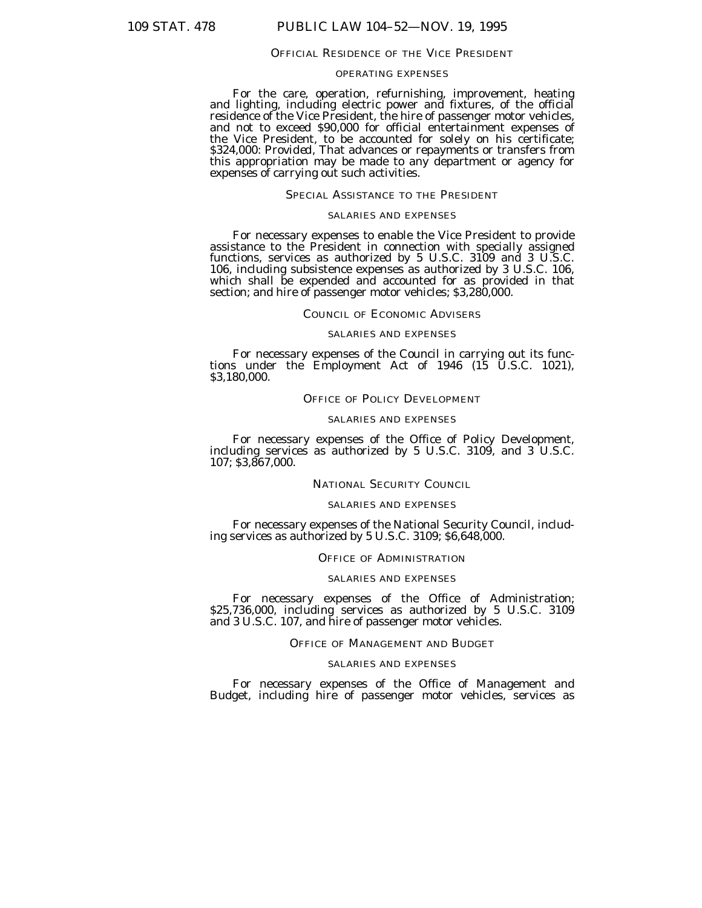## OFFICIAL RESIDENCE OF THE VICE PRESIDENT

### OPERATING EXPENSES

For the care, operation, refurnishing, improvement, heating and lighting, including electric power and fixtures, of the official residence of the Vice President, the hire of passenger motor vehicles, and not to exceed $90,000 for official entertainment expenses of the Vice President, to be accounted for solely on his certificate; $324,000: *Provided*, That advances or repayments or transfers from this appropriation may be made to any department or agency for expenses of carrying out such activities.

## SPECIAL ASSISTANCE TO THE PRESIDENT

### SALARIES AND EXPENSES

For necessary expenses to enable the Vice President to provide assistance to the President in connection with specially assigned functions, services as authorized by 5 U.S.C. 3109 and 3 U.S.C. 106, including subsistence expenses as authorized by 3 U.S.C. 106, which shall be expended and accounted for as provided in that section; and hire of passenger motor vehicles; $3,280,000.

## COUNCIL OF ECONOMIC ADVISERS

### SALARIES AND EXPENSES

For necessary expenses of the Council in carrying out its functions under the Employment Act of 1946 (15 U.S.C. 1021), $3,180,000.

## OFFICE OF POLICY DEVELOPMENT

### SALARIES AND EXPENSES

For necessary expenses of the Office of Policy Development, including services as authorized by 5 U.S.C. 3109, and 3 U.S.C. 107; $3,867,000.

## NATIONAL SECURITY COUNCIL

### SALARIES AND EXPENSES

For necessary expenses of the National Security Council, including services as authorized by 5 U.S.C. 3109; $6,648,000.

## OFFICE OF ADMINISTRATION

### SALARIES AND EXPENSES

For necessary expenses of the Office of Administration; $25,736,000, including services as authorized by 5 U.S.C. 3109 and 3 U.S.C. 107, and hire of passenger motor vehicles.

## OFFICE OF MANAGEMENT AND BUDGET

### SALARIES AND EXPENSES

For necessary expenses of the Office of Management and Budget, including hire of passenger motor vehicles, services as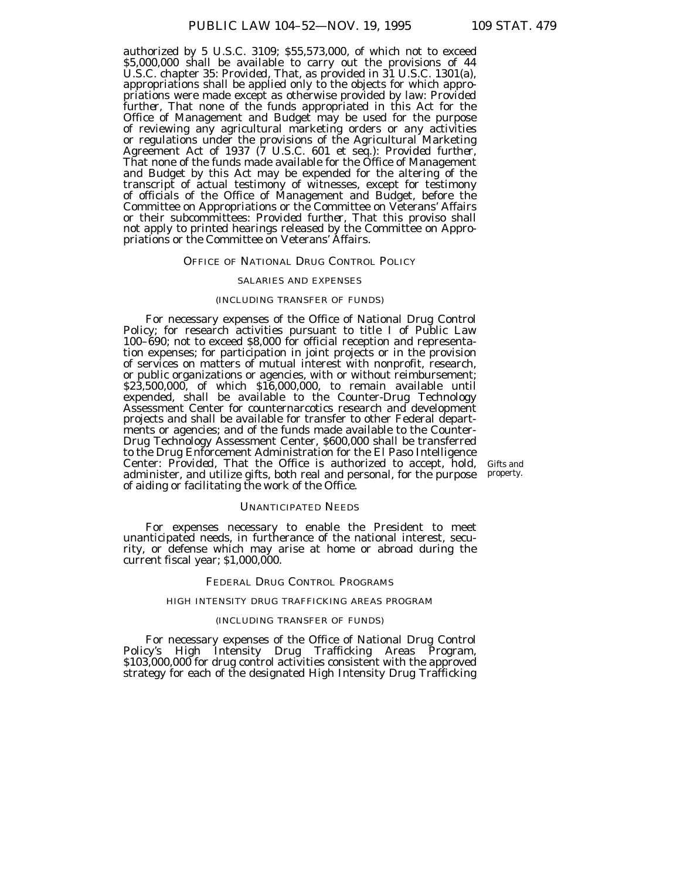authorized by 5 U.S.C. 3109; $55,573,000, of which not to exceed $5,000,000 shall be available to carry out the provisions of 44 U.S.C. chapter 35: *Provided*, That, as provided in 31 U.S.C. 1301(a), appropriations shall be applied only to the objects for which appropriations were made except as otherwise provided by law: *Provided further*, That none of the funds appropriated in this Act for the Office of Management and Budget may be used for the purpose of reviewing any agricultural marketing orders or any activities or regulations under the provisions of the Agricultural Marketing Agreement Act of 1937 (7 U.S.C. 601 et seq.): *Provided further*, That none of the funds made available for the Office of Management and Budget by this Act may be expended for the altering of the transcript of actual testimony of witnesses, except for testimony of officials of the Office of Management and Budget, before the Committee on Appropriations or the Committee on Veterans' Affairs or their subcommittees: *Provided further*, That this proviso shall not apply to printed hearings released by the Committee on Appropriations or the Committee on Veterans' Affairs.

## OFFICE OF NATIONAL DRUG CONTROL POLICY

### SALARIES AND EXPENSES

#### (INCLUDING TRANSFER OF FUNDS)

For necessary expenses of the Office of National Drug Control Policy; for research activities pursuant to title I of Public Law 100–690; not to exceed $8,000 for official reception and representation expenses; for participation in joint projects or in the provision of services on matters of mutual interest with nonprofit, research, or public organizations or agencies, with or without reimbursement; $23,500,000, of which $16,000,000, to remain available until expended, shall be available to the Counter-Drug Technology Assessment Center for counternarcotics research and development projects and shall be available for transfer to other Federal departments or agencies; and of the funds made available to the Counter-Drug Technology Assessment Center, $600,000 shall be transferred to the Drug Enforcement Administration for the El Paso Intelligence Center: *Provided*, That the Office is authorized to accept, hold, administer, and utilize gifts, both real and personal, for the purpose of aiding or facilitating the work of the Office.

Gifts and property.

## UNANTICIPATED NEEDS

For expenses necessary to enable the President to meet unanticipated needs, in furtherance of the national interest, security, or defense which may arise at home or abroad during the current fiscal year; $1,000,000.

## FEDERAL DRUG CONTROL PROGRAMS

### HIGH INTENSITY DRUG TRAFFICKING AREAS PROGRAM

#### (INCLUDING TRANSFER OF FUNDS)

For necessary expenses of the Office of National Drug Control Policy's High Intensity Drug Trafficking Areas Program, $103,000,000 for drug control activities consistent with the approved strategy for each of the designated High Intensity Drug Trafficking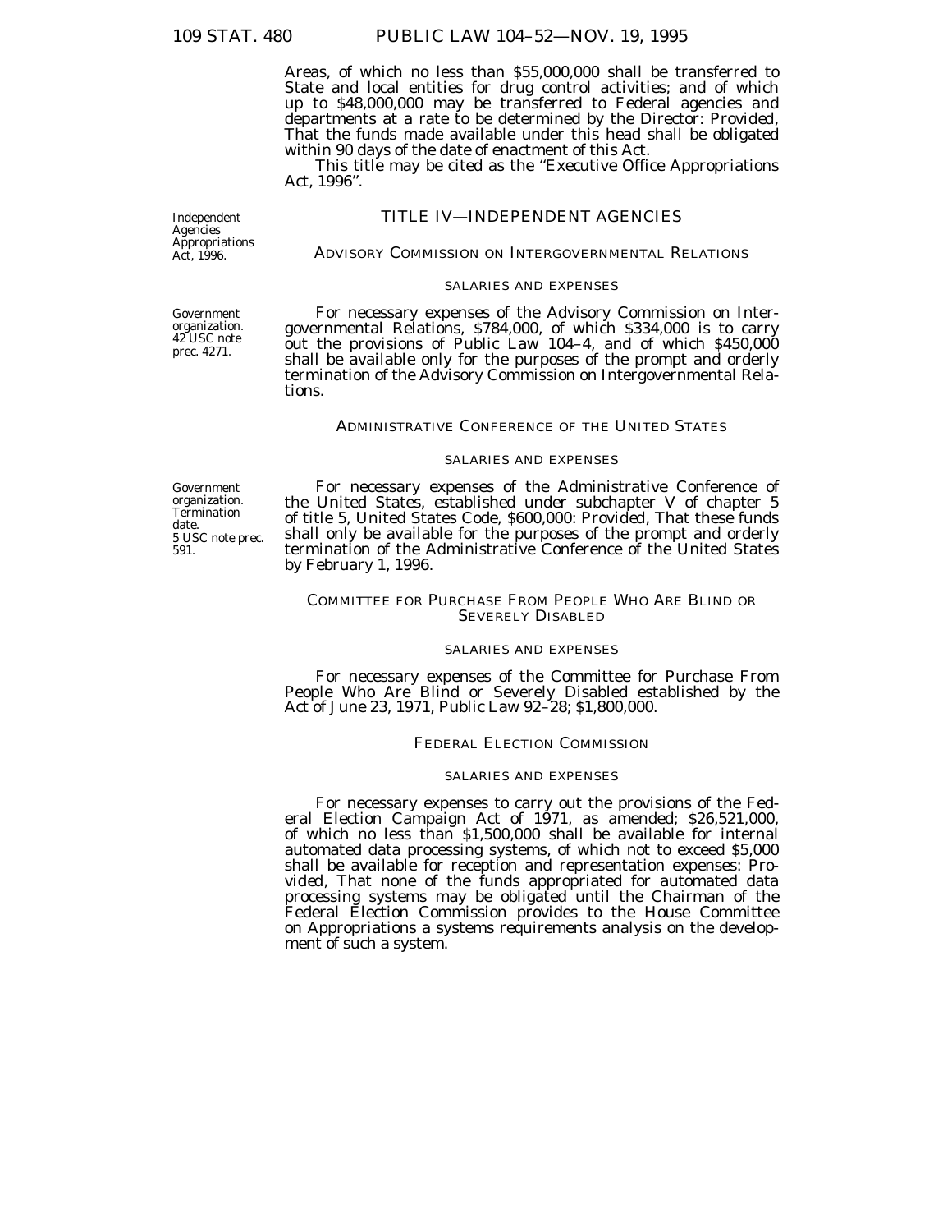Areas, of which no less than $55,000,000 shall be transferred to State and local entities for drug control activities; and of which up to $48,000,000 may be transferred to Federal agencies and departments at a rate to be determined by the Director: *Provided*, That the funds made available under this head shall be obligated within 90 days of the date of enactment of this Act.

This title may be cited as the "Executive Office Appropriations Act, 1996".

*Independent Agencies Appropriations Act, 1996.*

## TITLE IV—INDEPENDENT AGENCIES

### ADVISORY COMMISSION ON INTERGOVERNMENTAL RELATIONS

#### SALARIES AND EXPENSES

*Government organization. 42 USC note prec. 4271.*

For necessary expenses of the Advisory Commission on Intergovernmental Relations, $784,000, of which $334,000 is to carry out the provisions of Public Law 104–4, and of which $450,000 shall be available only for the purposes of the prompt and orderly termination of the Advisory Commission on Intergovernmental Relations.

### ADMINISTRATIVE CONFERENCE OF THE UNITED STATES

#### SALARIES AND EXPENSES

*Government organization. Termination date. 5 USC note prec. 591.*

For necessary expenses of the Administrative Conference of the United States, established under subchapter V of chapter 5 of title 5, United States Code, $600,000: *Provided*, That these funds shall only be available for the purposes of the prompt and orderly termination of the Administrative Conference of the United States by February 1, 1996.

### COMMITTEE FOR PURCHASE FROM PEOPLE WHO ARE BLIND OR SEVERELY DISABLED

#### SALARIES AND EXPENSES

For necessary expenses of the Committee for Purchase From People Who Are Blind or Severely Disabled established by the Act of June 23, 1971, Public Law 92–28; $1,800,000.

### FEDERAL ELECTION COMMISSION

#### SALARIES AND EXPENSES

For necessary expenses to carry out the provisions of the Federal Election Campaign Act of 1971, as amended; $26,521,000, of which no less than $1,500,000 shall be available for internal automated data processing systems, of which not to exceed $5,000 shall be available for reception and representation expenses: *Provided*, That none of the funds appropriated for automated data processing systems may be obligated until the Chairman of the Federal Election Commission provides to the House Committee on Appropriations a systems requirements analysis on the development of such a system.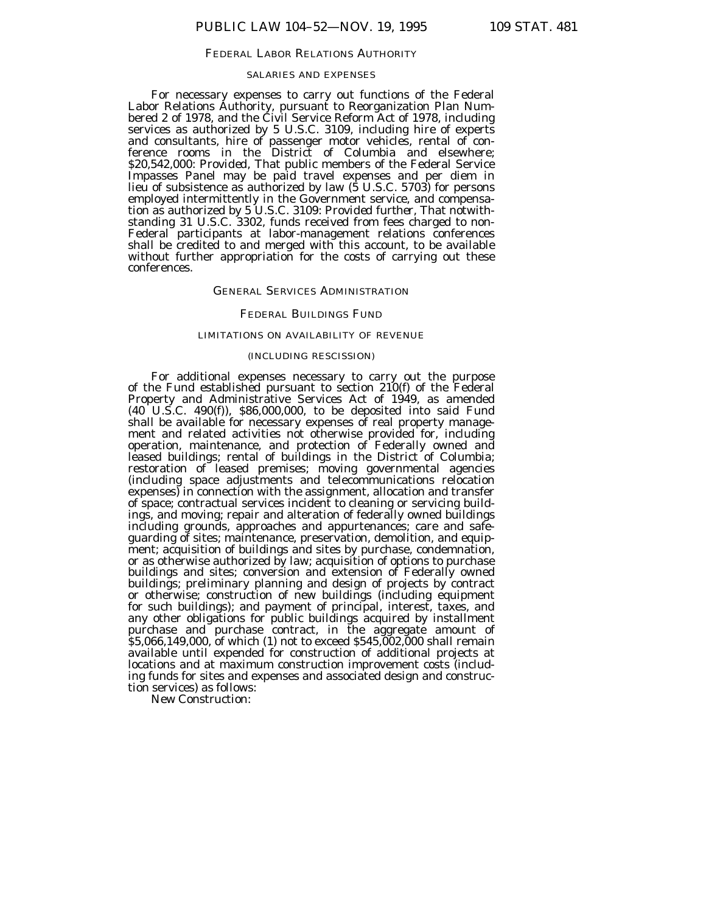## FEDERAL LABOR RELATIONS AUTHORITY

### SALARIES AND EXPENSES

For necessary expenses to carry out functions of the Federal Labor Relations Authority, pursuant to Reorganization Plan Numbered 2 of 1978, and the Civil Service Reform Act of 1978, including services as authorized by 5 U.S.C. 3109, including hire of experts and consultants, hire of passenger motor vehicles, rental of conference rooms in the District of Columbia and elsewhere; $20,542,000: *Provided*, That public members of the Federal Service Impasses Panel may be paid travel expenses and per diem in lieu of subsistence as authorized by law (5 U.S.C. 5703) for persons employed intermittently in the Government service, and compensation as authorized by 5 U.S.C. 3109: *Provided further*, That notwithstanding 31 U.S.C. 3302, funds received from fees charged to non-Federal participants at labor-management relations conferences shall be credited to and merged with this account, to be available without further appropriation for the costs of carrying out these conferences.

## GENERAL SERVICES ADMINISTRATION

### FEDERAL BUILDINGS FUND

#### LIMITATIONS ON AVAILABILITY OF REVENUE

#### (INCLUDING RESCISSION)

For additional expenses necessary to carry out the purpose of the Fund established pursuant to section 210(f) of the Federal Property and Administrative Services Act of 1949, as amended (40 U.S.C. 490(f)), $86,000,000, to be deposited into said Fund shall be available for necessary expenses of real property management and related activities not otherwise provided for, including operation, maintenance, and protection of Federally owned and leased buildings; rental of buildings in the District of Columbia; restoration of leased premises; moving governmental agencies (including space adjustments and telecommunications relocation expenses) in connection with the assignment, allocation and transfer of space; contractual services incident to cleaning or servicing buildings, and moving; repair and alteration of federally owned buildings including grounds, approaches and appurtenances; care and safeguarding of sites; maintenance, preservation, demolition, and equipment; acquisition of buildings and sites by purchase, condemnation, or as otherwise authorized by law; acquisition of options to purchase buildings and sites; conversion and extension of Federally owned buildings; preliminary planning and design of projects by contract or otherwise; construction of new buildings (including equipment for such buildings); and payment of principal, interest, taxes, and any other obligations for public buildings acquired by installment purchase and purchase contract, in the aggregate amount of $5,066,149,000, of which (1) not to exceed $545,002,000 shall remain available until expended for construction of additional projects at locations and at maximum construction improvement costs (including funds for sites and expenses and associated design and construction services) as follows:

New Construction: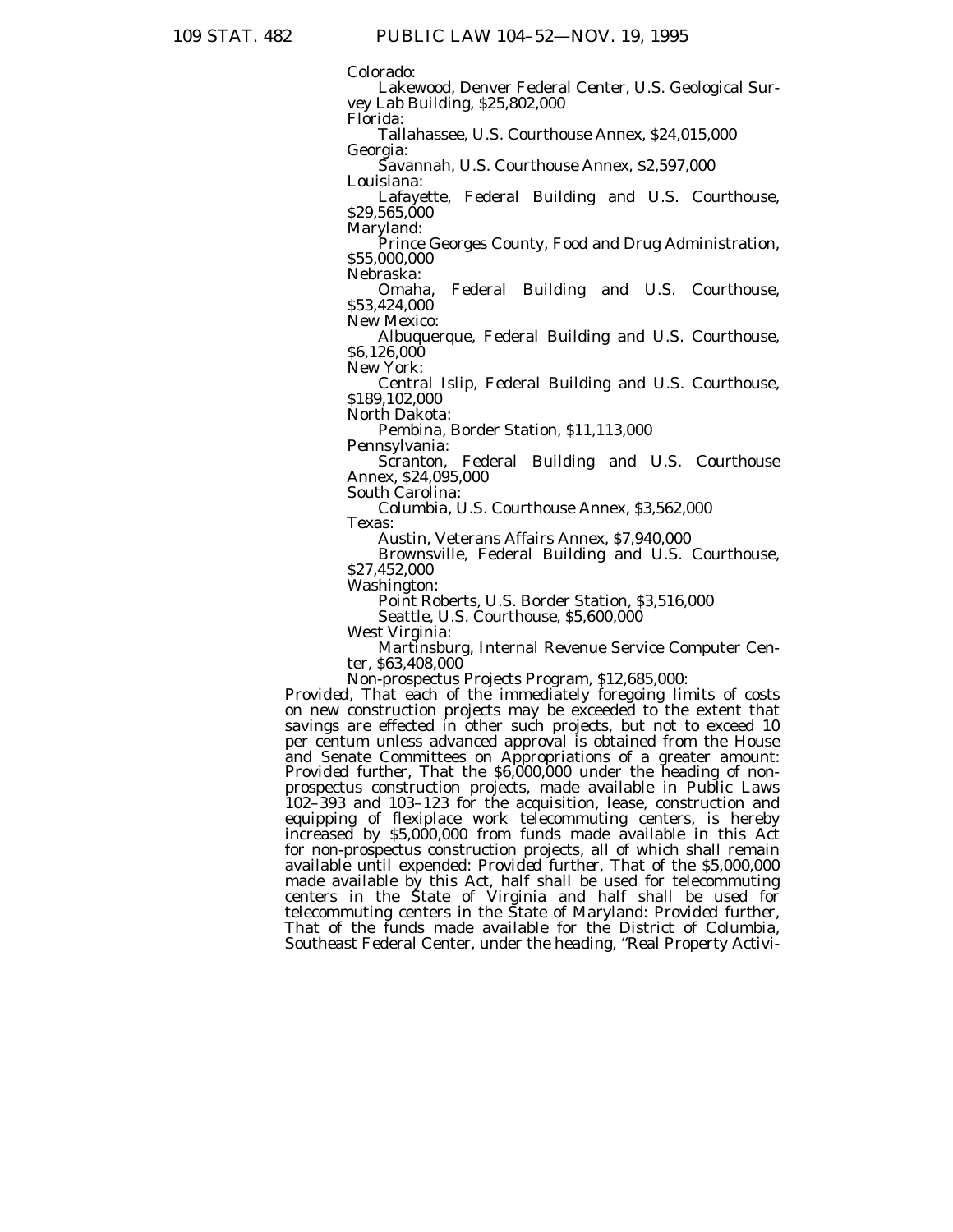Colorado:

Lakewood, Denver Federal Center, U.S. Geological Survey Lab Building, $25,802,000

Florida:

Tallahassee, U.S. Courthouse Annex, $24,015,000

Georgia:

Savannah, U.S. Courthouse Annex, $2,597,000

Louisiana:

Lafayette, Federal Building and U.S. Courthouse, $29,565,000

Maryland:

Prince Georges County, Food and Drug Administration, $55,000,000

Nebraska:

Omaha, Federal Building and U.S. Courthouse, $53,424,000

New Mexico:

Albuquerque, Federal Building and U.S. Courthouse, $6,126,000

New York:

Central Islip, Federal Building and U.S. Courthouse, $189,102,000

North Dakota:

Pembina, Border Station, $11,113,000

Pennsylvania:

Scranton, Federal Building and U.S. Courthouse Annex, $24,095,000

South Carolina:

Columbia, U.S. Courthouse Annex, $3,562,000

Texas:

Austin, Veterans Affairs Annex, $7,940,000

Brownsville, Federal Building and U.S. Courthouse, $27,452,000

Washington:

Point Roberts, U.S. Border Station, $3,516,000

Seattle, U.S. Courthouse, $5,600,000

West Virginia:

Martinsburg, Internal Revenue Service Computer Center, $63,408,000

Non-prospectus Projects Program, $12,685,000:

*Provided*, That each of the immediately foregoing limits of costs on new construction projects may be exceeded to the extent that savings are effected in other such projects, but not to exceed 10 per centum unless advanced approval is obtained from the House and Senate Committees on Appropriations of a greater amount: *Provided further*, That the $6,000,000 under the heading of non-prospectus construction projects, made available in Public Laws 102–393 and 103–123 for the acquisition, lease, construction and equipping of flexiplace work telecommuting centers, is hereby increased by $5,000,000 from funds made available in this Act for non-prospectus construction projects, all of which shall remain available until expended: *Provided further*, That of the $5,000,000 made available by this Act, half shall be used for telecommuting centers in the State of Virginia and half shall be used for telecommuting centers in the State of Maryland: *Provided further*, That of the funds made available for the District of Columbia, Southeast Federal Center, under the heading, "Real Property Activi-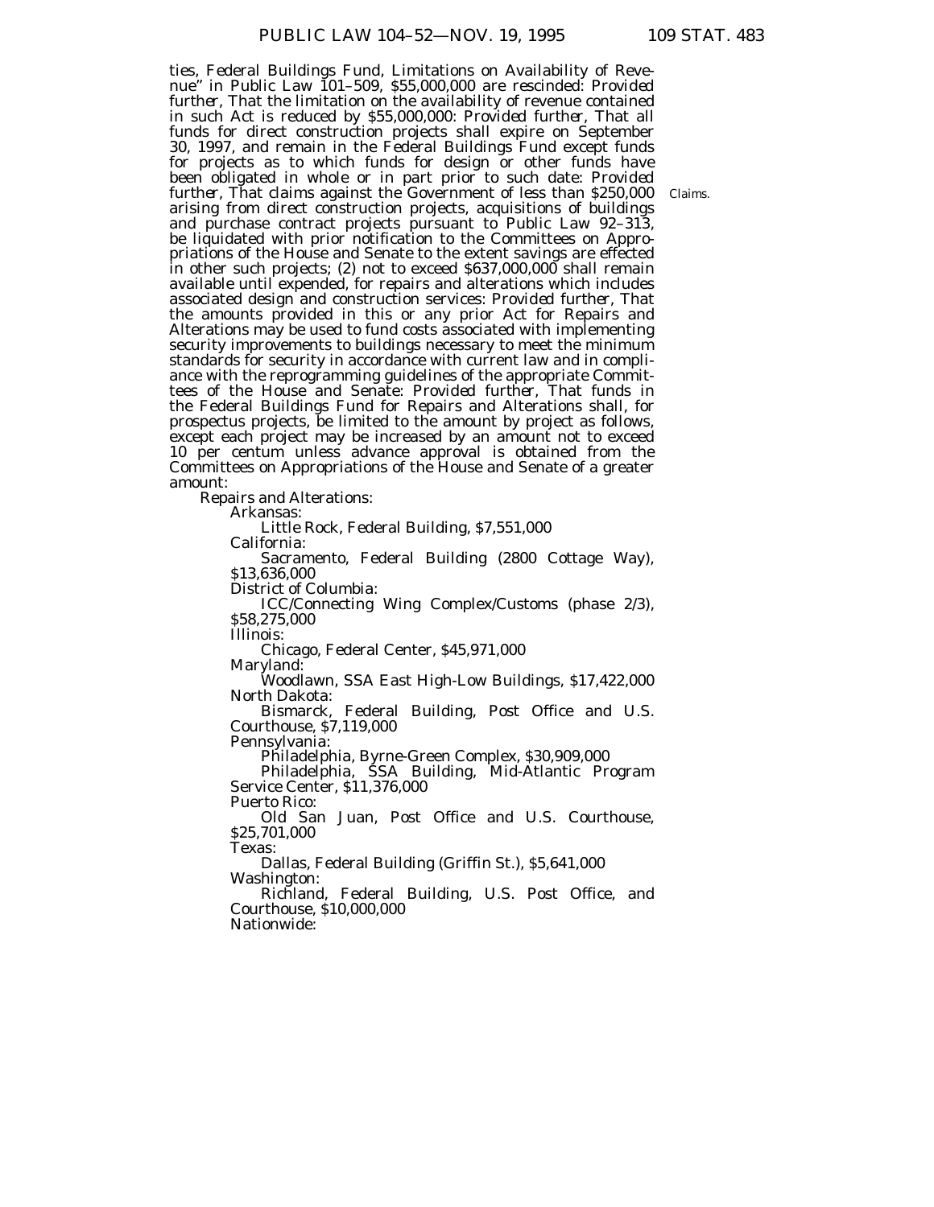ties, Federal Buildings Fund, Limitations on Availability of Revenue" in Public Law 101–509, $55,000,000 are rescinded: *Provided further*, That the limitation on the availability of revenue contained in such Act is reduced by $55,000,000: *Provided further*, That all funds for direct construction projects shall expire on September 30, 1997, and remain in the Federal Buildings Fund except funds for projects as to which funds for design or other funds have been obligated in whole or in part prior to such date: *Provided further*, That claims against the Government of less than $250,000 arising from direct construction projects, acquisitions of buildings and purchase contract projects pursuant to Public Law 92–313, be liquidated with prior notification to the Committees on Appropriations of the House and Senate to the extent savings are effected in other such projects; (2) not to exceed $637,000,000 shall remain available until expended, for repairs and alterations which includes associated design and construction services: *Provided further*, That the amounts provided in this or any prior Act for Repairs and Alterations may be used to fund costs associated with implementing security improvements to buildings necessary to meet the minimum standards for security in accordance with current law and in compliance with the reprogramming guidelines of the appropriate Committees of the House and Senate: *Provided further*, That funds in the Federal Buildings Fund for Repairs and Alterations shall, for prospectus projects, be limited to the amount by project as follows, except each project may be increased by an amount not to exceed 10 per centum unless advance approval is obtained from the Committees on Appropriations of the House and Senate of a greater amount:

Claims.

Repairs and Alterations:

Arkansas:

Little Rock, Federal Building, $7,551,000

California:

Sacramento, Federal Building (2800 Cottage Way), $13,636,000

District of Columbia:

ICC/Connecting Wing Complex/Customs (phase 2/3), $58,275,000

Illinois:

Chicago, Federal Center, $45,971,000

Maryland:

Woodlawn, SSA East High-Low Buildings, $17,422,000

North Dakota:

Bismarck, Federal Building, Post Office and U.S. Courthouse, $7,119,000

Pennsylvania:

Philadelphia, Byrne-Green Complex, $30,909,000

Philadelphia, SSA Building, Mid-Atlantic Program Service Center, $11,376,000

Puerto Rico:

Old San Juan, Post Office and U.S. Courthouse, $25,701,000

Texas:

Dallas, Federal Building (Griffin St.), $5,641,000

Washington:

Richland, Federal Building, U.S. Post Office, and Courthouse, $10,000,000

Nationwide: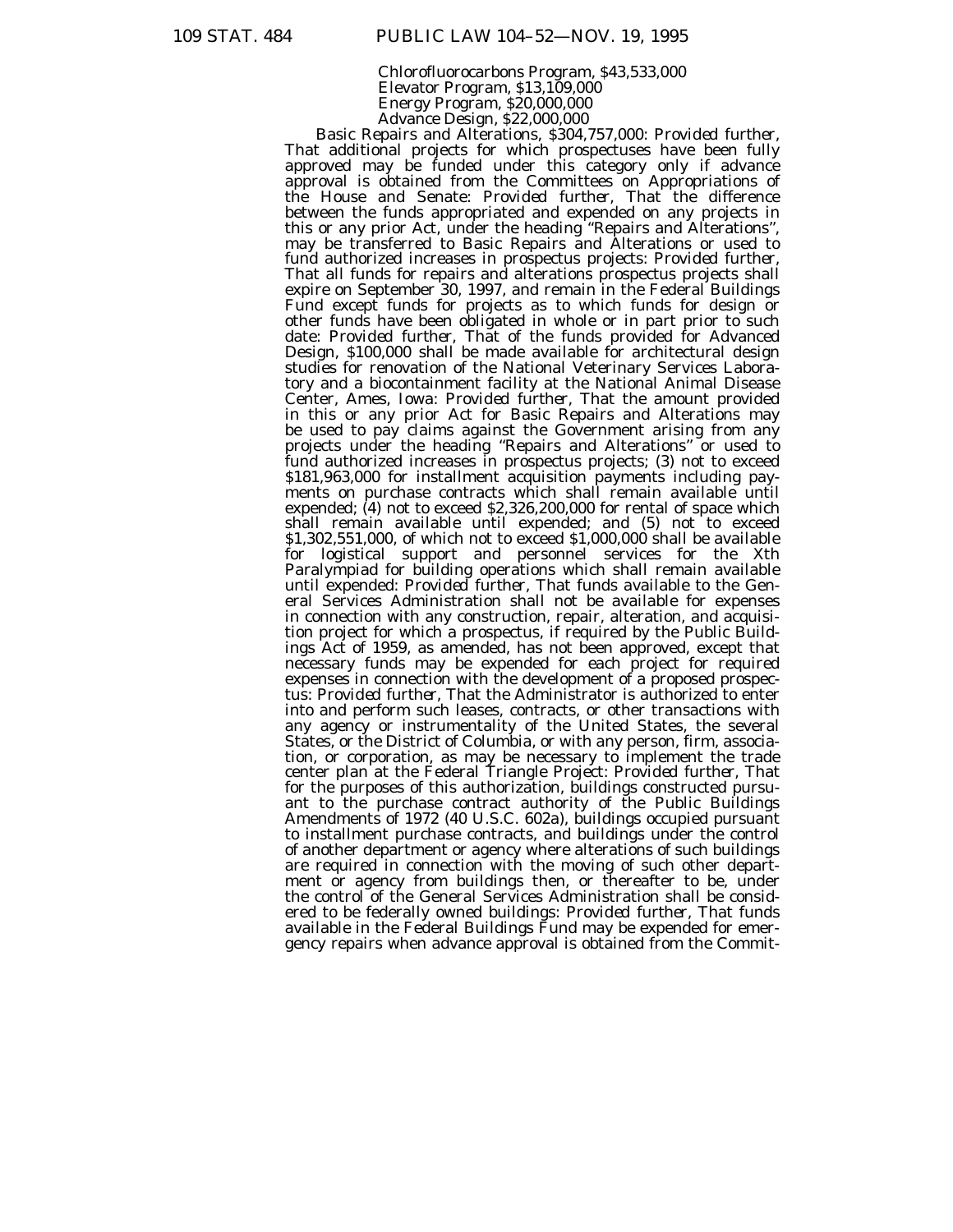Chlorofluorocarbons Program, $43,533,000
Elevator Program, $13,109,000
Energy Program, $20,000,000
Advance Design, $22,000,000

Basic Repairs and Alterations, $304,757,000: *Provided further*, That additional projects for which prospectuses have been fully approved may be funded under this category only if advance approval is obtained from the Committees on Appropriations of the House and Senate: *Provided further*, That the difference between the funds appropriated and expended on any projects in this or any prior Act, under the heading "Repairs and Alterations", may be transferred to Basic Repairs and Alterations or used to fund authorized increases in prospectus projects: *Provided further*, That all funds for repairs and alterations prospectus projects shall expire on September 30, 1997, and remain in the Federal Buildings Fund except funds for projects as to which funds for design or other funds have been obligated in whole or in part prior to such date: *Provided further*, That of the funds provided for Advanced Design, $100,000 shall be made available for architectural design studies for renovation of the National Veterinary Services Laboratory and a biocontainment facility at the National Animal Disease Center, Ames, Iowa: *Provided further*, That the amount provided in this or any prior Act for Basic Repairs and Alterations may be used to pay claims against the Government arising from any projects under the heading "Repairs and Alterations" or used to fund authorized increases in prospectus projects; (3) not to exceed $181,963,000 for installment acquisition payments including payments on purchase contracts which shall remain available until expended; (4) not to exceed $2,326,200,000 for rental of space which shall remain available until expended; and (5) not to exceed $1,302,551,000, of which not to exceed $1,000,000 shall be available for logistical support and personnel services for the Xth Paralympiad for building operations which shall remain available until expended: *Provided further*, That funds available to the General Services Administration shall not be available for expenses in connection with any construction, repair, alteration, and acquisition project for which a prospectus, if required by the Public Buildings Act of 1959, as amended, has not been approved, except that necessary funds may be expended for each project for required expenses in connection with the development of a proposed prospectus: *Provided further*, That the Administrator is authorized to enter into and perform such leases, contracts, or other transactions with any agency or instrumentality of the United States, the several States, or the District of Columbia, or with any person, firm, association, or corporation, as may be necessary to implement the trade center plan at the Federal Triangle Project: *Provided further*, That for the purposes of this authorization, buildings constructed pursuant to the purchase contract authority of the Public Buildings Amendments of 1972 (40 U.S.C. 602a), buildings occupied pursuant to installment purchase contracts, and buildings under the control of another department or agency where alterations of such buildings are required in connection with the moving of such other department or agency from buildings then, or thereafter to be, under the control of the General Services Administration shall be considered to be federally owned buildings: *Provided further*, That funds available in the Federal Buildings Fund may be expended for emergency repairs when advance approval is obtained from the Commit-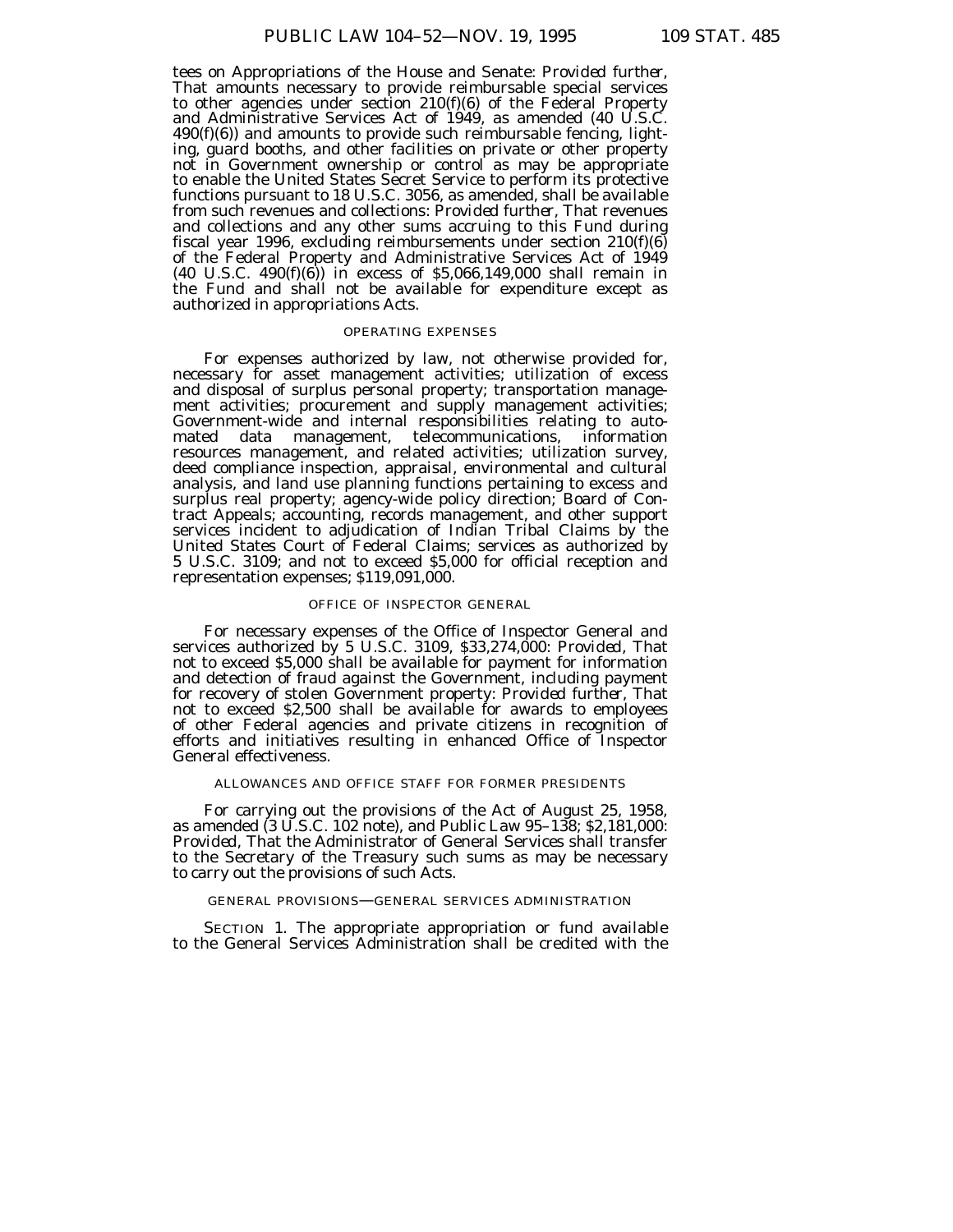tees on Appropriations of the House and Senate: *Provided further*, That amounts necessary to provide reimbursable special services to other agencies under section 210(f)(6) of the Federal Property and Administrative Services Act of 1949, as amended (40 U.S.C. 490(f)(6)) and amounts to provide such reimbursable fencing, lighting, guard booths, and other facilities on private or other property not in Government ownership or control as may be appropriate to enable the United States Secret Service to perform its protective functions pursuant to 18 U.S.C. 3056, as amended, shall be available from such revenues and collections: *Provided further*, That revenues and collections and any other sums accruing to this Fund during fiscal year 1996, excluding reimbursements under section 210(f)(6) of the Federal Property and Administrative Services Act of 1949 (40 U.S.C. 490(f)(6)) in excess of $5,066,149,000 shall remain in the Fund and shall not be available for expenditure except as authorized in appropriations Acts.

OPERATING EXPENSES

For expenses authorized by law, not otherwise provided for, necessary for asset management activities; utilization of excess and disposal of surplus personal property; transportation management activities; procurement and supply management activities; Government-wide and internal responsibilities relating to automated data management, telecommunications, information resources management, and related activities; utilization survey, deed compliance inspection, appraisal, environmental and cultural analysis, and land use planning functions pertaining to excess and surplus real property; agency-wide policy direction; Board of Contract Appeals; accounting, records management, and other support services incident to adjudication of Indian Tribal Claims by the United States Court of Federal Claims; services as authorized by 5 U.S.C. 3109; and not to exceed $5,000 for official reception and representation expenses; $119,091,000.

OFFICE OF INSPECTOR GENERAL

For necessary expenses of the Office of Inspector General and services authorized by 5 U.S.C. 3109, $33,274,000: *Provided*, That not to exceed $5,000 shall be available for payment for information and detection of fraud against the Government, including payment for recovery of stolen Government property: *Provided further*, That not to exceed $2,500 shall be available for awards to employees of other Federal agencies and private citizens in recognition of efforts and initiatives resulting in enhanced Office of Inspector General effectiveness.

ALLOWANCES AND OFFICE STAFF FOR FORMER PRESIDENTS

For carrying out the provisions of the Act of August 25, 1958, as amended (3 U.S.C. 102 note), and Public Law 95–138; $2,181,000: *Provided*, That the Administrator of General Services shall transfer to the Secretary of the Treasury such sums as may be necessary to carry out the provisions of such Acts.

GENERAL PROVISIONS—GENERAL SERVICES ADMINISTRATION

SECTION 1. The appropriate appropriation or fund available to the General Services Administration shall be credited with the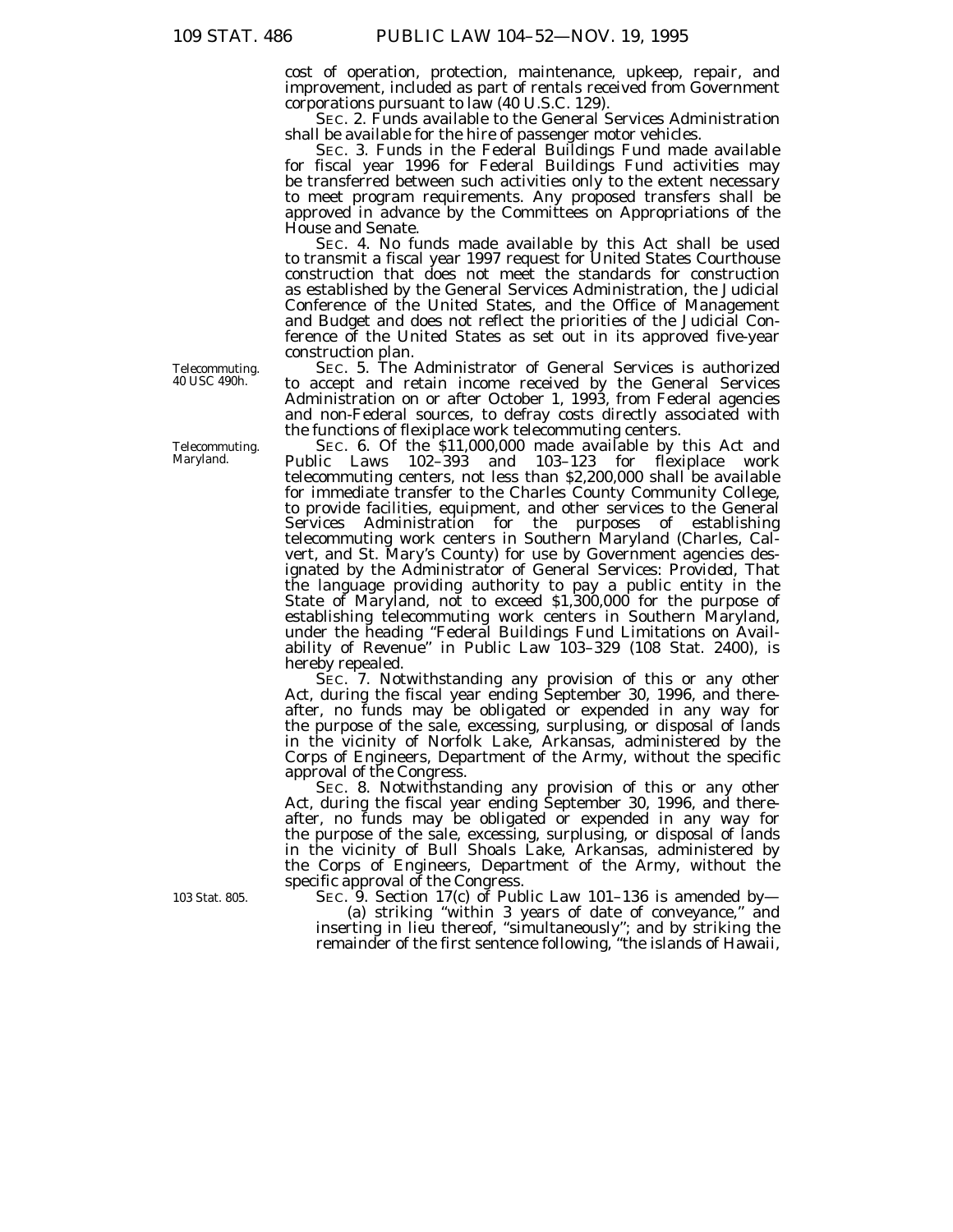cost of operation, protection, maintenance, upkeep, repair, and improvement, included as part of rentals received from Government corporations pursuant to law (40 U.S.C. 129).

SEC. 2. Funds available to the General Services Administration shall be available for the hire of passenger motor vehicles.

SEC. 3. Funds in the Federal Buildings Fund made available for fiscal year 1996 for Federal Buildings Fund activities may be transferred between such activities only to the extent necessary to meet program requirements. Any proposed transfers shall be approved in advance by the Committees on Appropriations of the House and Senate.

SEC. 4. No funds made available by this Act shall be used to transmit a fiscal year 1997 request for United States Courthouse construction that does not meet the standards for construction as established by the General Services Administration, the Judicial Conference of the United States, and the Office of Management and Budget and does not reflect the priorities of the Judicial Conference of the United States as set out in its approved five-year construction plan.

Telecommuting. 40 USC 490h.

SEC. 5. The Administrator of General Services is authorized to accept and retain income received by the General Services Administration on or after October 1, 1993, from Federal agencies and non-Federal sources, to defray costs directly associated with the functions of flexiplace work telecommuting centers.

Telecommuting. Maryland.

SEC. 6. Of the $11,000,000 made available by this Act and Public Laws 102–393 and 103–123 for flexiplace work telecommuting centers, not less than $2,200,000 shall be available for immediate transfer to the Charles County Community College, to provide facilities, equipment, and other services to the General Services Administration for the purposes of establishing telecommuting work centers in Southern Maryland (Charles, Calvert, and St. Mary's County) for use by Government agencies designated by the Administrator of General Services: *Provided*, That the language providing authority to pay a public entity in the State of Maryland, not to exceed $1,300,000 for the purpose of establishing telecommuting work centers in Southern Maryland, under the heading "Federal Buildings Fund Limitations on Availability of Revenue" in Public Law 103–329 (108 Stat. 2400), is hereby repealed.

SEC. 7. Notwithstanding any provision of this or any other Act, during the fiscal year ending September 30, 1996, and thereafter, no funds may be obligated or expended in any way for the purpose of the sale, excessing, surplusing, or disposal of lands in the vicinity of Norfolk Lake, Arkansas, administered by the Corps of Engineers, Department of the Army, without the specific approval of the Congress.

SEC. 8. Notwithstanding any provision of this or any other Act, during the fiscal year ending September 30, 1996, and thereafter, no funds may be obligated or expended in any way for the purpose of the sale, excessing, surplusing, or disposal of lands in the vicinity of Bull Shoals Lake, Arkansas, administered by the Corps of Engineers, Department of the Army, without the specific approval of the Congress.

103 Stat. 805.

SEC. 9. Section 17(c) of Public Law 101–136 is amended by—

(a) striking "within 3 years of date of conveyance," and inserting in lieu thereof, "simultaneously"; and by striking the remainder of the first sentence following, "the islands of Hawaii,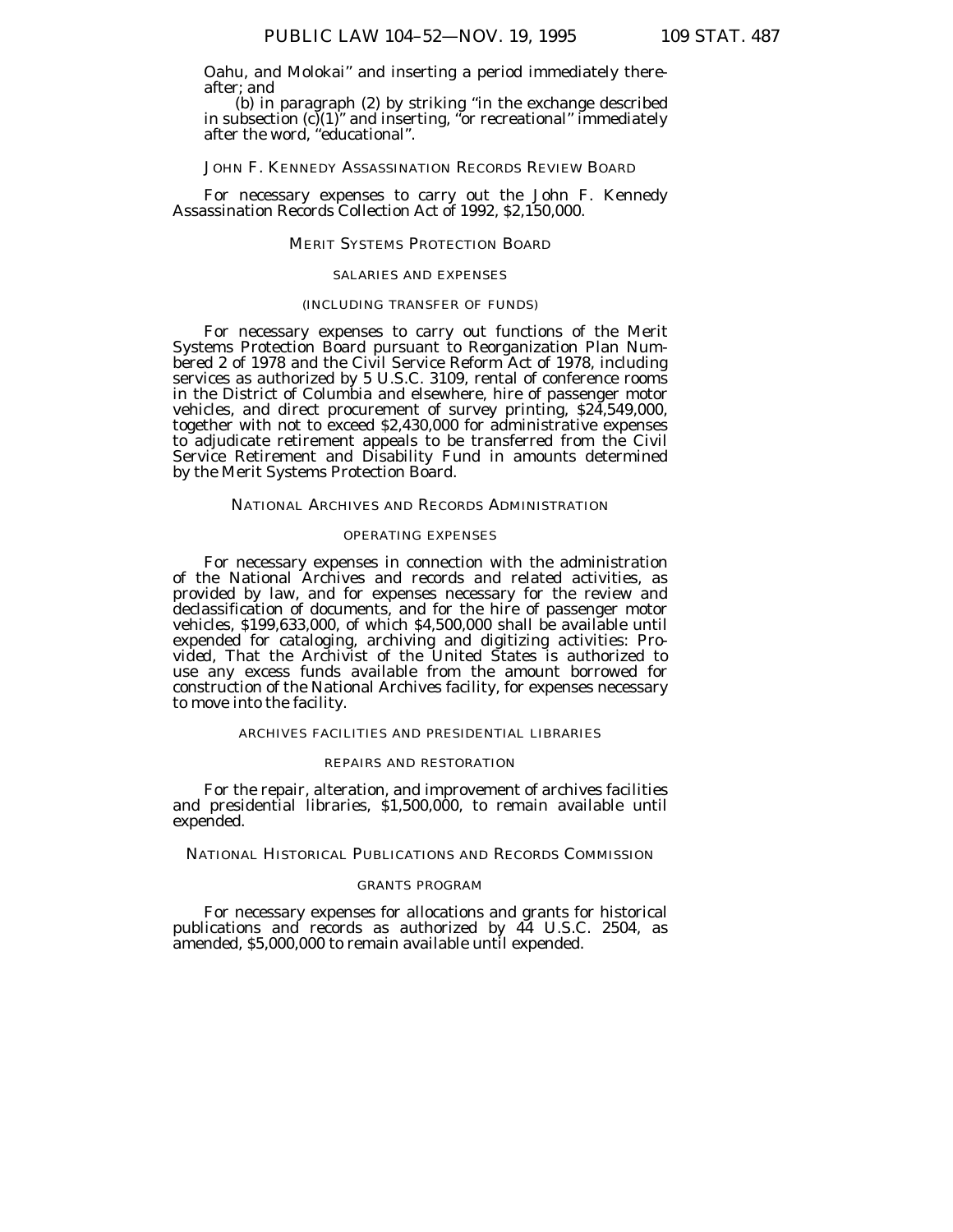Oahu, and Molokai" and inserting a period immediately thereafter; and

(b) in paragraph (2) by striking "in the exchange described in subsection (c)(1)" and inserting, "or recreational" immediately after the word, "educational".

## JOHN F. KENNEDY ASSASSINATION RECORDS REVIEW BOARD

For necessary expenses to carry out the John F. Kennedy Assassination Records Collection Act of 1992, $2,150,000.

## MERIT SYSTEMS PROTECTION BOARD

### SALARIES AND EXPENSES

### (INCLUDING TRANSFER OF FUNDS)

For necessary expenses to carry out functions of the Merit Systems Protection Board pursuant to Reorganization Plan Numbered 2 of 1978 and the Civil Service Reform Act of 1978, including services as authorized by 5 U.S.C. 3109, rental of conference rooms in the District of Columbia and elsewhere, hire of passenger motor vehicles, and direct procurement of survey printing, $24,549,000, together with not to exceed $2,430,000 for administrative expenses to adjudicate retirement appeals to be transferred from the Civil Service Retirement and Disability Fund in amounts determined by the Merit Systems Protection Board.

## NATIONAL ARCHIVES AND RECORDS ADMINISTRATION

### OPERATING EXPENSES

For necessary expenses in connection with the administration of the National Archives and records and related activities, as provided by law, and for expenses necessary for the review and declassification of documents, and for the hire of passenger motor vehicles, $199,633,000, of which $4,500,000 shall be available until expended for cataloging, archiving and digitizing activities: *Provided*, That the Archivist of the United States is authorized to use any excess funds available from the amount borrowed for construction of the National Archives facility, for expenses necessary to move into the facility.

### ARCHIVES FACILITIES AND PRESIDENTIAL LIBRARIES

### REPAIRS AND RESTORATION

For the repair, alteration, and improvement of archives facilities and presidential libraries, $1,500,000, to remain available until expended.

## NATIONAL HISTORICAL PUBLICATIONS AND RECORDS COMMISSION

### GRANTS PROGRAM

For necessary expenses for allocations and grants for historical publications and records as authorized by 44 U.S.C. 2504, as amended, $5,000,000 to remain available until expended.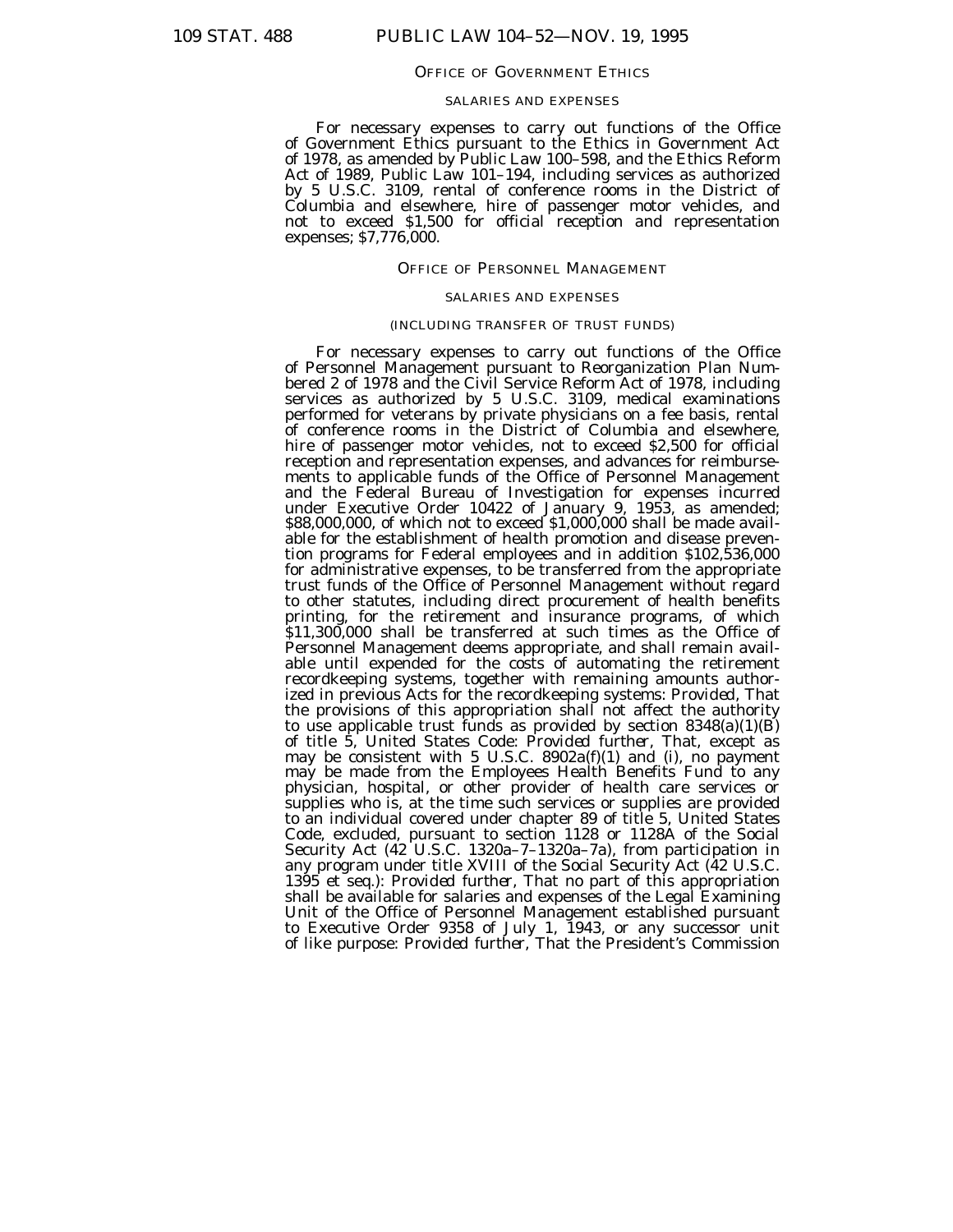## OFFICE OF GOVERNMENT ETHICS

### SALARIES AND EXPENSES

For necessary expenses to carry out functions of the Office of Government Ethics pursuant to the Ethics in Government Act of 1978, as amended by Public Law 100–598, and the Ethics Reform Act of 1989, Public Law 101–194, including services as authorized by 5 U.S.C. 3109, rental of conference rooms in the District of Columbia and elsewhere, hire of passenger motor vehicles, and not to exceed $1,500 for official reception and representation expenses; $7,776,000.

## OFFICE OF PERSONNEL MANAGEMENT

### SALARIES AND EXPENSES

#### (INCLUDING TRANSFER OF TRUST FUNDS)

For necessary expenses to carry out functions of the Office of Personnel Management pursuant to Reorganization Plan Numbered 2 of 1978 and the Civil Service Reform Act of 1978, including services as authorized by 5 U.S.C. 3109, medical examinations performed for veterans by private physicians on a fee basis, rental of conference rooms in the District of Columbia and elsewhere, hire of passenger motor vehicles, not to exceed $2,500 for official reception and representation expenses, and advances for reimbursements to applicable funds of the Office of Personnel Management and the Federal Bureau of Investigation for expenses incurred under Executive Order 10422 of January 9, 1953, as amended; $88,000,000, of which not to exceed $1,000,000 shall be made available for the establishment of health promotion and disease prevention programs for Federal employees and in addition $102,536,000 for administrative expenses, to be transferred from the appropriate trust funds of the Office of Personnel Management without regard to other statutes, including direct procurement of health benefits printing, for the retirement and insurance programs, of which $11,300,000 shall be transferred at such times as the Office of Personnel Management deems appropriate, and shall remain available until expended for the costs of automating the retirement recordkeeping systems, together with remaining amounts authorized in previous Acts for the recordkeeping systems: *Provided*, That the provisions of this appropriation shall not affect the authority to use applicable trust funds as provided by section 8348(a)(1)(B) of title 5, United States Code: *Provided further*, That, except as may be consistent with 5 U.S.C. 8902a(f)(1) and (i), no payment may be made from the Employees Health Benefits Fund to any physician, hospital, or other provider of health care services or supplies who is, at the time such services or supplies are provided to an individual covered under chapter 89 of title 5, United States Code, excluded, pursuant to section 1128 or 1128A of the Social Security Act (42 U.S.C. 1320a–7–1320a–7a), from participation in any program under title XVIII of the Social Security Act (42 U.S.C. 1395 et seq.): *Provided further*, That no part of this appropriation shall be available for salaries and expenses of the Legal Examining Unit of the Office of Personnel Management established pursuant to Executive Order 9358 of July 1, 1943, or any successor unit of like purpose: *Provided further*, That the President's Commission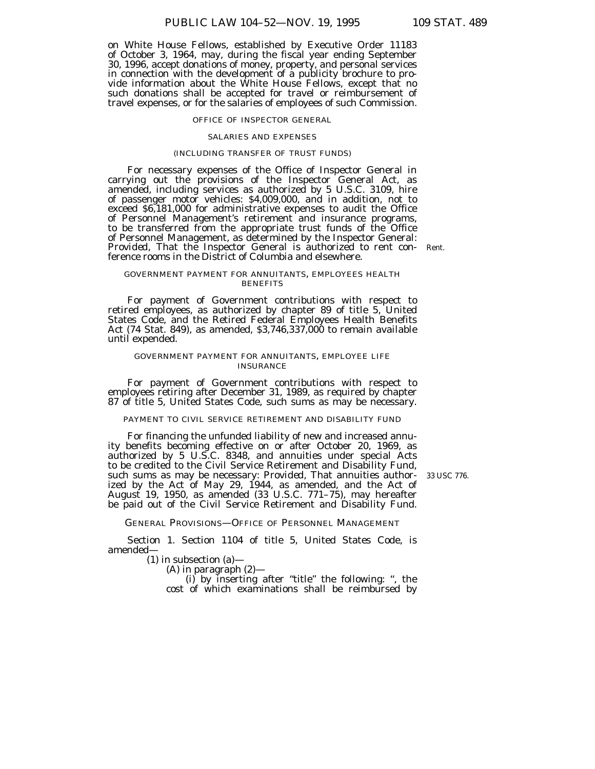on White House Fellows, established by Executive Order 11183 of October 3, 1964, may, during the fiscal year ending September 30, 1996, accept donations of money, property, and personal services in connection with the development of a publicity brochure to provide information about the White House Fellows, except that no such donations shall be accepted for travel or reimbursement of travel expenses, or for the salaries of employees of such Commission.

OFFICE OF INSPECTOR GENERAL

SALARIES AND EXPENSES

(INCLUDING TRANSFER OF TRUST FUNDS)

For necessary expenses of the Office of Inspector General in carrying out the provisions of the Inspector General Act, as amended, including services as authorized by 5 U.S.C. 3109, hire of passenger motor vehicles: $4,009,000, and in addition, not to exceed $6,181,000 for administrative expenses to audit the Office of Personnel Management's retirement and insurance programs, to be transferred from the appropriate trust funds of the Office of Personnel Management, as determined by the Inspector General: *Provided*, That the Inspector General is authorized to rent conference rooms in the District of Columbia and elsewhere.

Rent.

GOVERNMENT PAYMENT FOR ANNUITANTS, EMPLOYEES HEALTH BENEFITS

For payment of Government contributions with respect to retired employees, as authorized by chapter 89 of title 5, United States Code, and the Retired Federal Employees Health Benefits Act (74 Stat. 849), as amended, $3,746,337,000 to remain available until expended.

GOVERNMENT PAYMENT FOR ANNUITANTS, EMPLOYEE LIFE INSURANCE

For payment of Government contributions with respect to employees retiring after December 31, 1989, as required by chapter 87 of title 5, United States Code, such sums as may be necessary.

PAYMENT TO CIVIL SERVICE RETIREMENT AND DISABILITY FUND

For financing the unfunded liability of new and increased annuity benefits becoming effective on or after October 20, 1969, as authorized by 5 U.S.C. 8348, and annuities under special Acts to be credited to the Civil Service Retirement and Disability Fund, such sums as may be necessary: *Provided*, That annuities authorized by the Act of May 29, 1944, as amended, and the Act of August 19, 1950, as amended (33 U.S.C. 771–75), may hereafter be paid out of the Civil Service Retirement and Disability Fund.

33 USC 776.

GENERAL PROVISIONS—OFFICE OF PERSONNEL MANAGEMENT

Section 1. Section 1104 of title 5, United States Code, is amended—

(1) in subsection (a)—

(A) in paragraph (2)—

(i) by inserting after "title" the following: ", the cost of which examinations shall be reimbursed by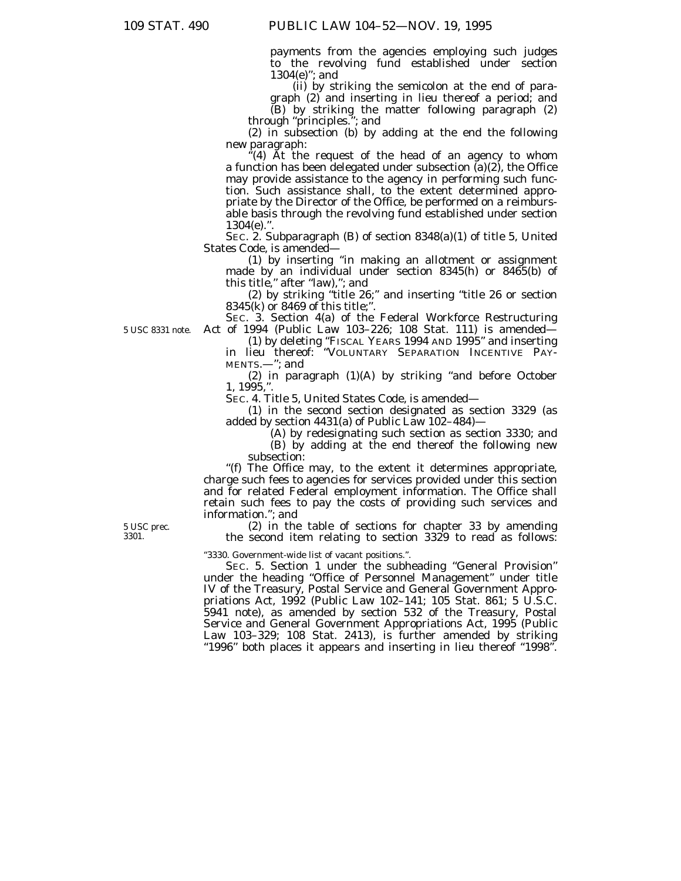payments from the agencies employing such judges to the revolving fund established under section 1304(e)''; and

(ii) by striking the semicolon at the end of paragraph (2) and inserting in lieu thereof a period; and

(B) by striking the matter following paragraph (2) through ''principles.''; and

(2) in subsection (b) by adding at the end the following new paragraph:

''(4) At the request of the head of an agency to whom a function has been delegated under subsection (a)(2), the Office may provide assistance to the agency in performing such function. Such assistance shall, to the extent determined appropriate by the Director of the Office, be performed on a reimbursable basis through the revolving fund established under section 1304(e).''.

SEC. 2. Subparagraph (B) of section 8348(a)(1) of title 5, United States Code, is amended—

(1) by inserting ''in making an allotment or assignment made by an individual under section 8345(h) or 8465(b) of this title,'' after ''law),''; and

(2) by striking ''title 26;'' and inserting ''title 26 or section 8345(k) or 8469 of this title;''.

SEC. 3. Section 4(a) of the Federal Workforce Restructuring Act of 1994 (Public Law 103–226; 108 Stat. 111) is amended—

5 USC 8331 note.

(1) by deleting ''FISCAL YEARS 1994 AND 1995'' and inserting in lieu thereof: ''VOLUNTARY SEPARATION INCENTIVE PAYMENTS.—''; and

(2) in paragraph (1)(A) by striking ''and before October 1, 1995,''.

SEC. 4. Title 5, United States Code, is amended—

(1) in the second section designated as section 3329 (as added by section 4431(a) of Public Law 102–484)—

(A) by redesignating such section as section 3330; and

(B) by adding at the end thereof the following new subsection:

''(f) The Office may, to the extent it determines appropriate, charge such fees to agencies for services provided under this section and for related Federal employment information. The Office shall retain such fees to pay the costs of providing such services and information.''; and

5 USC prec. 3301.

(2) in the table of sections for chapter 33 by amending the second item relating to section 3329 to read as follows:

''3330. Government-wide list of vacant positions.''.

SEC. 5. Section 1 under the subheading ''General Provision'' under the heading ''Office of Personnel Management'' under title IV of the Treasury, Postal Service and General Government Appropriations Act, 1992 (Public Law 102–141; 105 Stat. 861; 5 U.S.C. 5941 note), as amended by section 532 of the Treasury, Postal Service and General Government Appropriations Act, 1995 (Public Law 103–329; 108 Stat. 2413), is further amended by striking ''1996'' both places it appears and inserting in lieu thereof ''1998''.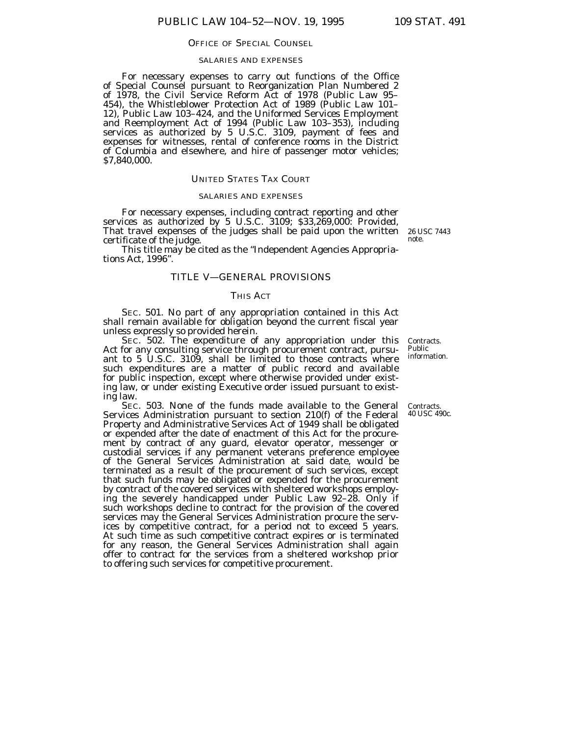## OFFICE OF SPECIAL COUNSEL

### SALARIES AND EXPENSES

For necessary expenses to carry out functions of the Office of Special Counsel pursuant to Reorganization Plan Numbered 2 of 1978, the Civil Service Reform Act of 1978 (Public Law 95–454), the Whistleblower Protection Act of 1989 (Public Law 101–12), Public Law 103–424, and the Uniformed Services Employment and Reemployment Act of 1994 (Public Law 103–353), including services as authorized by 5 U.S.C. 3109, payment of fees and expenses for witnesses, rental of conference rooms in the District of Columbia and elsewhere, and hire of passenger motor vehicles; $7,840,000.

## UNITED STATES TAX COURT

### SALARIES AND EXPENSES

For necessary expenses, including contract reporting and other services as authorized by 5 U.S.C. 3109; $33,269,000: *Provided*, That travel expenses of the judges shall be paid upon the written certificate of the judge.

*26 USC 7443 note.*

This title may be cited as the "Independent Agencies Appropriations Act, 1996".

## TITLE V—GENERAL PROVISIONS

### THIS ACT

SEC. 501. No part of any appropriation contained in this Act shall remain available for obligation beyond the current fiscal year unless expressly so provided herein.

*Contracts. Public information.*

SEC. 502. The expenditure of any appropriation under this Act for any consulting service through procurement contract, pursuant to 5 U.S.C. 3109, shall be limited to those contracts where such expenditures are a matter of public record and available for public inspection, except where otherwise provided under existing law, or under existing Executive order issued pursuant to existing law.

*Contracts. 40 USC 490c.*

SEC. 503. None of the funds made available to the General Services Administration pursuant to section 210(f) of the Federal Property and Administrative Services Act of 1949 shall be obligated or expended after the date of enactment of this Act for the procurement by contract of any guard, elevator operator, messenger or custodial services if any permanent veterans preference employee of the General Services Administration at said date, would be terminated as a result of the procurement of such services, except that such funds may be obligated or expended for the procurement by contract of the covered services with sheltered workshops employing the severely handicapped under Public Law 92–28. Only if such workshops decline to contract for the provision of the covered services may the General Services Administration procure the services by competitive contract, for a period not to exceed 5 years. At such time as such competitive contract expires or is terminated for any reason, the General Services Administration shall again offer to contract for the services from a sheltered workshop prior to offering such services for competitive procurement.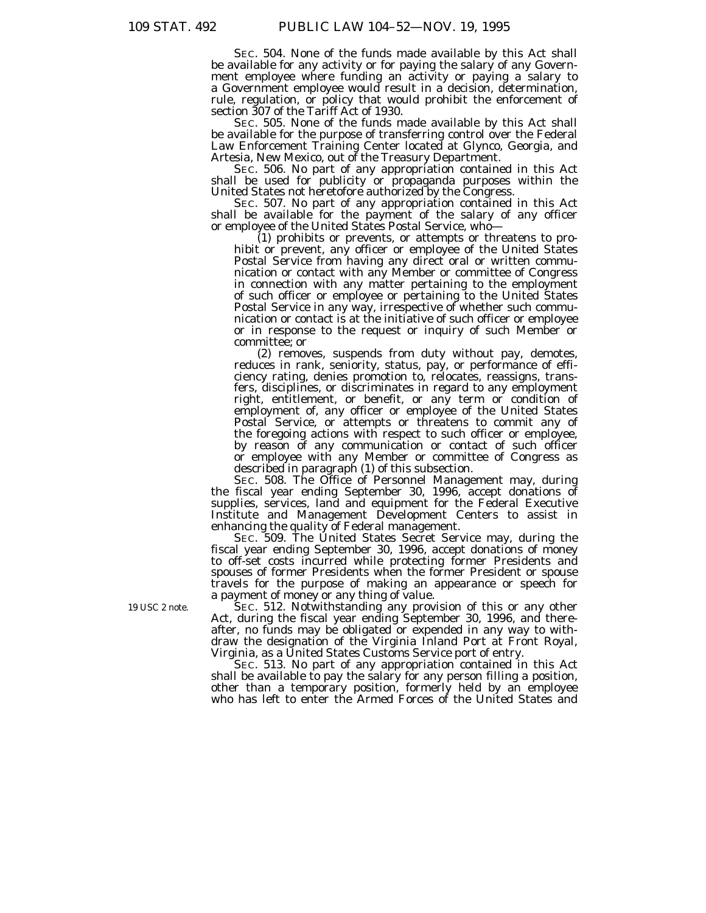SEC. 504. None of the funds made available by this Act shall be available for any activity or for paying the salary of any Government employee where funding an activity or paying a salary to a Government employee would result in a decision, determination, rule, regulation, or policy that would prohibit the enforcement of section 307 of the Tariff Act of 1930.

SEC. 505. None of the funds made available by this Act shall be available for the purpose of transferring control over the Federal Law Enforcement Training Center located at Glynco, Georgia, and Artesia, New Mexico, out of the Treasury Department.

SEC. 506. No part of any appropriation contained in this Act shall be used for publicity or propaganda purposes within the United States not heretofore authorized by the Congress.

SEC. 507. No part of any appropriation contained in this Act shall be available for the payment of the salary of any officer or employee of the United States Postal Service, who—

(1) prohibits or prevents, or attempts or threatens to prohibit or prevent, any officer or employee of the United States Postal Service from having any direct oral or written communication or contact with any Member or committee of Congress in connection with any matter pertaining to the employment of such officer or employee or pertaining to the United States Postal Service in any way, irrespective of whether such communication or contact is at the initiative of such officer or employee or in response to the request or inquiry of such Member or committee; or

(2) removes, suspends from duty without pay, demotes, reduces in rank, seniority, status, pay, or performance of efficiency rating, denies promotion to, relocates, reassigns, transfers, disciplines, or discriminates in regard to any employment right, entitlement, or benefit, or any term or condition of employment of, any officer or employee of the United States Postal Service, or attempts or threatens to commit any of the foregoing actions with respect to such officer or employee, by reason of any communication or contact of such officer or employee with any Member or committee of Congress as described in paragraph (1) of this subsection.

SEC. 508. The Office of Personnel Management may, during the fiscal year ending September 30, 1996, accept donations of supplies, services, land and equipment for the Federal Executive Institute and Management Development Centers to assist in enhancing the quality of Federal management.

SEC. 509. The United States Secret Service may, during the fiscal year ending September 30, 1996, accept donations of money to off-set costs incurred while protecting former Presidents and spouses of former Presidents when the former President or spouse travels for the purpose of making an appearance or speech for a payment of money or any thing of value.

19 USC 2 note.

SEC. 512. Notwithstanding any provision of this or any other Act, during the fiscal year ending September 30, 1996, and thereafter, no funds may be obligated or expended in any way to withdraw the designation of the Virginia Inland Port at Front Royal, Virginia, as a United States Customs Service port of entry.

SEC. 513. No part of any appropriation contained in this Act shall be available to pay the salary for any person filling a position, other than a temporary position, formerly held by an employee who has left to enter the Armed Forces of the United States and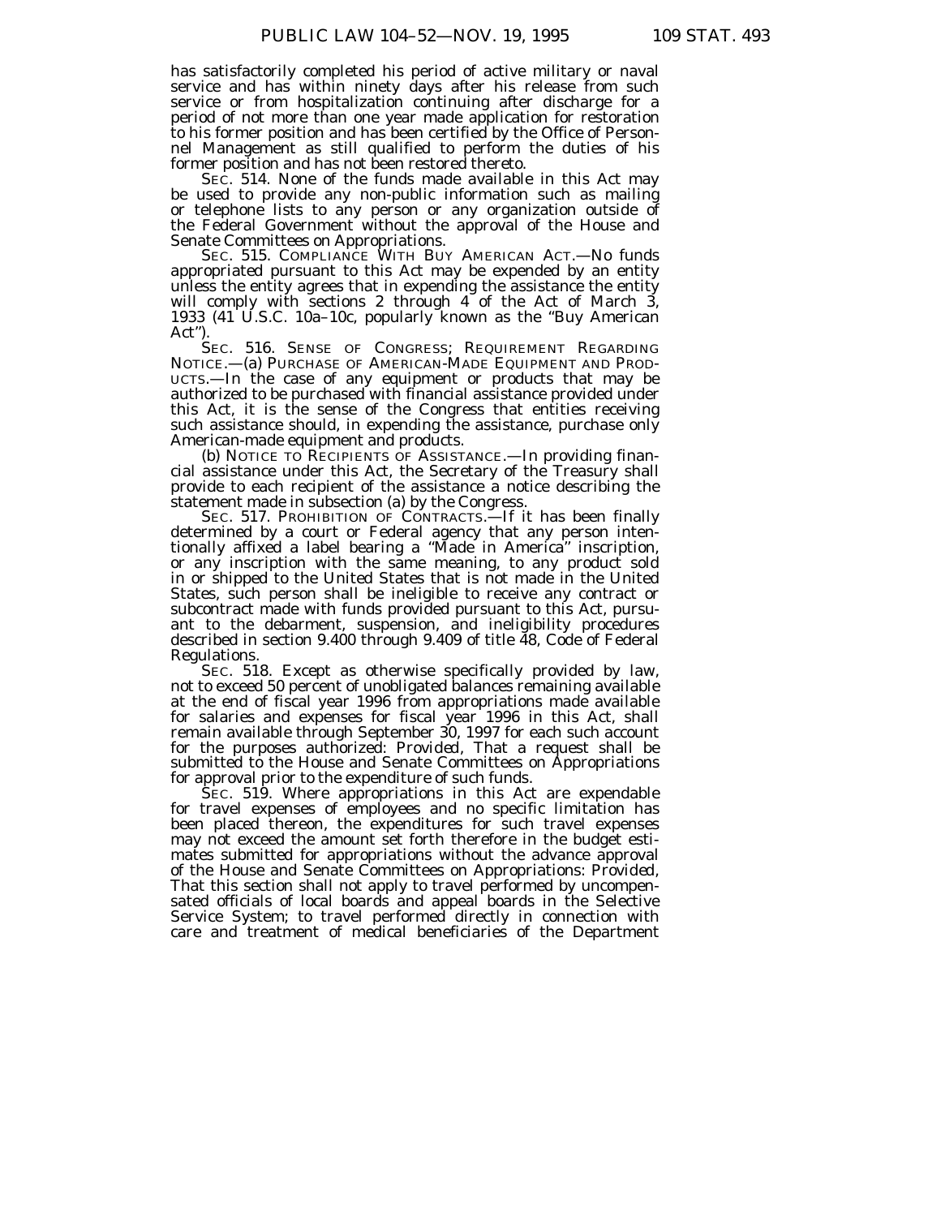has satisfactorily completed his period of active military or naval service and has within ninety days after his release from such service or from hospitalization continuing after discharge for a period of not more than one year made application for restoration to his former position and has been certified by the Office of Personnel Management as still qualified to perform the duties of his former position and has not been restored thereto.

SEC. 514. None of the funds made available in this Act may be used to provide any non-public information such as mailing or telephone lists to any person or any organization outside of the Federal Government without the approval of the House and Senate Committees on Appropriations.

SEC. 515. COMPLIANCE WITH BUY AMERICAN ACT.—No funds appropriated pursuant to this Act may be expended by an entity unless the entity agrees that in expending the assistance the entity will comply with sections 2 through 4 of the Act of March 3, 1933 (41 U.S.C. 10a–10c, popularly known as the "Buy American Act").

SEC. 516. SENSE OF CONGRESS; REQUIREMENT REGARDING NOTICE.—(a) PURCHASE OF AMERICAN-MADE EQUIPMENT AND PRODUCTS.—In the case of any equipment or products that may be authorized to be purchased with financial assistance provided under this Act, it is the sense of the Congress that entities receiving such assistance should, in expending the assistance, purchase only American-made equipment and products.

(b) NOTICE TO RECIPIENTS OF ASSISTANCE.—In providing financial assistance under this Act, the Secretary of the Treasury shall provide to each recipient of the assistance a notice describing the statement made in subsection (a) by the Congress.

SEC. 517. PROHIBITION OF CONTRACTS.—If it has been finally determined by a court or Federal agency that any person intentionally affixed a label bearing a "Made in America" inscription, or any inscription with the same meaning, to any product sold in or shipped to the United States that is not made in the United States, such person shall be ineligible to receive any contract or subcontract made with funds provided pursuant to this Act, pursuant to the debarment, suspension, and ineligibility procedures described in section 9.400 through 9.409 of title 48, Code of Federal Regulations.

SEC. 518. Except as otherwise specifically provided by law, not to exceed 50 percent of unobligated balances remaining available at the end of fiscal year 1996 from appropriations made available for salaries and expenses for fiscal year 1996 in this Act, shall remain available through September 30, 1997 for each such account for the purposes authorized: *Provided*, That a request shall be submitted to the House and Senate Committees on Appropriations for approval prior to the expenditure of such funds.

SEC. 519. Where appropriations in this Act are expendable for travel expenses of employees and no specific limitation has been placed thereon, the expenditures for such travel expenses may not exceed the amount set forth therefore in the budget estimates submitted for appropriations without the advance approval of the House and Senate Committees on Appropriations: *Provided*, That this section shall not apply to travel performed by uncompensated officials of local boards and appeal boards in the Selective Service System; to travel performed directly in connection with care and treatment of medical beneficiaries of the Department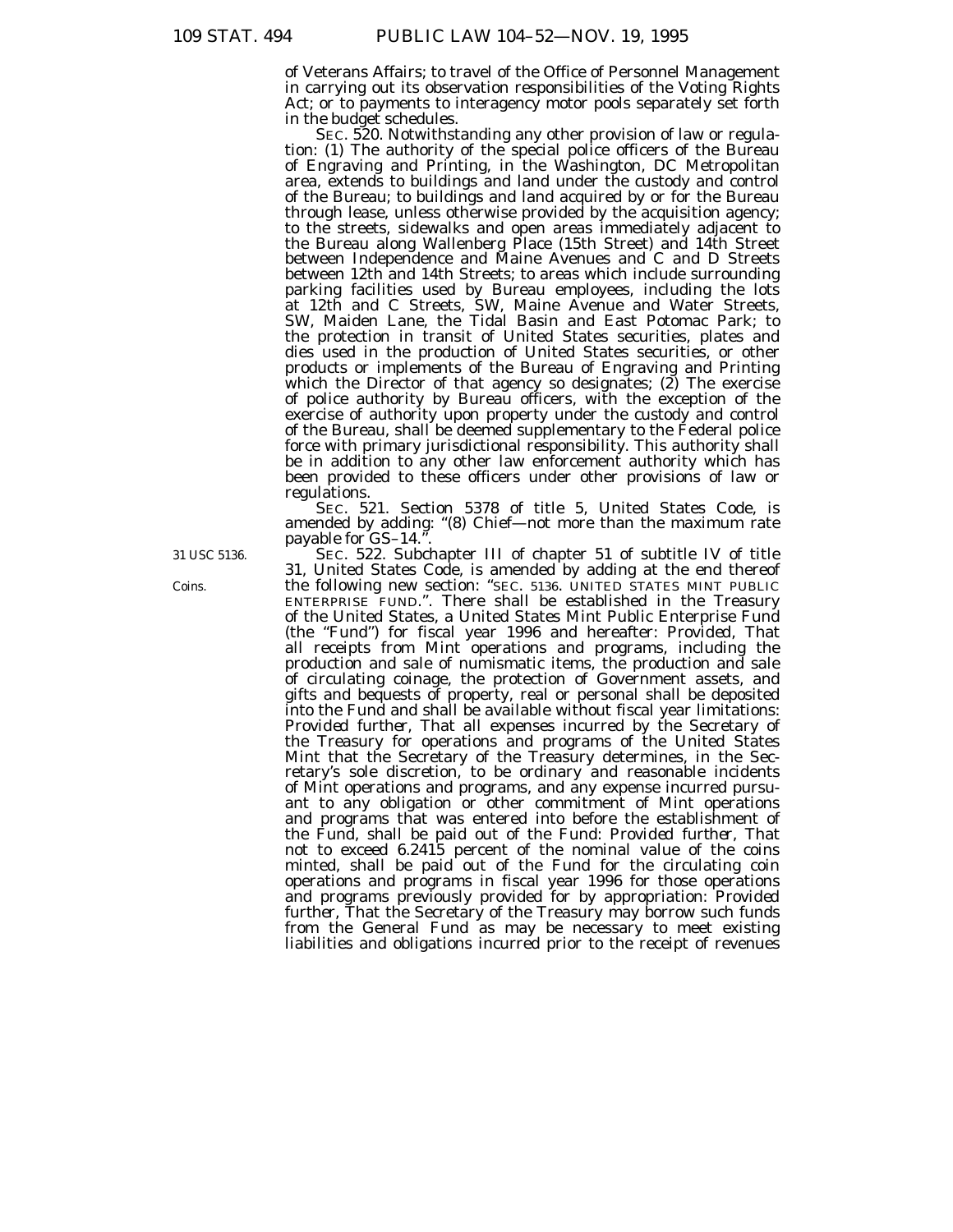of Veterans Affairs; to travel of the Office of Personnel Management in carrying out its observation responsibilities of the Voting Rights Act; or to payments to interagency motor pools separately set forth in the budget schedules.

SEC. 520. Notwithstanding any other provision of law or regulation: (1) The authority of the special police officers of the Bureau of Engraving and Printing, in the Washington, DC Metropolitan area, extends to buildings and land under the custody and control of the Bureau; to buildings and land acquired by or for the Bureau through lease, unless otherwise provided by the acquisition agency; to the streets, sidewalks and open areas immediately adjacent to the Bureau along Wallenberg Place (15th Street) and 14th Street between Independence and Maine Avenues and C and D Streets between 12th and 14th Streets; to areas which include surrounding parking facilities used by Bureau employees, including the lots at 12th and C Streets, SW, Maine Avenue and Water Streets, SW, Maiden Lane, the Tidal Basin and East Potomac Park; to the protection in transit of United States securities, plates and dies used in the production of United States securities, or other products or implements of the Bureau of Engraving and Printing which the Director of that agency so designates; (2) The exercise of police authority by Bureau officers, with the exception of the exercise of authority upon property under the custody and control of the Bureau, shall be deemed supplementary to the Federal police force with primary jurisdictional responsibility. This authority shall be in addition to any other law enforcement authority which has been provided to these officers under other provisions of law or regulations.

SEC. 521. Section 5378 of title 5, United States Code, is amended by adding: "(8) Chief—not more than the maximum rate payable for GS–14.".

31 USC 5136.

Coins.

SEC. 522. Subchapter III of chapter 51 of subtitle IV of title 31, United States Code, is amended by adding at the end thereof the following new section: "SEC. 5136. UNITED STATES MINT PUBLIC ENTERPRISE FUND.". There shall be established in the Treasury of the United States, a United States Mint Public Enterprise Fund (the "Fund") for fiscal year 1996 and hereafter: *Provided*, That all receipts from Mint operations and programs, including the production and sale of numismatic items, the production and sale of circulating coinage, the protection of Government assets, and gifts and bequests of property, real or personal shall be deposited into the Fund and shall be available without fiscal year limitations: *Provided further*, That all expenses incurred by the Secretary of the Treasury for operations and programs of the United States Mint that the Secretary of the Treasury determines, in the Secretary's sole discretion, to be ordinary and reasonable incidents of Mint operations and programs, and any expense incurred pursuant to any obligation or other commitment of Mint operations and programs that was entered into before the establishment of the Fund, shall be paid out of the Fund: *Provided further*, That not to exceed 6.2415 percent of the nominal value of the coins minted, shall be paid out of the Fund for the circulating coin operations and programs in fiscal year 1996 for those operations and programs previously provided for by appropriation: *Provided further*, That the Secretary of the Treasury may borrow such funds from the General Fund as may be necessary to meet existing liabilities and obligations incurred prior to the receipt of revenues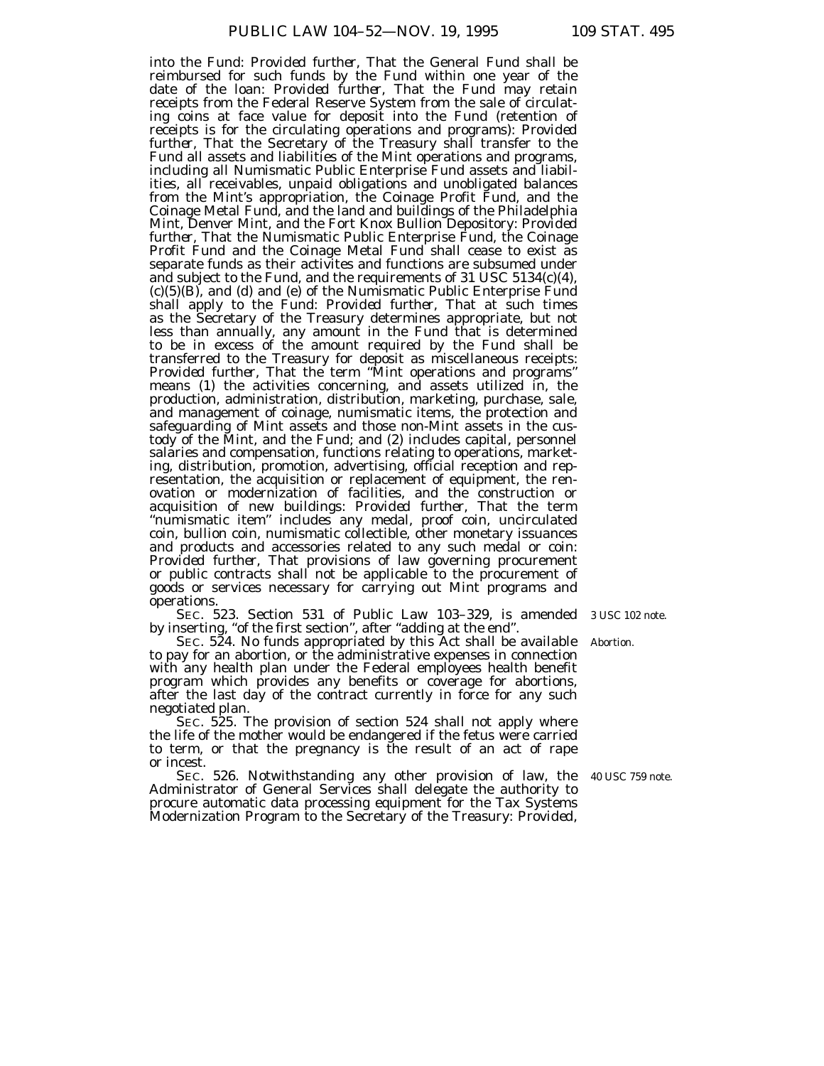into the Fund: *Provided further*, That the General Fund shall be reimbursed for such funds by the Fund within one year of the date of the loan: *Provided further*, That the Fund may retain receipts from the Federal Reserve System from the sale of circulating coins at face value for deposit into the Fund (retention of receipts is for the circulating operations and programs): *Provided further*, That the Secretary of the Treasury shall transfer to the Fund all assets and liabilities of the Mint operations and programs, including all Numismatic Public Enterprise Fund assets and liabilities, all receivables, unpaid obligations and unobligated balances from the Mint's appropriation, the Coinage Profit Fund, and the Coinage Metal Fund, and the land and buildings of the Philadelphia Mint, Denver Mint, and the Fort Knox Bullion Depository: *Provided further*, That the Numismatic Public Enterprise Fund, the Coinage Profit Fund and the Coinage Metal Fund shall cease to exist as separate funds as their activites and functions are subsumed under and subject to the Fund, and the requirements of 31 USC 5134(c)(4), (c)(5)(B), and (d) and (e) of the Numismatic Public Enterprise Fund shall apply to the Fund: *Provided further*, That at such times as the Secretary of the Treasury determines appropriate, but not less than annually, any amount in the Fund that is determined to be in excess of the amount required by the Fund shall be transferred to the Treasury for deposit as miscellaneous receipts: *Provided further*, That the term "Mint operations and programs" means (1) the activities concerning, and assets utilized in, the production, administration, distribution, marketing, purchase, sale, and management of coinage, numismatic items, the protection and safeguarding of Mint assets and those non-Mint assets in the custody of the Mint, and the Fund; and (2) includes capital, personnel salaries and compensation, functions relating to operations, marketing, distribution, promotion, advertising, official reception and representation, the acquisition or replacement of equipment, the renovation or modernization of facilities, and the construction or acquisition of new buildings: *Provided further*, That the term "numismatic item" includes any medal, proof coin, uncirculated coin, bullion coin, numismatic collectible, other monetary issuances and products and accessories related to any such medal or coin: *Provided further*, That provisions of law governing procurement or public contracts shall not be applicable to the procurement of goods or services necessary for carrying out Mint programs and operations.

3 USC 102 note.

SEC. 523. Section 531 of Public Law 103–329, is amended by inserting, "of the first section", after "adding at the end".

Abortion.

SEC. 524. No funds appropriated by this Act shall be available to pay for an abortion, or the administrative expenses in connection with any health plan under the Federal employees health benefit program which provides any benefits or coverage for abortions, after the last day of the contract currently in force for any such negotiated plan.

SEC. 525. The provision of section 524 shall not apply where the life of the mother would be endangered if the fetus were carried to term, or that the pregnancy is the result of an act of rape or incest.

40 USC 759 note.

SEC. 526. Notwithstanding any other provision of law, the Administrator of General Services shall delegate the authority to procure automatic data processing equipment for the Tax Systems Modernization Program to the Secretary of the Treasury: *Provided*,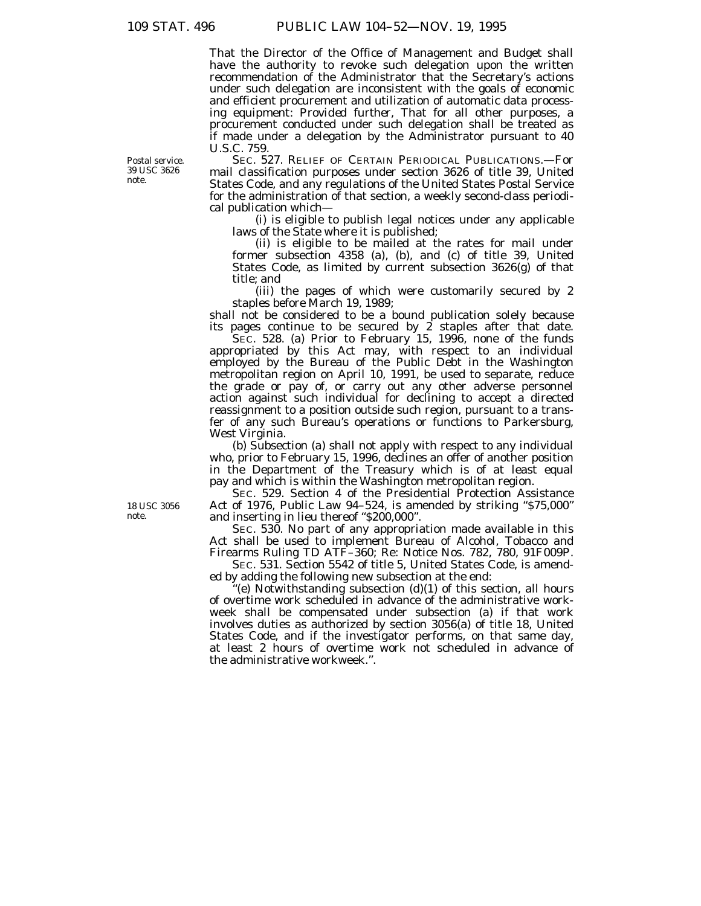That the Director of the Office of Management and Budget shall have the authority to revoke such delegation upon the written recommendation of the Administrator that the Secretary's actions under such delegation are inconsistent with the goals of economic and efficient procurement and utilization of automatic data processing equipment: *Provided further*, That for all other purposes, a procurement conducted under such delegation shall be treated as if made under a delegation by the Administrator pursuant to 40 U.S.C. 759.

Postal service. 39 USC 3626 note.

SEC. 527. RELIEF OF CERTAIN PERIODICAL PUBLICATIONS.—For mail classification purposes under section 3626 of title 39, United States Code, and any regulations of the United States Postal Service for the administration of that section, a weekly second-class periodical publication which—

(i) is eligible to publish legal notices under any applicable laws of the State where it is published;

(ii) is eligible to be mailed at the rates for mail under former subsection 4358 (a), (b), and (c) of title 39, United States Code, as limited by current subsection 3626(g) of that title; and

(iii) the pages of which were customarily secured by 2 staples before March 19, 1989;

shall not be considered to be a bound publication solely because its pages continue to be secured by 2 staples after that date.

SEC. 528. (a) Prior to February 15, 1996, none of the funds appropriated by this Act may, with respect to an individual employed by the Bureau of the Public Debt in the Washington metropolitan region on April 10, 1991, be used to separate, reduce the grade or pay of, or carry out any other adverse personnel action against such individual for declining to accept a directed reassignment to a position outside such region, pursuant to a transfer of any such Bureau's operations or functions to Parkersburg, West Virginia.

(b) Subsection (a) shall not apply with respect to any individual who, prior to February 15, 1996, declines an offer of another position in the Department of the Treasury which is of at least equal pay and which is within the Washington metropolitan region.

18 USC 3056 note.

SEC. 529. Section 4 of the Presidential Protection Assistance Act of 1976, Public Law 94–524, is amended by striking "$75,000" and inserting in lieu thereof "$200,000".

SEC. 530. No part of any appropriation made available in this Act shall be used to implement Bureau of Alcohol, Tobacco and Firearms Ruling TD ATF–360; Re: Notice Nos. 782, 780, 91F009P.

SEC. 531. Section 5542 of title 5, United States Code, is amended by adding the following new subsection at the end:

"(e) Notwithstanding subsection (d)(1) of this section, all hours of overtime work scheduled in advance of the administrative workweek shall be compensated under subsection (a) if that work involves duties as authorized by section 3056(a) of title 18, United States Code, and if the investigator performs, on that same day, at least 2 hours of overtime work not scheduled in advance of the administrative workweek.".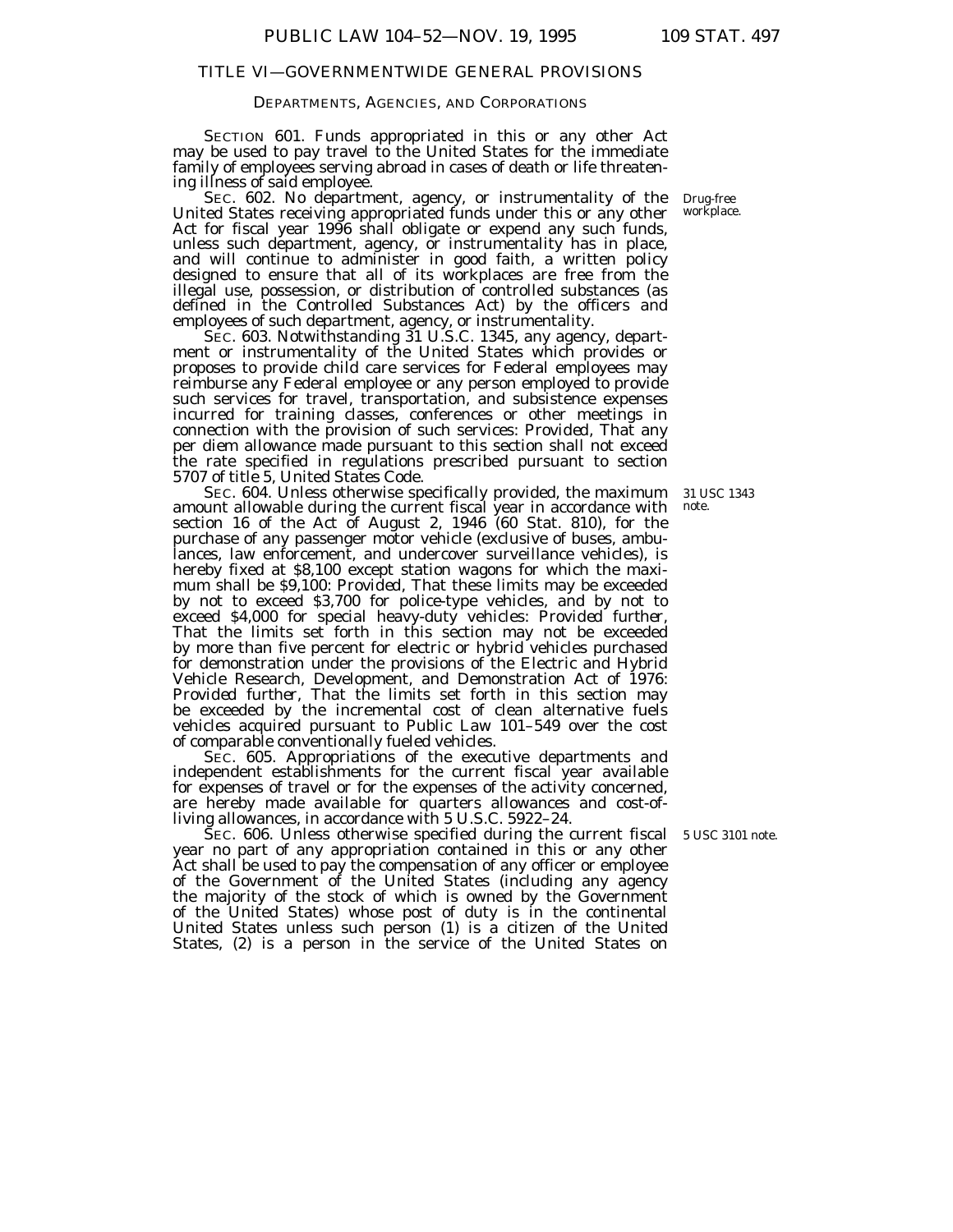## TITLE VI—GOVERNMENTWIDE GENERAL PROVISIONS

### DEPARTMENTS, AGENCIES, AND CORPORATIONS

SECTION 601. Funds appropriated in this or any other Act may be used to pay travel to the United States for the immediate family of employees serving abroad in cases of death or life threatening illness of said employee.

Drug-free workplace.

SEC. 602. No department, agency, or instrumentality of the United States receiving appropriated funds under this or any other Act for fiscal year 1996 shall obligate or expend any such funds, unless such department, agency, or instrumentality has in place, and will continue to administer in good faith, a written policy designed to ensure that all of its workplaces are free from the illegal use, possession, or distribution of controlled substances (as defined in the Controlled Substances Act) by the officers and employees of such department, agency, or instrumentality.

SEC. 603. Notwithstanding 31 U.S.C. 1345, any agency, department or instrumentality of the United States which provides or proposes to provide child care services for Federal employees may reimburse any Federal employee or any person employed to provide such services for travel, transportation, and subsistence expenses incurred for training classes, conferences or other meetings in connection with the provision of such services: *Provided*, That any per diem allowance made pursuant to this section shall not exceed the rate specified in regulations prescribed pursuant to section 5707 of title 5, United States Code.

31 USC 1343 note.

SEC. 604. Unless otherwise specifically provided, the maximum amount allowable during the current fiscal year in accordance with section 16 of the Act of August 2, 1946 (60 Stat. 810), for the purchase of any passenger motor vehicle (exclusive of buses, ambulances, law enforcement, and undercover surveillance vehicles), is hereby fixed at $8,100 except station wagons for which the maximum shall be $9,100: *Provided*, That these limits may be exceeded by not to exceed $3,700 for police-type vehicles, and by not to exceed $4,000 for special heavy-duty vehicles: *Provided further*, That the limits set forth in this section may not be exceeded by more than five percent for electric or hybrid vehicles purchased for demonstration under the provisions of the Electric and Hybrid Vehicle Research, Development, and Demonstration Act of 1976: *Provided further*, That the limits set forth in this section may be exceeded by the incremental cost of clean alternative fuels vehicles acquired pursuant to Public Law 101–549 over the cost of comparable conventionally fueled vehicles.

SEC. 605. Appropriations of the executive departments and independent establishments for the current fiscal year available for expenses of travel or for the expenses of the activity concerned, are hereby made available for quarters allowances and cost-of-living allowances, in accordance with 5 U.S.C. 5922–24.

5 USC 3101 note.

SEC. 606. Unless otherwise specified during the current fiscal year no part of any appropriation contained in this or any other Act shall be used to pay the compensation of any officer or employee of the Government of the United States (including any agency the majority of the stock of which is owned by the Government of the United States) whose post of duty is in the continental United States unless such person (1) is a citizen of the United States, (2) is a person in the service of the United States on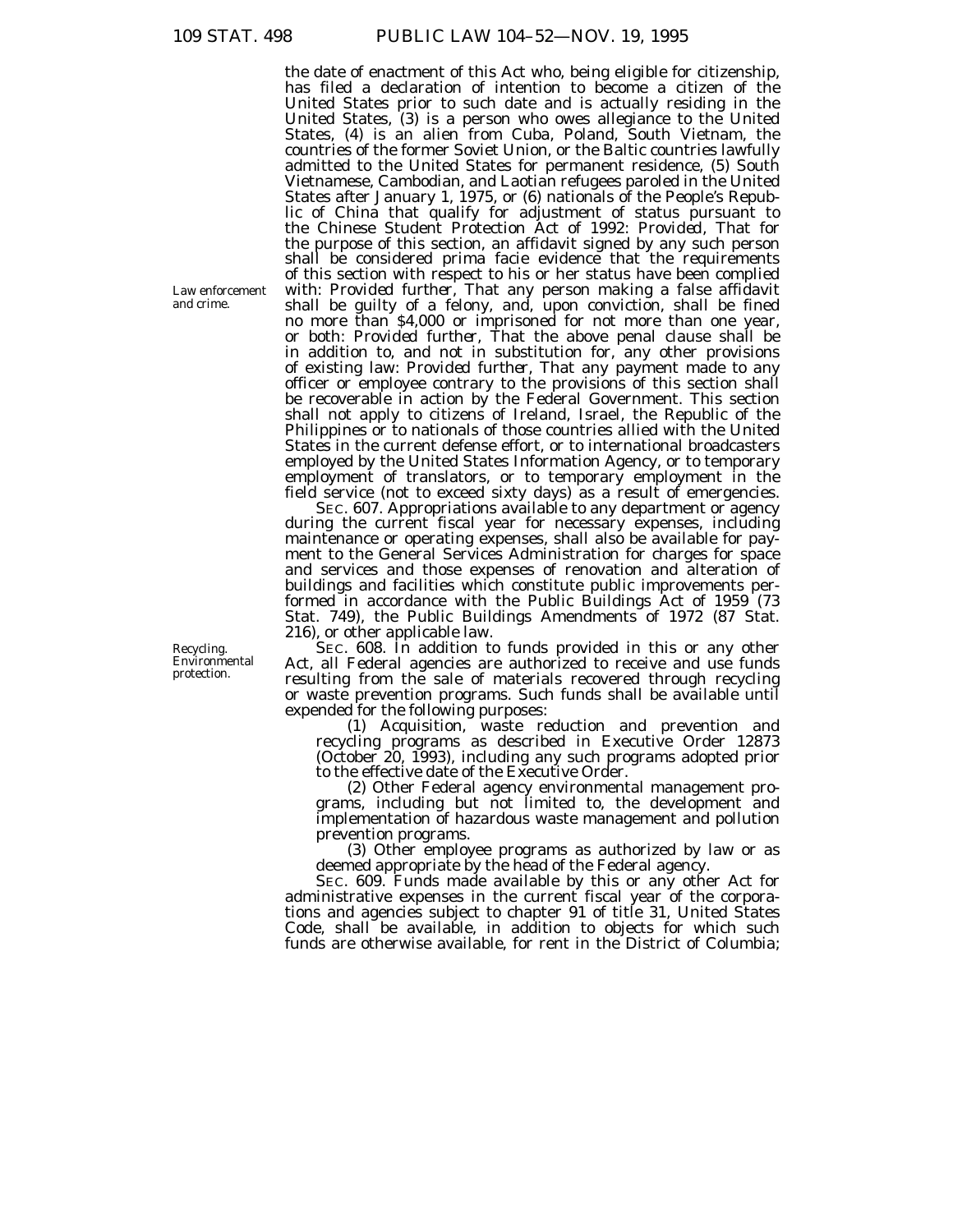the date of enactment of this Act who, being eligible for citizenship, has filed a declaration of intention to become a citizen of the United States prior to such date and is actually residing in the United States, (3) is a person who owes allegiance to the United States, (4) is an alien from Cuba, Poland, South Vietnam, the countries of the former Soviet Union, or the Baltic countries lawfully admitted to the United States for permanent residence, (5) South Vietnamese, Cambodian, and Laotian refugees paroled in the United States after January 1, 1975, or (6) nationals of the People's Republic of China that qualify for adjustment of status pursuant to the Chinese Student Protection Act of 1992: *Provided*, That for the purpose of this section, an affidavit signed by any such person shall be considered prima facie evidence that the requirements of this section with respect to his or her status have been complied with: *Provided further*, That any person making a false affidavit shall be guilty of a felony, and, upon conviction, shall be fined no more than $4,000 or imprisoned for not more than one year, or both: *Provided further*, That the above penal clause shall be in addition to, and not in substitution for, any other provisions of existing law: *Provided further*, That any payment made to any officer or employee contrary to the provisions of this section shall be recoverable in action by the Federal Government. This section shall not apply to citizens of Ireland, Israel, the Republic of the Philippines or to nationals of those countries allied with the United States in the current defense effort, or to international broadcasters employed by the United States Information Agency, or to temporary employment of translators, or to temporary employment in the field service (not to exceed sixty days) as a result of emergencies.

Law enforcement and crime.

SEC. 607. Appropriations available to any department or agency during the current fiscal year for necessary expenses, including maintenance or operating expenses, shall also be available for payment to the General Services Administration for charges for space and services and those expenses of renovation and alteration of buildings and facilities which constitute public improvements performed in accordance with the Public Buildings Act of 1959 (73 Stat. 749), the Public Buildings Amendments of 1972 (87 Stat. 216), or other applicable law.

Recycling. Environmental protection.

SEC. 608. In addition to funds provided in this or any other Act, all Federal agencies are authorized to receive and use funds resulting from the sale of materials recovered through recycling or waste prevention programs. Such funds shall be available until expended for the following purposes:

(1) Acquisition, waste reduction and prevention and recycling programs as described in Executive Order 12873 (October 20, 1993), including any such programs adopted prior to the effective date of the Executive Order.

(2) Other Federal agency environmental management programs, including but not limited to, the development and implementation of hazardous waste management and pollution prevention programs.

(3) Other employee programs as authorized by law or as deemed appropriate by the head of the Federal agency.

SEC. 609. Funds made available by this or any other Act for administrative expenses in the current fiscal year of the corporations and agencies subject to chapter 91 of title 31, United States Code, shall be available, in addition to objects for which such funds are otherwise available, for rent in the District of Columbia;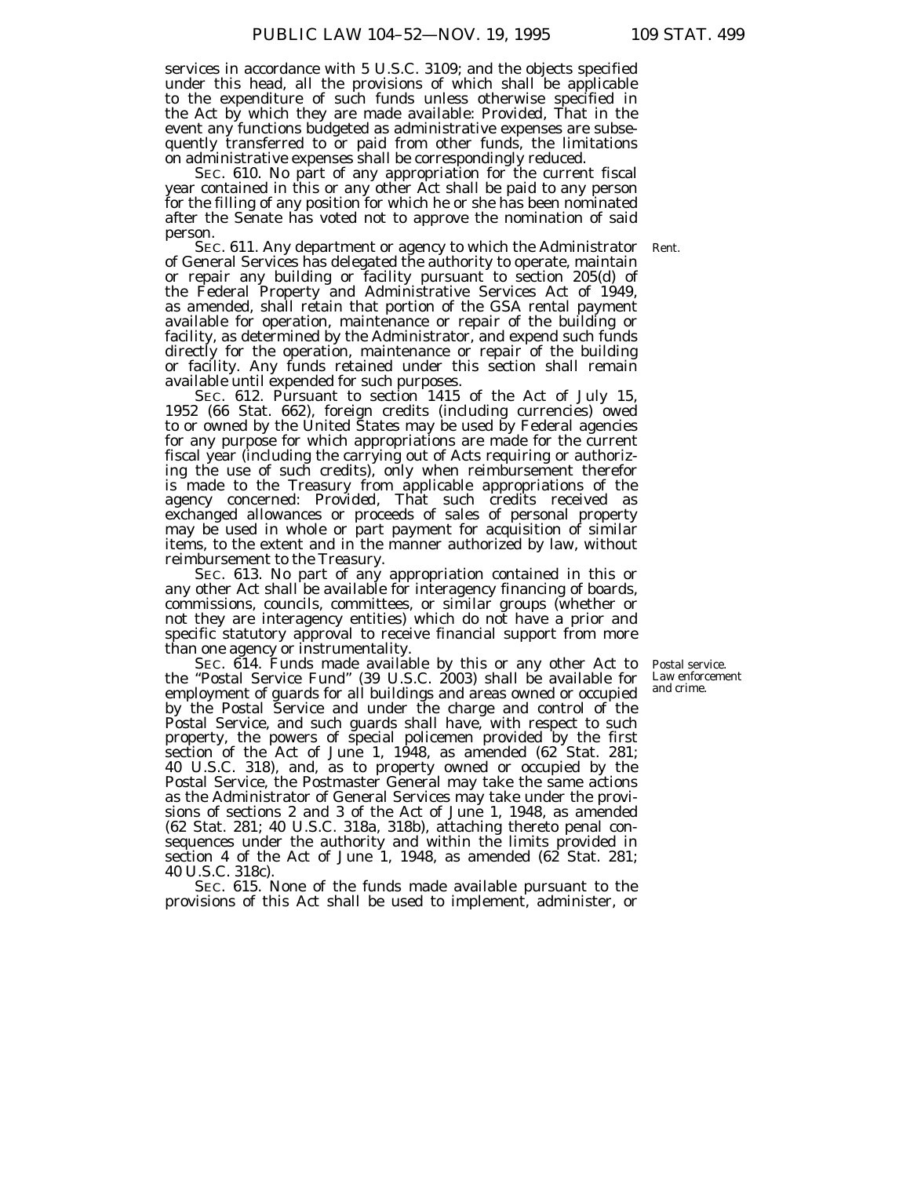services in accordance with 5 U.S.C. 3109; and the objects specified under this head, all the provisions of which shall be applicable to the expenditure of such funds unless otherwise specified in the Act by which they are made available: *Provided*, That in the event any functions budgeted as administrative expenses are subsequently transferred to or paid from other funds, the limitations on administrative expenses shall be correspondingly reduced.

SEC. 610. No part of any appropriation for the current fiscal year contained in this or any other Act shall be paid to any person for the filling of any position for which he or she has been nominated after the Senate has voted not to approve the nomination of said person.

Rent.

SEC. 611. Any department or agency to which the Administrator of General Services has delegated the authority to operate, maintain or repair any building or facility pursuant to section 205(d) of the Federal Property and Administrative Services Act of 1949, as amended, shall retain that portion of the GSA rental payment available for operation, maintenance or repair of the building or facility, as determined by the Administrator, and expend such funds directly for the operation, maintenance or repair of the building or facility. Any funds retained under this section shall remain available until expended for such purposes.

SEC. 612. Pursuant to section 1415 of the Act of July 15, 1952 (66 Stat. 662), foreign credits (including currencies) owed to or owned by the United States may be used by Federal agencies for any purpose for which appropriations are made for the current fiscal year (including the carrying out of Acts requiring or authorizing the use of such credits), only when reimbursement therefor is made to the Treasury from applicable appropriations of the agency concerned: *Provided*, That such credits received as exchanged allowances or proceeds of sales of personal property may be used in whole or part payment for acquisition of similar items, to the extent and in the manner authorized by law, without reimbursement to the Treasury.

SEC. 613. No part of any appropriation contained in this or any other Act shall be available for interagency financing of boards, commissions, councils, committees, or similar groups (whether or not they are interagency entities) which do not have a prior and specific statutory approval to receive financial support from more than one agency or instrumentality.

Postal service.
Law enforcement and crime.

SEC. 614. Funds made available by this or any other Act to the "Postal Service Fund" (39 U.S.C. 2003) shall be available for employment of guards for all buildings and areas owned or occupied by the Postal Service and under the charge and control of the Postal Service, and such guards shall have, with respect to such property, the powers of special policemen provided by the first section of the Act of June 1, 1948, as amended (62 Stat. 281; 40 U.S.C. 318), and, as to property owned or occupied by the Postal Service, the Postmaster General may take the same actions as the Administrator of General Services may take under the provisions of sections 2 and 3 of the Act of June 1, 1948, as amended (62 Stat. 281; 40 U.S.C. 318a, 318b), attaching thereto penal consequences under the authority and within the limits provided in section 4 of the Act of June 1, 1948, as amended (62 Stat. 281; 40 U.S.C. 318c).

SEC. 615. None of the funds made available pursuant to the provisions of this Act shall be used to implement, administer, or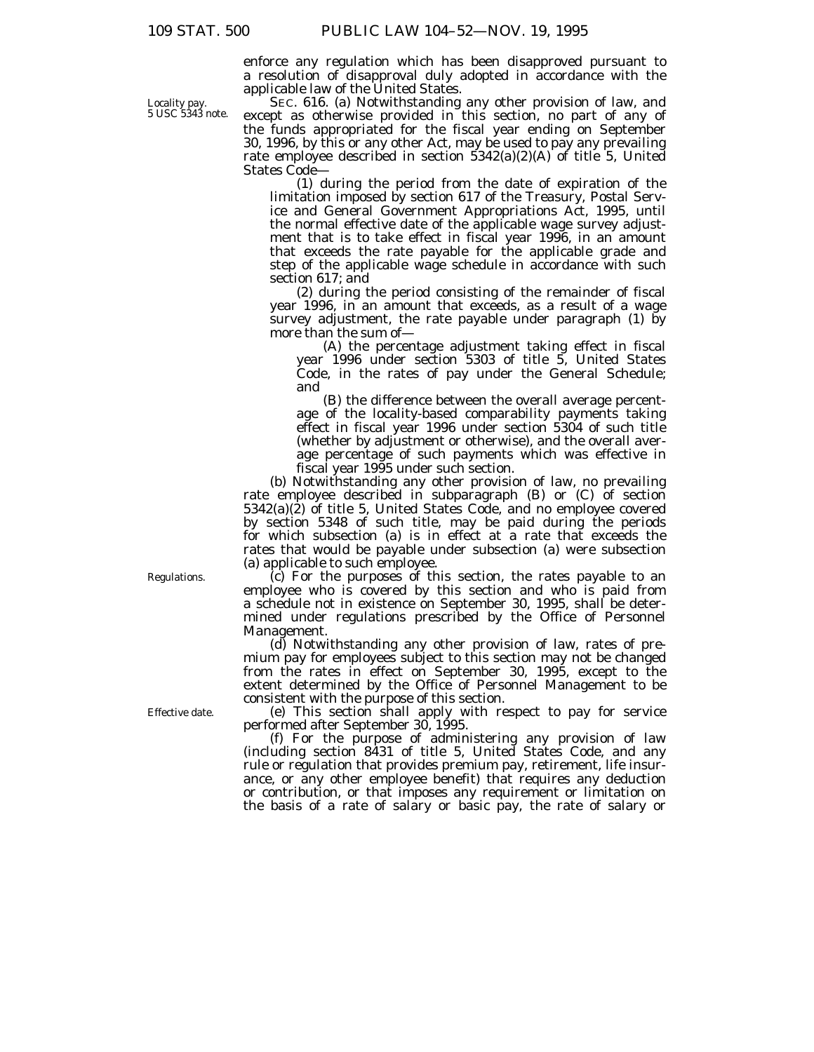enforce any regulation which has been disapproved pursuant to a resolution of disapproval duly adopted in accordance with the applicable law of the United States.

Locality pay. 5 USC 5343 note.

SEC. 616. (a) Notwithstanding any other provision of law, and except as otherwise provided in this section, no part of any of the funds appropriated for the fiscal year ending on September 30, 1996, by this or any other Act, may be used to pay any prevailing rate employee described in section 5342(a)(2)(A) of title 5, United States Code—

(1) during the period from the date of expiration of the limitation imposed by section 617 of the Treasury, Postal Service and General Government Appropriations Act, 1995, until the normal effective date of the applicable wage survey adjustment that is to take effect in fiscal year 1996, in an amount that exceeds the rate payable for the applicable grade and step of the applicable wage schedule in accordance with such section 617; and

(2) during the period consisting of the remainder of fiscal year 1996, in an amount that exceeds, as a result of a wage survey adjustment, the rate payable under paragraph (1) by more than the sum of—

(A) the percentage adjustment taking effect in fiscal year 1996 under section 5303 of title 5, United States Code, in the rates of pay under the General Schedule; and

(B) the difference between the overall average percentage of the locality-based comparability payments taking effect in fiscal year 1996 under section 5304 of such title (whether by adjustment or otherwise), and the overall average percentage of such payments which was effective in fiscal year 1995 under such section.

(b) Notwithstanding any other provision of law, no prevailing rate employee described in subparagraph (B) or (C) of section 5342(a)(2) of title 5, United States Code, and no employee covered by section 5348 of such title, may be paid during the periods for which subsection (a) is in effect at a rate that exceeds the rates that would be payable under subsection (a) were subsection (a) applicable to such employee.

Regulations.

(c) For the purposes of this section, the rates payable to an employee who is covered by this section and who is paid from a schedule not in existence on September 30, 1995, shall be determined under regulations prescribed by the Office of Personnel Management.

(d) Notwithstanding any other provision of law, rates of premium pay for employees subject to this section may not be changed from the rates in effect on September 30, 1995, except to the extent determined by the Office of Personnel Management to be consistent with the purpose of this section.

Effective date.

(e) This section shall apply with respect to pay for service performed after September 30, 1995.

(f) For the purpose of administering any provision of law (including section 8431 of title 5, United States Code, and any rule or regulation that provides premium pay, retirement, life insurance, or any other employee benefit) that requires any deduction or contribution, or that imposes any requirement or limitation on the basis of a rate of salary or basic pay, the rate of salary or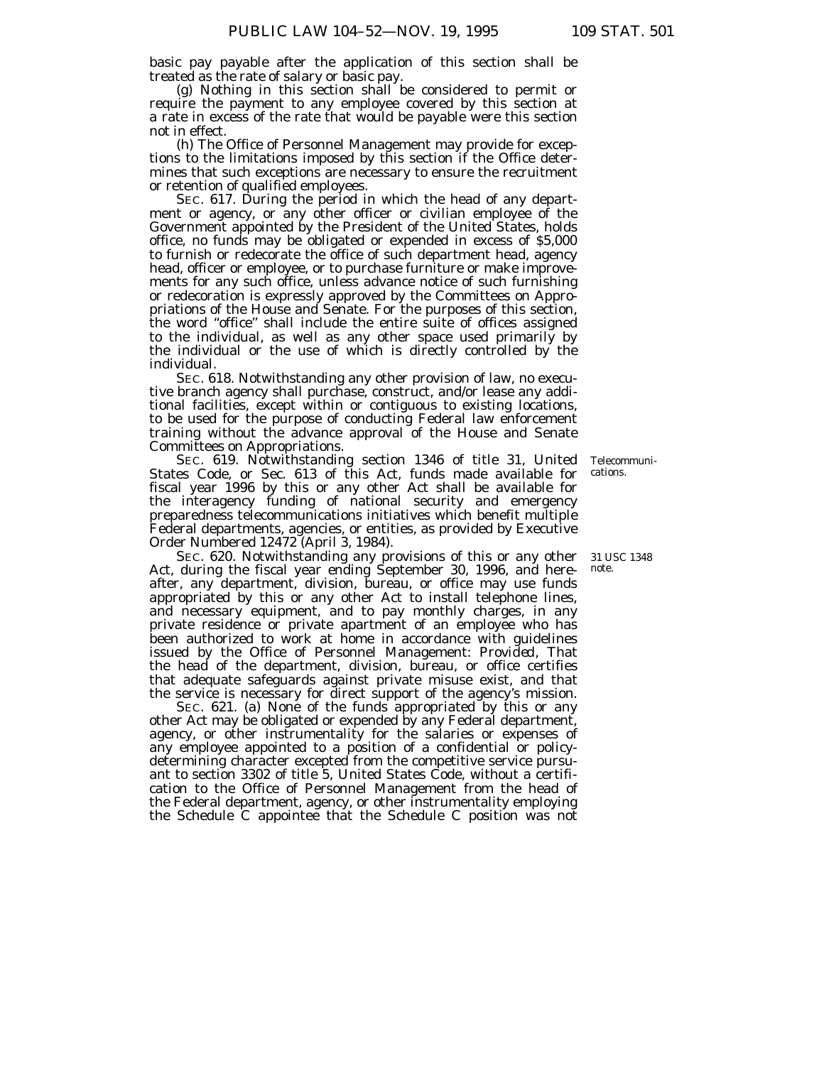basic pay payable after the application of this section shall be treated as the rate of salary or basic pay.

(g) Nothing in this section shall be considered to permit or require the payment to any employee covered by this section at a rate in excess of the rate that would be payable were this section not in effect.

(h) The Office of Personnel Management may provide for exceptions to the limitations imposed by this section if the Office determines that such exceptions are necessary to ensure the recruitment or retention of qualified employees.

SEC. 617. During the period in which the head of any department or agency, or any other officer or civilian employee of the Government appointed by the President of the United States, holds office, no funds may be obligated or expended in excess of $5,000 to furnish or redecorate the office of such department head, agency head, officer or employee, or to purchase furniture or make improvements for any such office, unless advance notice of such furnishing or redecoration is expressly approved by the Committees on Appropriations of the House and Senate. For the purposes of this section, the word "office" shall include the entire suite of offices assigned to the individual, as well as any other space used primarily by the individual or the use of which is directly controlled by the individual.

SEC. 618. Notwithstanding any other provision of law, no executive branch agency shall purchase, construct, and/or lease any additional facilities, except within or contiguous to existing locations, to be used for the purpose of conducting Federal law enforcement training without the advance approval of the House and Senate Committees on Appropriations.

Telecommunications.

SEC. 619. Notwithstanding section 1346 of title 31, United States Code, or Sec. 613 of this Act, funds made available for fiscal year 1996 by this or any other Act shall be available for the interagency funding of national security and emergency preparedness telecommunications initiatives which benefit multiple Federal departments, agencies, or entities, as provided by Executive Order Numbered 12472 (April 3, 1984).

31 USC 1348 note.

SEC. 620. Notwithstanding any provisions of this or any other Act, during the fiscal year ending September 30, 1996, and hereafter, any department, division, bureau, or office may use funds appropriated by this or any other Act to install telephone lines, and necessary equipment, and to pay monthly charges, in any private residence or private apartment of an employee who has been authorized to work at home in accordance with guidelines issued by the Office of Personnel Management: *Provided*, That the head of the department, division, bureau, or office certifies that adequate safeguards against private misuse exist, and that the service is necessary for direct support of the agency's mission.

SEC. 621. (a) None of the funds appropriated by this or any other Act may be obligated or expended by any Federal department, agency, or other instrumentality for the salaries or expenses of any employee appointed to a position of a confidential or policy-determining character excepted from the competitive service pursuant to section 3302 of title 5, United States Code, without a certification to the Office of Personnel Management from the head of the Federal department, agency, or other instrumentality employing the Schedule C appointee that the Schedule C position was not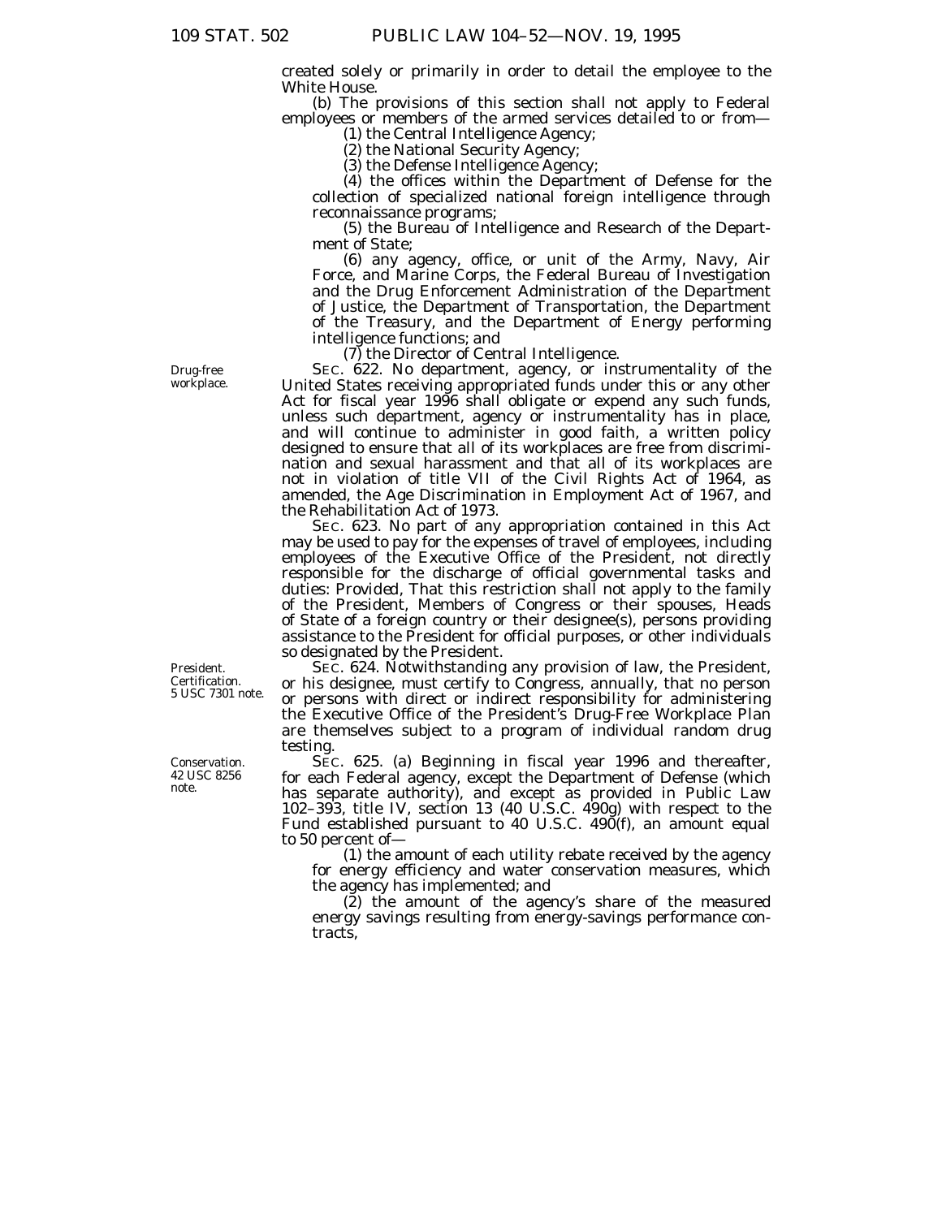created solely or primarily in order to detail the employee to the White House.

(b) The provisions of this section shall not apply to Federal employees or members of the armed services detailed to or from—

(1) the Central Intelligence Agency;

(2) the National Security Agency;

(3) the Defense Intelligence Agency;

(4) the offices within the Department of Defense for the collection of specialized national foreign intelligence through reconnaissance programs;

(5) the Bureau of Intelligence and Research of the Department of State;

(6) any agency, office, or unit of the Army, Navy, Air Force, and Marine Corps, the Federal Bureau of Investigation and the Drug Enforcement Administration of the Department of Justice, the Department of Transportation, the Department of the Treasury, and the Department of Energy performing intelligence functions; and

(7) the Director of Central Intelligence.

Drug-free workplace.

SEC. 622. No department, agency, or instrumentality of the United States receiving appropriated funds under this or any other Act for fiscal year 1996 shall obligate or expend any such funds, unless such department, agency or instrumentality has in place, and will continue to administer in good faith, a written policy designed to ensure that all of its workplaces are free from discrimination and sexual harassment and that all of its workplaces are not in violation of title VII of the Civil Rights Act of 1964, as amended, the Age Discrimination in Employment Act of 1967, and the Rehabilitation Act of 1973.

SEC. 623. No part of any appropriation contained in this Act may be used to pay for the expenses of travel of employees, including employees of the Executive Office of the President, not directly responsible for the discharge of official governmental tasks and duties: *Provided*, That this restriction shall not apply to the family of the President, Members of Congress or their spouses, Heads of State of a foreign country or their designee(s), persons providing assistance to the President for official purposes, or other individuals so designated by the President.

President. Certification. 5 USC 7301 note.

SEC. 624. Notwithstanding any provision of law, the President, or his designee, must certify to Congress, annually, that no person or persons with direct or indirect responsibility for administering the Executive Office of the President's Drug-Free Workplace Plan are themselves subject to a program of individual random drug testing.

Conservation. 42 USC 8256 note.

SEC. 625. (a) Beginning in fiscal year 1996 and thereafter, for each Federal agency, except the Department of Defense (which has separate authority), and except as provided in Public Law 102–393, title IV, section 13 (40 U.S.C. 490g) with respect to the Fund established pursuant to 40 U.S.C. 490(f), an amount equal to 50 percent of—

(1) the amount of each utility rebate received by the agency for energy efficiency and water conservation measures, which the agency has implemented; and

(2) the amount of the agency's share of the measured energy savings resulting from energy-savings performance contracts,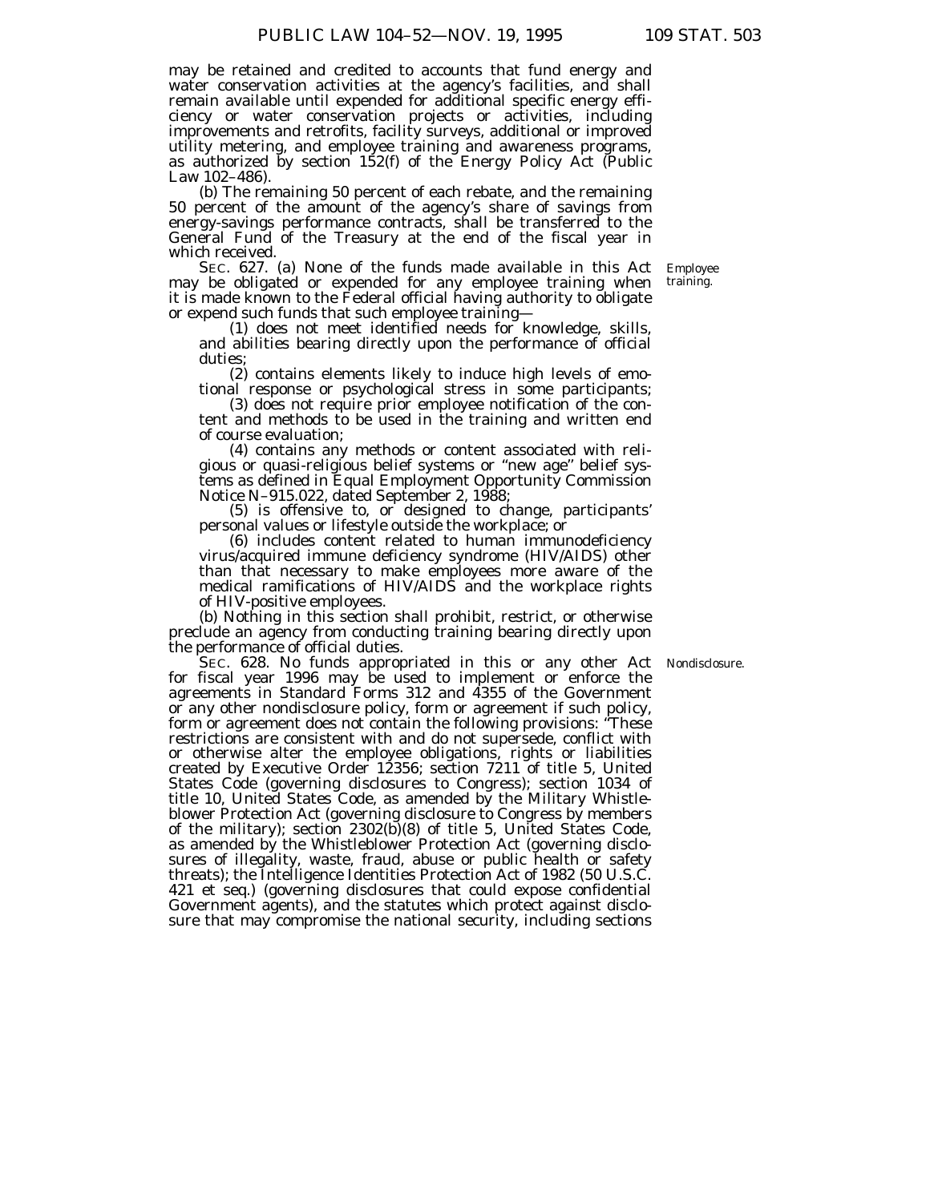may be retained and credited to accounts that fund energy and water conservation activities at the agency's facilities, and shall remain available until expended for additional specific energy efficiency or water conservation projects or activities, including improvements and retrofits, facility surveys, additional or improved utility metering, and employee training and awareness programs, as authorized by section 152(f) of the Energy Policy Act (Public Law 102–486).

(b) The remaining 50 percent of each rebate, and the remaining 50 percent of the amount of the agency's share of savings from energy-savings performance contracts, shall be transferred to the General Fund of the Treasury at the end of the fiscal year in which received.

Employee training.

SEC. 627. (a) None of the funds made available in this Act may be obligated or expended for any employee training when it is made known to the Federal official having authority to obligate or expend such funds that such employee training—

(1) does not meet identified needs for knowledge, skills, and abilities bearing directly upon the performance of official duties;

(2) contains elements likely to induce high levels of emotional response or psychological stress in some participants;

(3) does not require prior employee notification of the content and methods to be used in the training and written end of course evaluation;

(4) contains any methods or content associated with religious or quasi-religious belief systems or "new age" belief systems as defined in Equal Employment Opportunity Commission Notice N–915.022, dated September 2, 1988;

(5) is offensive to, or designed to change, participants' personal values or lifestyle outside the workplace; or

(6) includes content related to human immunodeficiency virus/acquired immune deficiency syndrome (HIV/AIDS) other than that necessary to make employees more aware of the medical ramifications of HIV/AIDS and the workplace rights of HIV-positive employees.

(b) Nothing in this section shall prohibit, restrict, or otherwise preclude an agency from conducting training bearing directly upon the performance of official duties.

Nondisclosure.

SEC. 628. No funds appropriated in this or any other Act for fiscal year 1996 may be used to implement or enforce the agreements in Standard Forms 312 and 4355 of the Government or any other nondisclosure policy, form or agreement if such policy, form or agreement does not contain the following provisions: "These restrictions are consistent with and do not supersede, conflict with or otherwise alter the employee obligations, rights or liabilities created by Executive Order 12356; section 7211 of title 5, United States Code (governing disclosures to Congress); section 1034 of title 10, United States Code, as amended by the Military Whistleblower Protection Act (governing disclosure to Congress by members of the military); section 2302(b)(8) of title 5, United States Code, as amended by the Whistleblower Protection Act (governing disclosures of illegality, waste, fraud, abuse or public health or safety threats); the Intelligence Identities Protection Act of 1982 (50 U.S.C. 421 et seq.) (governing disclosures that could expose confidential Government agents), and the statutes which protect against disclosure that may compromise the national security, including sections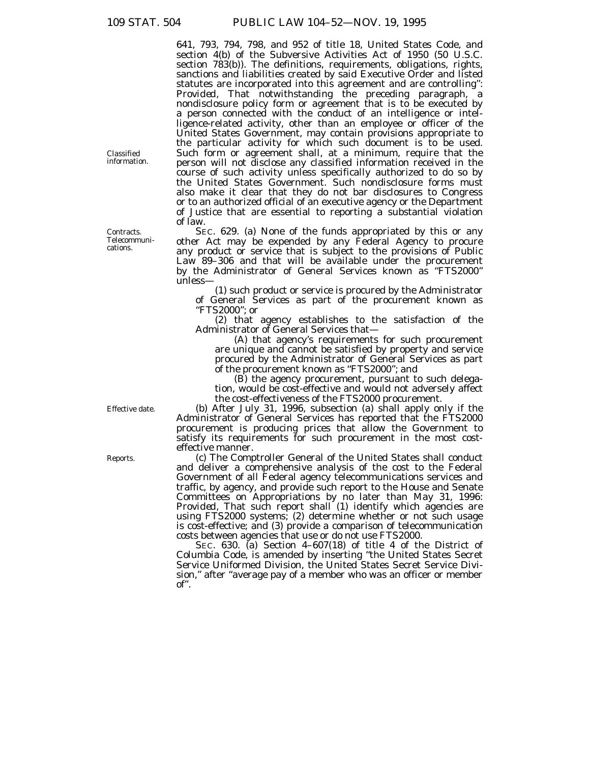641, 793, 794, 798, and 952 of title 18, United States Code, and section 4(b) of the Subversive Activities Act of 1950 (50 U.S.C. section 783(b)). The definitions, requirements, obligations, rights, sanctions and liabilities created by said Executive Order and listed statutes are incorporated into this agreement and are controlling": *Provided*, That notwithstanding the preceding paragraph, a nondisclosure policy form or agreement that is to be executed by a person connected with the conduct of an intelligence or intelligence-related activity, other than an employee or officer of the United States Government, may contain provisions appropriate to the particular activity for which such document is to be used. Such form or agreement shall, at a minimum, require that the person will not disclose any classified information received in the course of such activity unless specifically authorized to do so by the United States Government. Such nondisclosure forms must also make it clear that they do not bar disclosures to Congress or to an authorized official of an executive agency or the Department of Justice that are essential to reporting a substantial violation of law.

Classified information.

Contracts. Telecommunications.

SEC. 629. (a) None of the funds appropriated by this or any other Act may be expended by any Federal Agency to procure any product or service that is subject to the provisions of Public Law 89–306 and that will be available under the procurement by the Administrator of General Services known as "FTS2000" unless—

(1) such product or service is procured by the Administrator of General Services as part of the procurement known as "FTS2000"; or

(2) that agency establishes to the satisfaction of the Administrator of General Services that—

(A) that agency's requirements for such procurement are unique and cannot be satisfied by property and service procured by the Administrator of General Services as part of the procurement known as "FTS2000"; and

(B) the agency procurement, pursuant to such delegation, would be cost-effective and would not adversely affect the cost-effectiveness of the FTS2000 procurement.

Effective date.

(b) After July 31, 1996, subsection (a) shall apply only if the Administrator of General Services has reported that the FTS2000 procurement is producing prices that allow the Government to satisfy its requirements for such procurement in the most cost-effective manner.

Reports.

(c) The Comptroller General of the United States shall conduct and deliver a comprehensive analysis of the cost to the Federal Government of all Federal agency telecommunications services and traffic, by agency, and provide such report to the House and Senate Committees on Appropriations by no later than May 31, 1996: *Provided*, That such report shall (1) identify which agencies are using FTS2000 systems; (2) determine whether or not such usage is cost-effective; and (3) provide a comparison of telecommunication costs between agencies that use or do not use FTS2000.

SEC. 630. (a) Section 4–607(18) of title 4 of the District of Columbia Code, is amended by inserting "the United States Secret Service Uniformed Division, the United States Secret Service Division," after "average pay of a member who was an officer or member of".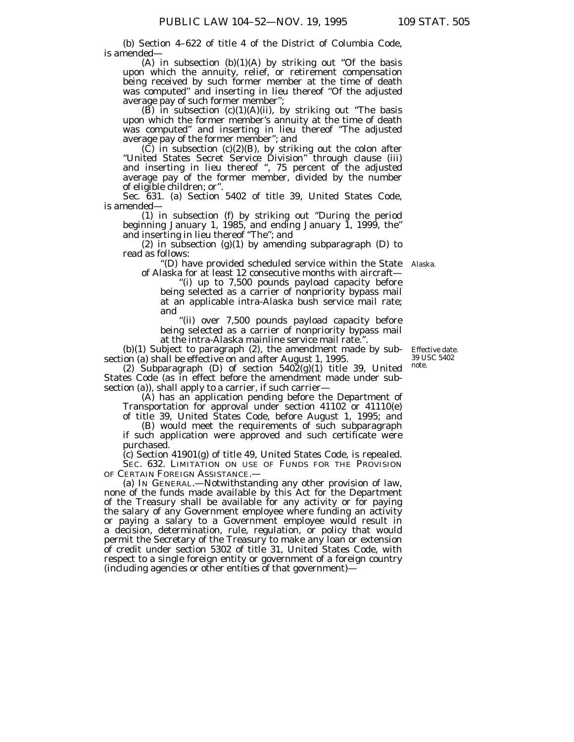(b) Section 4–622 of title 4 of the District of Columbia Code, is amended—

(A) in subsection (b)(1)(A) by striking out "Of the basis upon which the annuity, relief, or retirement compensation being received by such former member at the time of death was computed" and inserting in lieu thereof "Of the adjusted average pay of such former member";

(B) in subsection (c)(1)(A)(ii), by striking out "The basis upon which the former member's annuity at the time of death was computed" and inserting in lieu thereof "The adjusted average pay of the former member"; and

(C) in subsection (c)(2)(B), by striking out the colon after "United States Secret Service Division" through clause (iii) and inserting in lieu thereof ", 75 percent of the adjusted average pay of the former member, divided by the number of eligible children; or".

Sec. 631. (a) Section 5402 of title 39, United States Code, is amended—

(1) in subsection (f) by striking out "During the period beginning January 1, 1985, and ending January 1, 1999, the" and inserting in lieu thereof "The"; and

(2) in subsection (g)(1) by amending subparagraph (D) to read as follows:

"(D) have provided scheduled service within the State of Alaska for at least 12 consecutive months with aircraft— Alaska.

"(i) up to 7,500 pounds payload capacity before being selected as a carrier of nonpriority bypass mail at an applicable intra-Alaska bush service mail rate; and

"(ii) over 7,500 pounds payload capacity before being selected as a carrier of nonpriority bypass mail at the intra-Alaska mainline service mail rate.".

(b)(1) Subject to paragraph (2), the amendment made by subsection (a) shall be effective on and after August 1, 1995.

Effective date. 39 USC 5402 note.

(2) Subparagraph (D) of section 5402(g)(1) title 39, United States Code (as in effect before the amendment made under subsection (a)), shall apply to a carrier, if such carrier—

(A) has an application pending before the Department of Transportation for approval under section 41102 or 41110(e) of title 39, United States Code, before August 1, 1995; and

(B) would meet the requirements of such subparagraph if such application were approved and such certificate were purchased.

(c) Section 41901(g) of title 49, United States Code, is repealed.

SEC. 632. LIMITATION ON USE OF FUNDS FOR THE PROVISION OF CERTAIN FOREIGN ASSISTANCE.—

(a) IN GENERAL.—Notwithstanding any other provision of law, none of the funds made available by this Act for the Department of the Treasury shall be available for any activity or for paying the salary of any Government employee where funding an activity or paying a salary to a Government employee would result in a decision, determination, rule, regulation, or policy that would permit the Secretary of the Treasury to make any loan or extension of credit under section 5302 of title 31, United States Code, with respect to a single foreign entity or government of a foreign country (including agencies or other entities of that government)—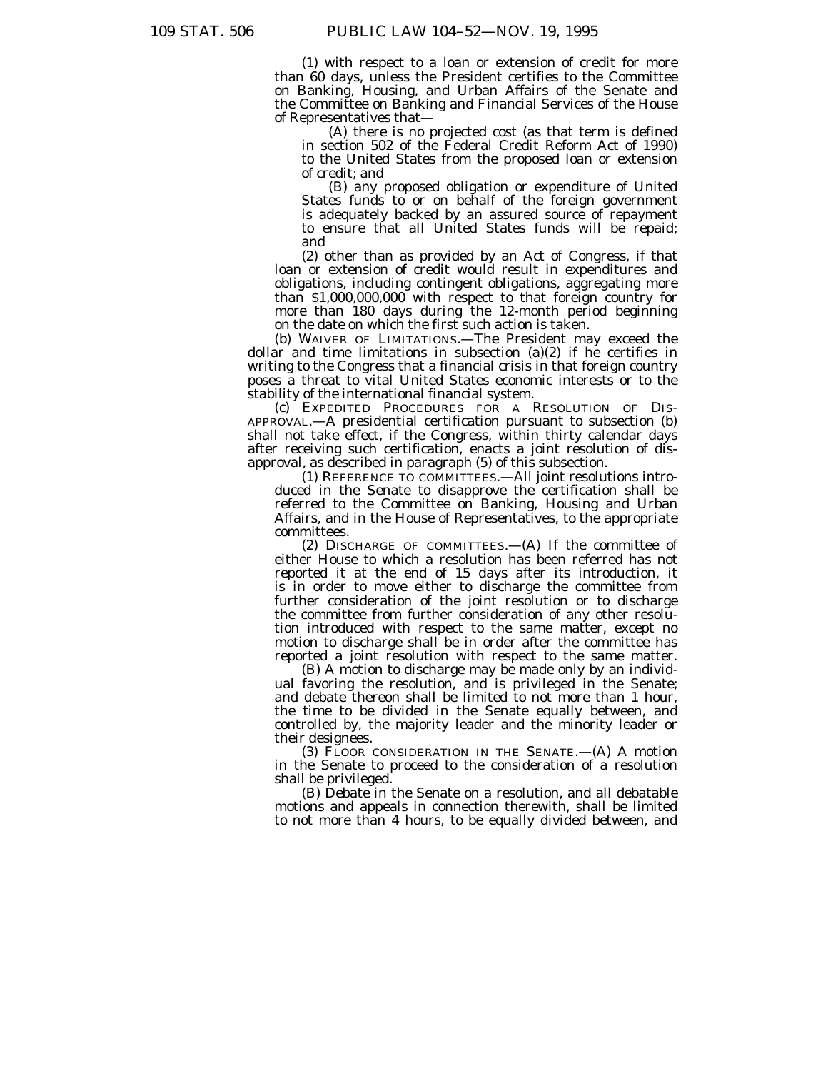(1) with respect to a loan or extension of credit for more than 60 days, unless the President certifies to the Committee on Banking, Housing, and Urban Affairs of the Senate and the Committee on Banking and Financial Services of the House of Representatives that—

(A) there is no projected cost (as that term is defined in section 502 of the Federal Credit Reform Act of 1990) to the United States from the proposed loan or extension of credit; and

(B) any proposed obligation or expenditure of United States funds to or on behalf of the foreign government is adequately backed by an assured source of repayment to ensure that all United States funds will be repaid; and

(2) other than as provided by an Act of Congress, if that loan or extension of credit would result in expenditures and obligations, including contingent obligations, aggregating more than $1,000,000,000 with respect to that foreign country for more than 180 days during the 12-month period beginning on the date on which the first such action is taken.

(b) WAIVER OF LIMITATIONS.—The President may exceed the dollar and time limitations in subsection (a)(2) if he certifies in writing to the Congress that a financial crisis in that foreign country poses a threat to vital United States economic interests or to the stability of the international financial system.

(c) EXPEDITED PROCEDURES FOR A RESOLUTION OF DISAPPROVAL.—A presidential certification pursuant to subsection (b) shall not take effect, if the Congress, within thirty calendar days after receiving such certification, enacts a joint resolution of disapproval, as described in paragraph (5) of this subsection.

(1) REFERENCE TO COMMITTEES.—All joint resolutions introduced in the Senate to disapprove the certification shall be referred to the Committee on Banking, Housing and Urban Affairs, and in the House of Representatives, to the appropriate committees.

(2) DISCHARGE OF COMMITTEES.—(A) If the committee of either House to which a resolution has been referred has not reported it at the end of 15 days after its introduction, it is in order to move either to discharge the committee from further consideration of the joint resolution or to discharge the committee from further consideration of any other resolution introduced with respect to the same matter, except no motion to discharge shall be in order after the committee has reported a joint resolution with respect to the same matter.

(B) A motion to discharge may be made only by an individual favoring the resolution, and is privileged in the Senate; and debate thereon shall be limited to not more than 1 hour, the time to be divided in the Senate equally between, and controlled by, the majority leader and the minority leader or their designees.

(3) FLOOR CONSIDERATION IN THE SENATE.—(A) A motion in the Senate to proceed to the consideration of a resolution shall be privileged.

(B) Debate in the Senate on a resolution, and all debatable motions and appeals in connection therewith, shall be limited to not more than 4 hours, to be equally divided between, and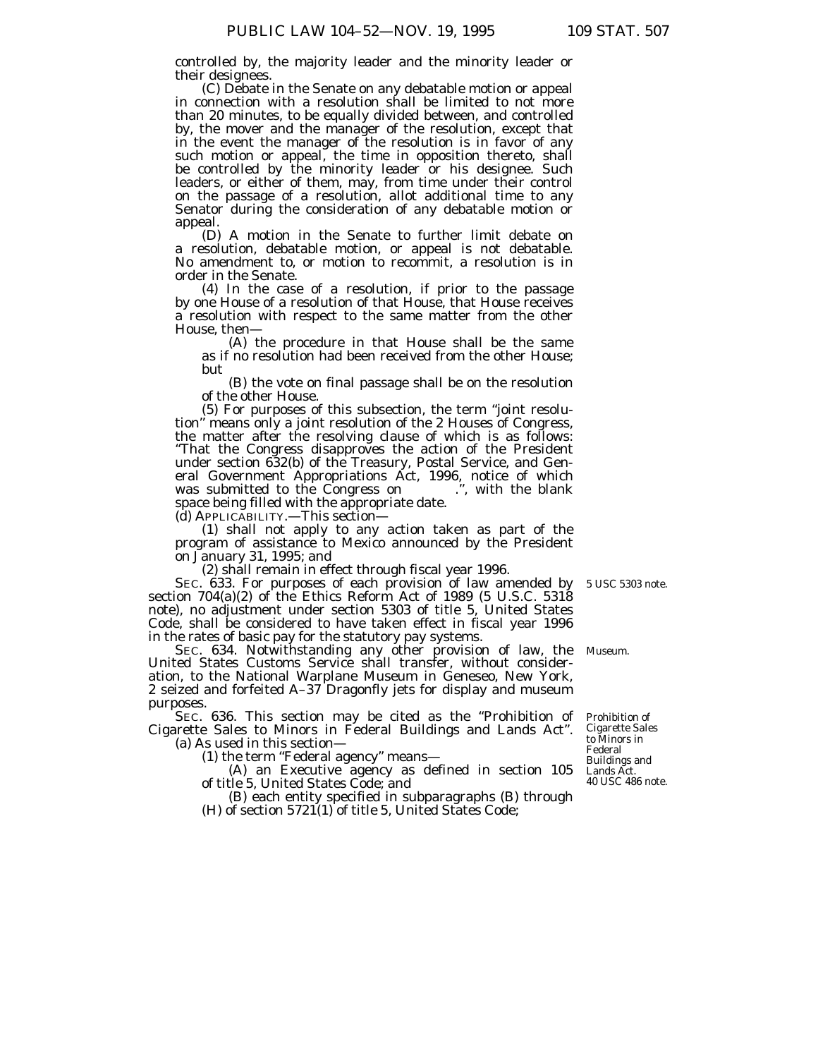controlled by, the majority leader and the minority leader or their designees.

(C) Debate in the Senate on any debatable motion or appeal in connection with a resolution shall be limited to not more than 20 minutes, to be equally divided between, and controlled by, the mover and the manager of the resolution, except that in the event the manager of the resolution is in favor of any such motion or appeal, the time in opposition thereto, shall be controlled by the minority leader or his designee. Such leaders, or either of them, may, from time under their control on the passage of a resolution, allot additional time to any Senator during the consideration of any debatable motion or appeal.

(D) A motion in the Senate to further limit debate on a resolution, debatable motion, or appeal is not debatable. No amendment to, or motion to recommit, a resolution is in order in the Senate.

(4) In the case of a resolution, if prior to the passage by one House of a resolution of that House, that House receives a resolution with respect to the same matter from the other House, then—

(A) the procedure in that House shall be the same as if no resolution had been received from the other House; but

(B) the vote on final passage shall be on the resolution of the other House.

(5) For purposes of this subsection, the term "joint resolution" means only a joint resolution of the 2 Houses of Congress, the matter after the resolving clause of which is as follows: "That the Congress disapproves the action of the President under section 632(b) of the Treasury, Postal Service, and General Government Appropriations Act, 1996, notice of which was submitted to the Congress on          .", with the blank space being filled with the appropriate date.

(d) APPLICABILITY.—This section—

(1) shall not apply to any action taken as part of the program of assistance to Mexico announced by the President on January 31, 1995; and

(2) shall remain in effect through fiscal year 1996.

5 USC 5303 note.

SEC. 633. For purposes of each provision of law amended by section 704(a)(2) of the Ethics Reform Act of 1989 (5 U.S.C. 5318 note), no adjustment under section 5303 of title 5, United States Code, shall be considered to have taken effect in fiscal year 1996 in the rates of basic pay for the statutory pay systems.

Museum.

SEC. 634. Notwithstanding any other provision of law, the United States Customs Service shall transfer, without consideration, to the National Warplane Museum in Geneseo, New York, 2 seized and forfeited A–37 Dragonfly jets for display and museum purposes.

Prohibition of Cigarette Sales to Minors in Federal Buildings and Lands Act.
40 USC 486 note.

SEC. 636. This section may be cited as the "Prohibition of Cigarette Sales to Minors in Federal Buildings and Lands Act".

(a) As used in this section—

(1) the term "Federal agency" means—

(A) an Executive agency as defined in section 105 of title 5, United States Code; and

(B) each entity specified in subparagraphs (B) through (H) of section 5721(1) of title 5, United States Code;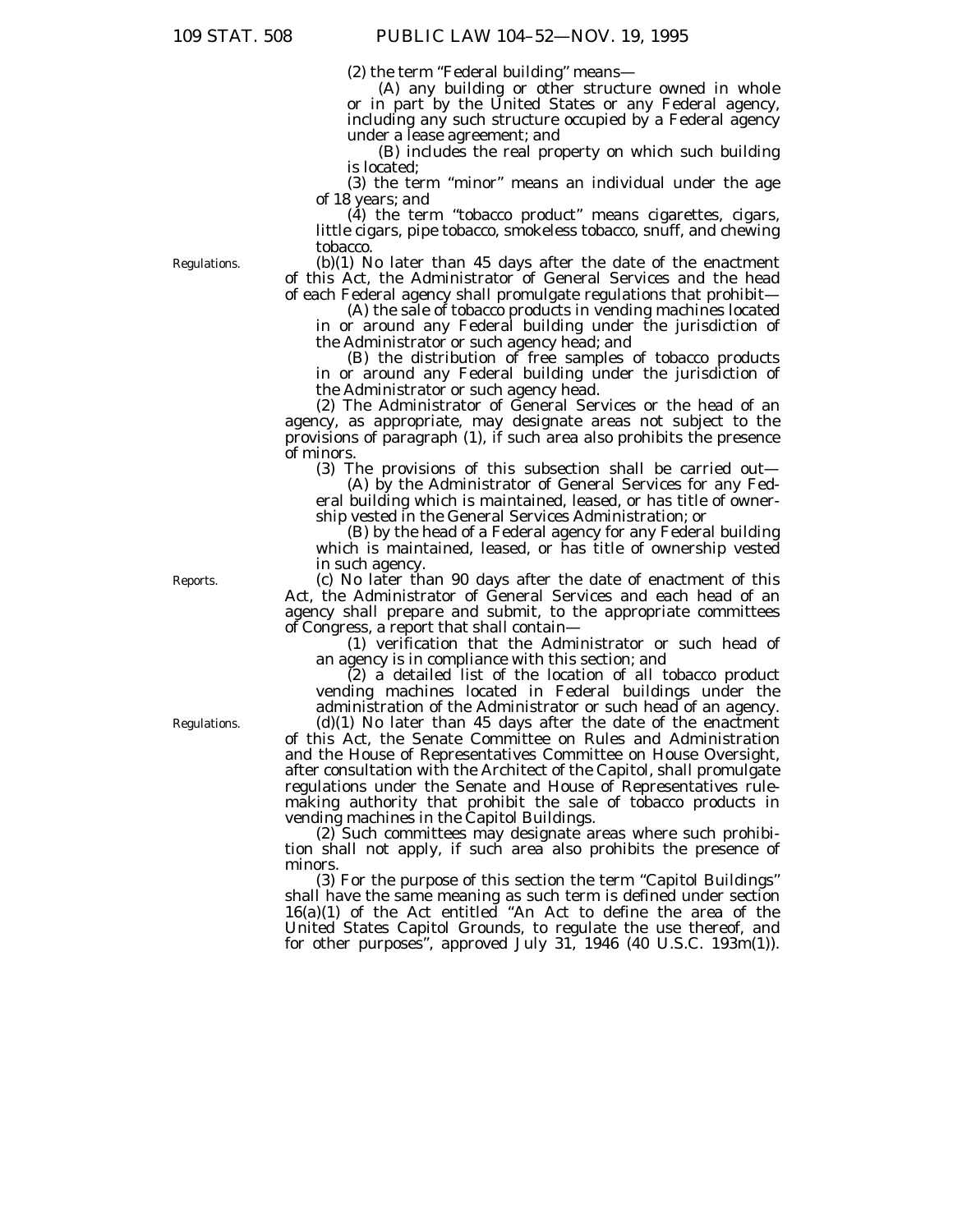(2) the term "Federal building" means—

(A) any building or other structure owned in whole or in part by the United States or any Federal agency, including any such structure occupied by a Federal agency under a lease agreement; and

(B) includes the real property on which such building is located;

(3) the term "minor" means an individual under the age of 18 years; and

(4) the term "tobacco product" means cigarettes, cigars, little cigars, pipe tobacco, smokeless tobacco, snuff, and chewing tobacco.

Regulations.

(b)(1) No later than 45 days after the date of the enactment of this Act, the Administrator of General Services and the head of each Federal agency shall promulgate regulations that prohibit—

(A) the sale of tobacco products in vending machines located in or around any Federal building under the jurisdiction of the Administrator or such agency head; and

(B) the distribution of free samples of tobacco products in or around any Federal building under the jurisdiction of the Administrator or such agency head.

(2) The Administrator of General Services or the head of an agency, as appropriate, may designate areas not subject to the provisions of paragraph (1), if such area also prohibits the presence of minors.

(3) The provisions of this subsection shall be carried out—

(A) by the Administrator of General Services for any Federal building which is maintained, leased, or has title of ownership vested in the General Services Administration; or

(B) by the head of a Federal agency for any Federal building which is maintained, leased, or has title of ownership vested in such agency.

Reports.

(c) No later than 90 days after the date of enactment of this Act, the Administrator of General Services and each head of an agency shall prepare and submit, to the appropriate committees of Congress, a report that shall contain—

(1) verification that the Administrator or such head of an agency is in compliance with this section; and

(2) a detailed list of the location of all tobacco product vending machines located in Federal buildings under the administration of the Administrator or such head of an agency.

Regulations.

(d)(1) No later than 45 days after the date of the enactment of this Act, the Senate Committee on Rules and Administration and the House of Representatives Committee on House Oversight, after consultation with the Architect of the Capitol, shall promulgate regulations under the Senate and House of Representatives rulemaking authority that prohibit the sale of tobacco products in vending machines in the Capitol Buildings.

(2) Such committees may designate areas where such prohibition shall not apply, if such area also prohibits the presence of minors.

(3) For the purpose of this section the term "Capitol Buildings" shall have the same meaning as such term is defined under section 16(a)(1) of the Act entitled "An Act to define the area of the United States Capitol Grounds, to regulate the use thereof, and for other purposes", approved July 31, 1946 (40 U.S.C. 193m(1)).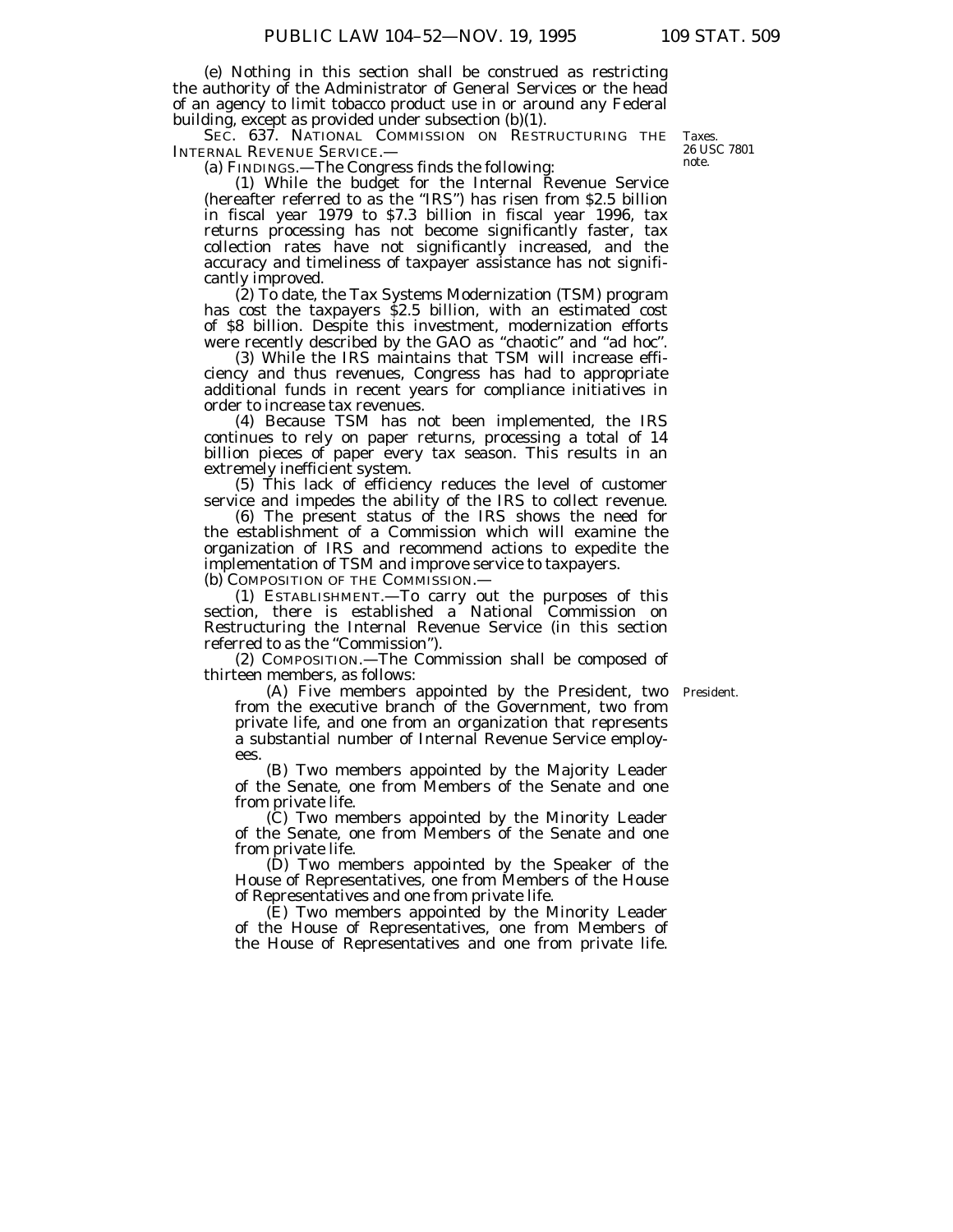(e) Nothing in this section shall be construed as restricting the authority of the Administrator of General Services or the head of an agency to limit tobacco product use in or around any Federal building, except as provided under subsection (b)(1).

SEC. 637. NATIONAL COMMISSION ON RESTRUCTURING THE INTERNAL REVENUE SERVICE.—

Taxes. 26 USC 7801 note.

(a) FINDINGS.—The Congress finds the following:

(1) While the budget for the Internal Revenue Service (hereafter referred to as the "IRS") has risen from $2.5 billion in fiscal year 1979 to $7.3 billion in fiscal year 1996, tax returns processing has not become significantly faster, tax collection rates have not significantly increased, and the accuracy and timeliness of taxpayer assistance has not significantly improved.

(2) To date, the Tax Systems Modernization (TSM) program has cost the taxpayers $2.5 billion, with an estimated cost of $8 billion. Despite this investment, modernization efforts were recently described by the GAO as "chaotic" and "ad hoc".

(3) While the IRS maintains that TSM will increase efficiency and thus revenues, Congress has had to appropriate additional funds in recent years for compliance initiatives in order to increase tax revenues.

(4) Because TSM has not been implemented, the IRS continues to rely on paper returns, processing a total of 14 billion pieces of paper every tax season. This results in an extremely inefficient system.

(5) This lack of efficiency reduces the level of customer service and impedes the ability of the IRS to collect revenue.

(6) The present status of the IRS shows the need for the establishment of a Commission which will examine the organization of IRS and recommend actions to expedite the implementation of TSM and improve service to taxpayers.

(b) COMPOSITION OF THE COMMISSION.—

(1) ESTABLISHMENT.—To carry out the purposes of this section, there is established a National Commission on Restructuring the Internal Revenue Service (in this section referred to as the "Commission").

(2) COMPOSITION.—The Commission shall be composed of thirteen members, as follows:

President.

(A) Five members appointed by the President, two from the executive branch of the Government, two from private life, and one from an organization that represents a substantial number of Internal Revenue Service employees.

(B) Two members appointed by the Majority Leader of the Senate, one from Members of the Senate and one from private life.

(C) Two members appointed by the Minority Leader of the Senate, one from Members of the Senate and one from private life.

(D) Two members appointed by the Speaker of the House of Representatives, one from Members of the House of Representatives and one from private life.

(E) Two members appointed by the Minority Leader of the House of Representatives, one from Members of the House of Representatives and one from private life.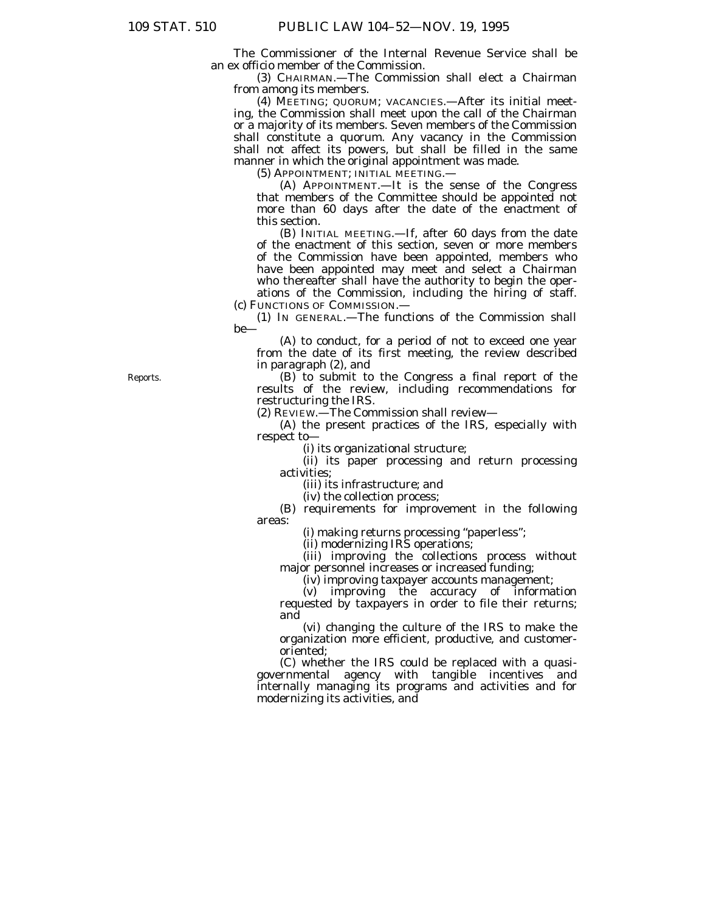The Commissioner of the Internal Revenue Service shall be an ex officio member of the Commission.

(3) CHAIRMAN.—The Commission shall elect a Chairman from among its members.

(4) MEETING; QUORUM; VACANCIES.—After its initial meeting, the Commission shall meet upon the call of the Chairman or a majority of its members. Seven members of the Commission shall constitute a quorum. Any vacancy in the Commission shall not affect its powers, but shall be filled in the same manner in which the original appointment was made.

(5) APPOINTMENT; INITIAL MEETING.—

(A) APPOINTMENT.—It is the sense of the Congress that members of the Committee should be appointed not more than 60 days after the date of the enactment of this section.

(B) INITIAL MEETING.—If, after 60 days from the date of the enactment of this section, seven or more members of the Commission have been appointed, members who have been appointed may meet and select a Chairman who thereafter shall have the authority to begin the operations of the Commission, including the hiring of staff.

(c) FUNCTIONS OF COMMISSION.—

(1) IN GENERAL.—The functions of the Commission shall be—

(A) to conduct, for a period of not to exceed one year from the date of its first meeting, the review described in paragraph (2), and

Reports.

(B) to submit to the Congress a final report of the results of the review, including recommendations for restructuring the IRS.

(2) REVIEW.—The Commission shall review—

(A) the present practices of the IRS, especially with respect to—

(i) its organizational structure;

(ii) its paper processing and return processing activities;

(iii) its infrastructure; and

(iv) the collection process;

(B) requirements for improvement in the following areas:

(i) making returns processing "paperless";

(ii) modernizing IRS operations;

(iii) improving the collections process without major personnel increases or increased funding;

(iv) improving taxpayer accounts management;

(v) improving the accuracy of information requested by taxpayers in order to file their returns; and

(vi) changing the culture of the IRS to make the organization more efficient, productive, and customer-oriented;

(C) whether the IRS could be replaced with a quasi-governmental agency with tangible incentives and internally managing its programs and activities and for modernizing its activities, and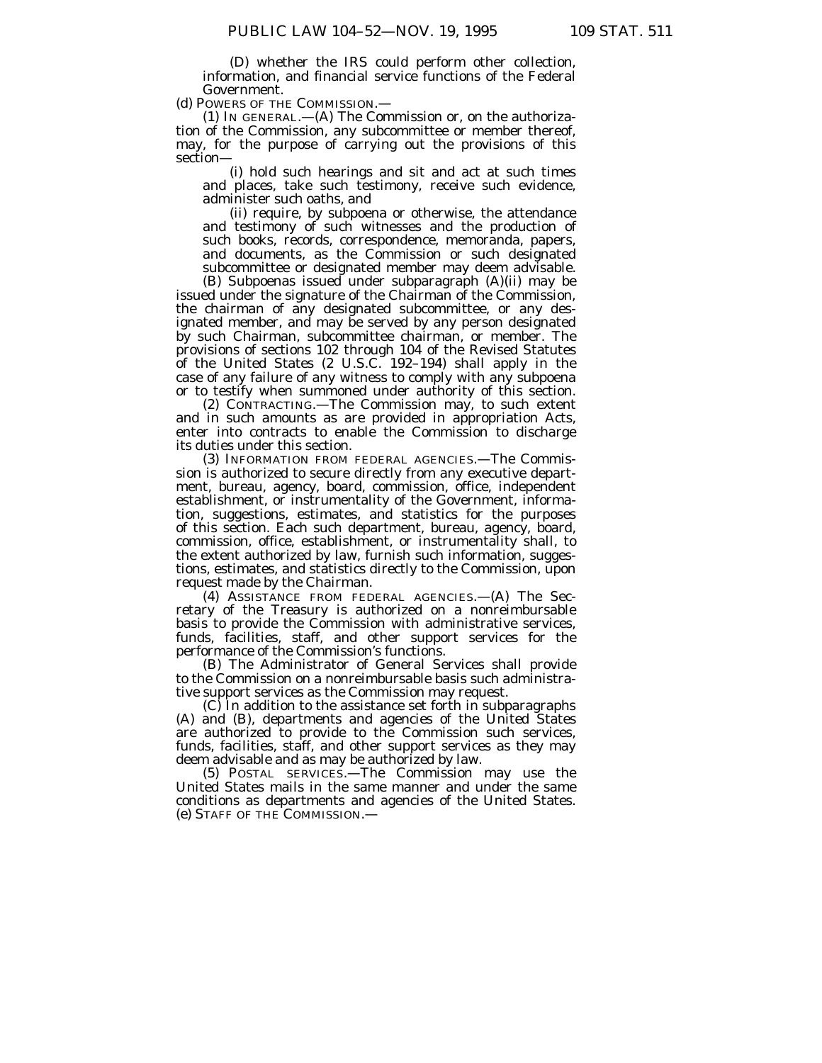(D) whether the IRS could perform other collection, information, and financial service functions of the Federal Government.

(d) POWERS OF THE COMMISSION.—

(1) IN GENERAL.—(A) The Commission or, on the authorization of the Commission, any subcommittee or member thereof, may, for the purpose of carrying out the provisions of this section—

(i) hold such hearings and sit and act at such times and places, take such testimony, receive such evidence, administer such oaths, and

(ii) require, by subpoena or otherwise, the attendance and testimony of such witnesses and the production of such books, records, correspondence, memoranda, papers, and documents, as the Commission or such designated subcommittee or designated member may deem advisable.

(B) Subpoenas issued under subparagraph (A)(ii) may be issued under the signature of the Chairman of the Commission, the chairman of any designated subcommittee, or any designated member, and may be served by any person designated by such Chairman, subcommittee chairman, or member. The provisions of sections 102 through 104 of the Revised Statutes of the United States (2 U.S.C. 192–194) shall apply in the case of any failure of any witness to comply with any subpoena or to testify when summoned under authority of this section.

(2) CONTRACTING.—The Commission may, to such extent and in such amounts as are provided in appropriation Acts, enter into contracts to enable the Commission to discharge its duties under this section.

(3) INFORMATION FROM FEDERAL AGENCIES.—The Commission is authorized to secure directly from any executive department, bureau, agency, board, commission, office, independent establishment, or instrumentality of the Government, information, suggestions, estimates, and statistics for the purposes of this section. Each such department, bureau, agency, board, commission, office, establishment, or instrumentality shall, to the extent authorized by law, furnish such information, suggestions, estimates, and statistics directly to the Commission, upon request made by the Chairman.

(4) ASSISTANCE FROM FEDERAL AGENCIES.—(A) The Secretary of the Treasury is authorized on a nonreimbursable basis to provide the Commission with administrative services, funds, facilities, staff, and other support services for the performance of the Commission's functions.

(B) The Administrator of General Services shall provide to the Commission on a nonreimbursable basis such administrative support services as the Commission may request.

(C) In addition to the assistance set forth in subparagraphs (A) and (B), departments and agencies of the United States are authorized to provide to the Commission such services, funds, facilities, staff, and other support services as they may deem advisable and as may be authorized by law.

(5) POSTAL SERVICES.—The Commission may use the United States mails in the same manner and under the same conditions as departments and agencies of the United States.

(e) STAFF OF THE COMMISSION.—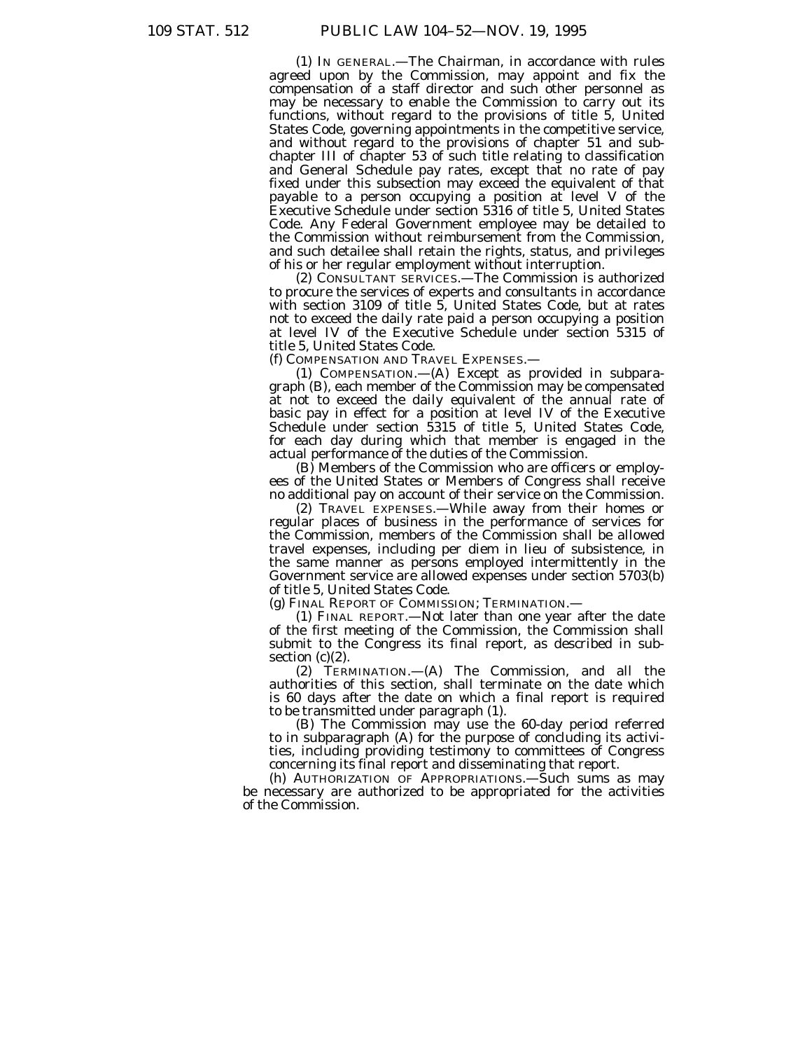(1) IN GENERAL.—The Chairman, in accordance with rules agreed upon by the Commission, may appoint and fix the compensation of a staff director and such other personnel as may be necessary to enable the Commission to carry out its functions, without regard to the provisions of title 5, United States Code, governing appointments in the competitive service, and without regard to the provisions of chapter 51 and subchapter III of chapter 53 of such title relating to classification and General Schedule pay rates, except that no rate of pay fixed under this subsection may exceed the equivalent of that payable to a person occupying a position at level V of the Executive Schedule under section 5316 of title 5, United States Code. Any Federal Government employee may be detailed to the Commission without reimbursement from the Commission, and such detailee shall retain the rights, status, and privileges of his or her regular employment without interruption.

(2) CONSULTANT SERVICES.—The Commission is authorized to procure the services of experts and consultants in accordance with section 3109 of title 5, United States Code, but at rates not to exceed the daily rate paid a person occupying a position at level IV of the Executive Schedule under section 5315 of title 5, United States Code.

(f) COMPENSATION AND TRAVEL EXPENSES.—

(1) COMPENSATION.—(A) Except as provided in subparagraph (B), each member of the Commission may be compensated at not to exceed the daily equivalent of the annual rate of basic pay in effect for a position at level IV of the Executive Schedule under section 5315 of title 5, United States Code, for each day during which that member is engaged in the actual performance of the duties of the Commission.

(B) Members of the Commission who are officers or employees of the United States or Members of Congress shall receive no additional pay on account of their service on the Commission.

(2) TRAVEL EXPENSES.—While away from their homes or regular places of business in the performance of services for the Commission, members of the Commission shall be allowed travel expenses, including per diem in lieu of subsistence, in the same manner as persons employed intermittently in the Government service are allowed expenses under section 5703(b) of title 5, United States Code.

(g) FINAL REPORT OF COMMISSION; TERMINATION.—

(1) FINAL REPORT.—Not later than one year after the date of the first meeting of the Commission, the Commission shall submit to the Congress its final report, as described in subsection (c)(2).

(2) TERMINATION.—(A) The Commission, and all the authorities of this section, shall terminate on the date which is 60 days after the date on which a final report is required to be transmitted under paragraph (1).

(B) The Commission may use the 60-day period referred to in subparagraph (A) for the purpose of concluding its activities, including providing testimony to committees of Congress concerning its final report and disseminating that report.

(h) AUTHORIZATION OF APPROPRIATIONS.—Such sums as may be necessary are authorized to be appropriated for the activities of the Commission.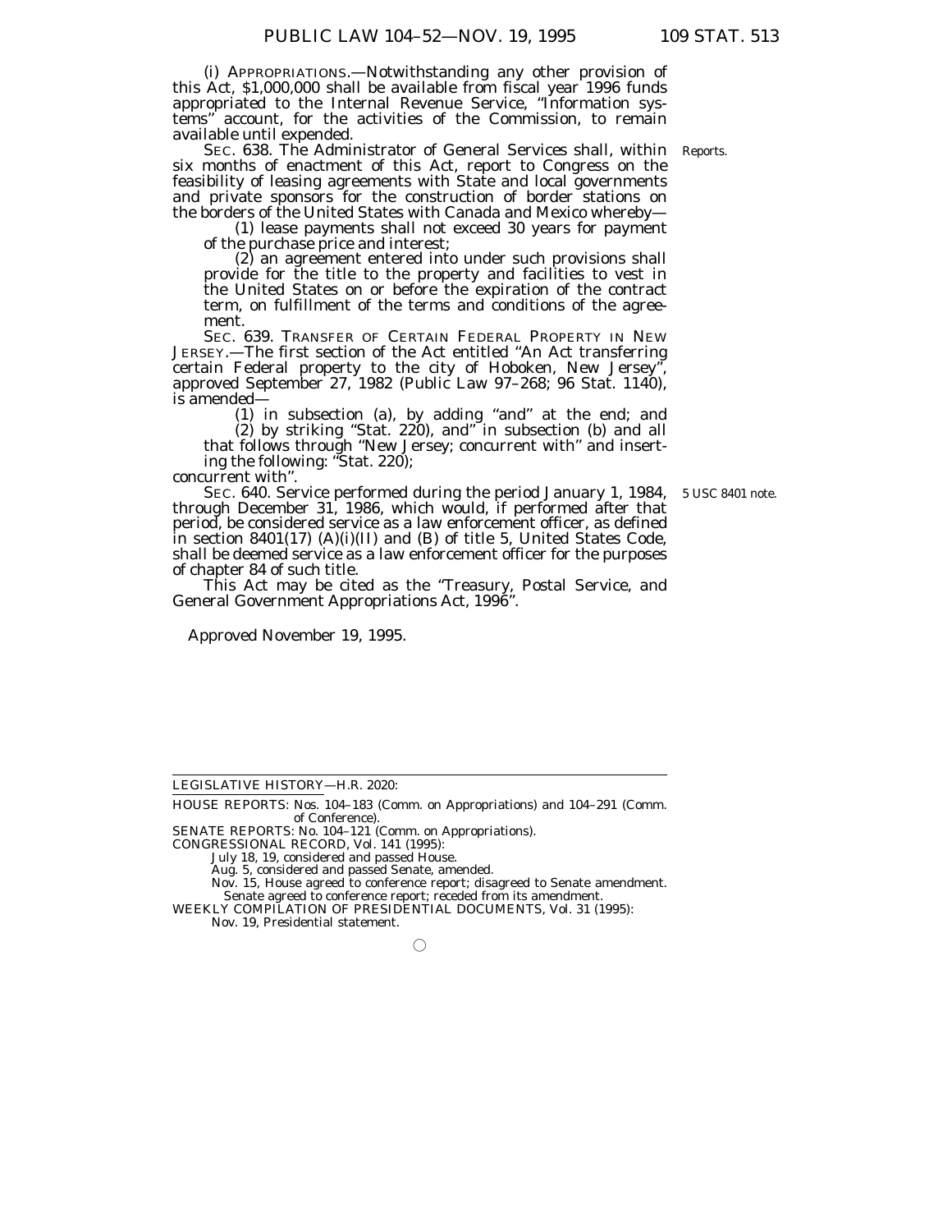(i) APPROPRIATIONS.—Notwithstanding any other provision of this Act, $1,000,000 shall be available from fiscal year 1996 funds appropriated to the Internal Revenue Service, "Information systems" account, for the activities of the Commission, to remain available until expended.

Reports.

SEC. 638. The Administrator of General Services shall, within six months of enactment of this Act, report to Congress on the feasibility of leasing agreements with State and local governments and private sponsors for the construction of border stations on the borders of the United States with Canada and Mexico whereby—

(1) lease payments shall not exceed 30 years for payment of the purchase price and interest;

(2) an agreement entered into under such provisions shall provide for the title to the property and facilities to vest in the United States on or before the expiration of the contract term, on fulfillment of the terms and conditions of the agreement.

SEC. 639. TRANSFER OF CERTAIN FEDERAL PROPERTY IN NEW JERSEY.—The first section of the Act entitled "An Act transferring certain Federal property to the city of Hoboken, New Jersey", approved September 27, 1982 (Public Law 97–268; 96 Stat. 1140), is amended—

(1) in subsection (a), by adding "and" at the end; and

(2) by striking "Stat. 220), and" in subsection (b) and all that follows through "New Jersey; concurrent with" and inserting the following: "Stat. 220);

concurrent with".

5 USC 8401 note.

SEC. 640. Service performed during the period January 1, 1984, through December 31, 1986, which would, if performed after that period, be considered service as a law enforcement officer, as defined in section 8401(17) (A)(i)(II) and (B) of title 5, United States Code, shall be deemed service as a law enforcement officer for the purposes of chapter 84 of such title.

This Act may be cited as the "Treasury, Postal Service, and General Government Appropriations Act, 1996".

Approved November 19, 1995.

---

LEGISLATIVE HISTORY—H.R. 2020:

HOUSE REPORTS: Nos. 104–183 (Comm. on Appropriations) and 104–291 (Comm. of Conference).

SENATE REPORTS: No. 104–121 (Comm. on Appropriations).

CONGRESSIONAL RECORD, Vol. 141 (1995):

July 18, 19, considered and passed House.

Aug. 5, considered and passed Senate, amended.

Nov. 15, House agreed to conference report; disagreed to Senate amendment. Senate agreed to conference report; receded from its amendment.

WEEKLY COMPILATION OF PRESIDENTIAL DOCUMENTS, Vol. 31 (1995):

Nov. 19, Presidential statement.